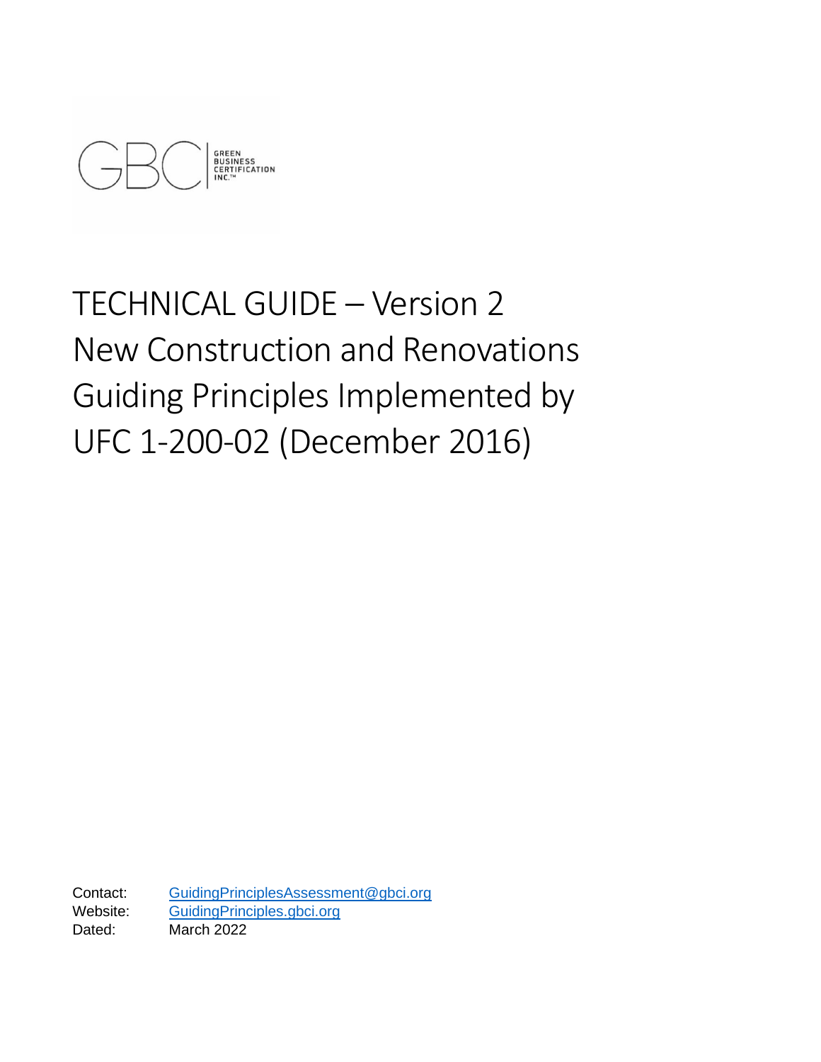GBCI | GREEN BUSINESS CERTIFICATION INC.™

# TECHNICAL GUIDE – Version 2
# New Construction and Renovations
# Guiding Principles Implemented by UFC 1-200-02 (December 2016)

Contact: GuidingPrinciplesAssessment@gbci.org
Website: GuidingPrinciples.gbci.org
Dated: March 2022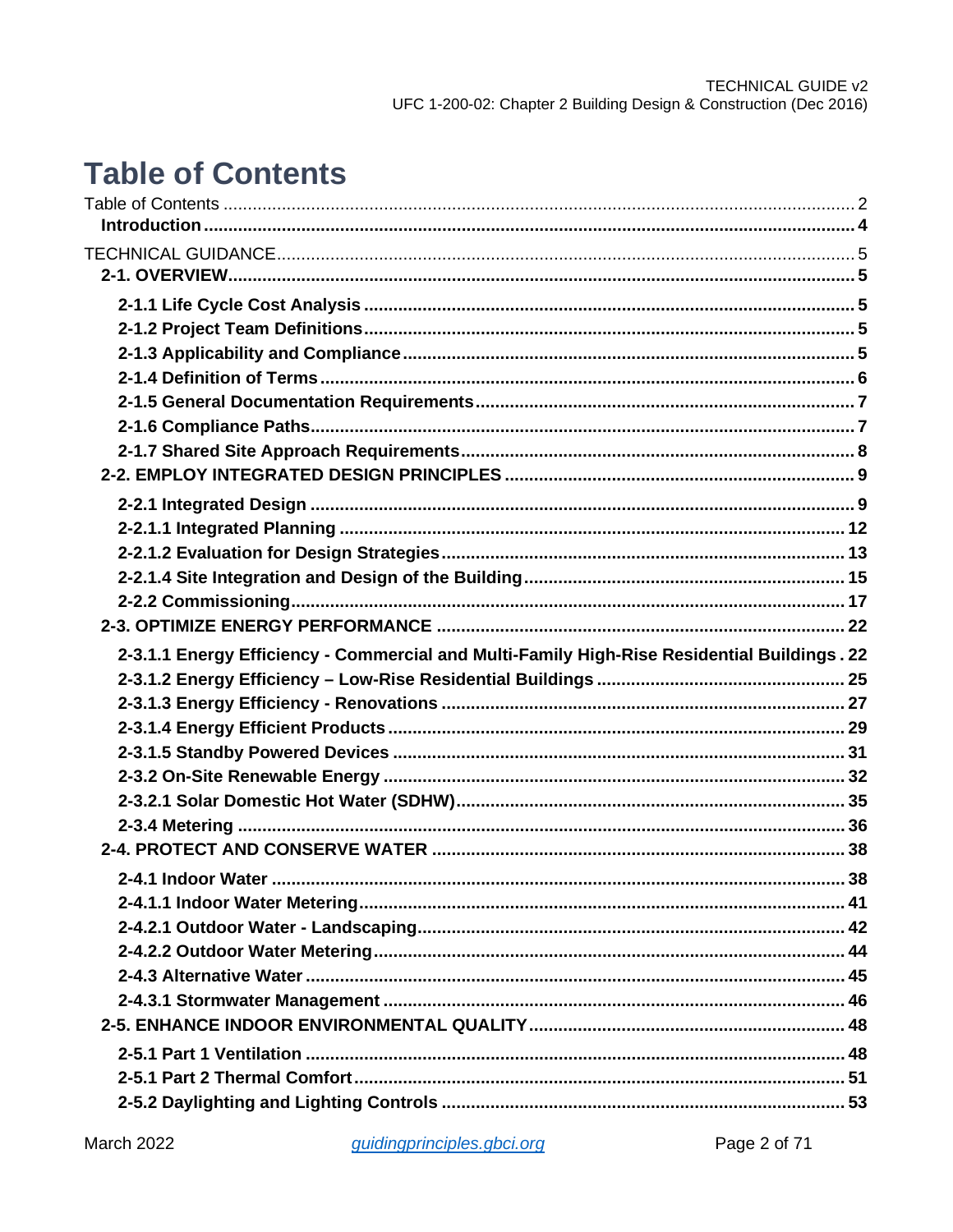# Table of Contents

Table of Contents .......... 2
**Introduction** .......... **4**

TECHNICAL GUIDANCE .......... 5
**2-1. OVERVIEW** .......... **5**

**2-1.1 Life Cycle Cost Analysis** .......... **5**
**2-1.2 Project Team Definitions** .......... **5**
**2-1.3 Applicability and Compliance** .......... **5**
**2-1.4 Definition of Terms** .......... **6**
**2-1.5 General Documentation Requirements** .......... **7**
**2-1.6 Compliance Paths** .......... **7**
**2-1.7 Shared Site Approach Requirements** .......... **8**
**2-2. EMPLOY INTEGRATED DESIGN PRINCIPLES** .......... **9**

**2-2.1 Integrated Design** .......... **9**
**2-2.1.1 Integrated Planning** .......... **12**
**2-2.1.2 Evaluation for Design Strategies** .......... **13**
**2-2.1.4 Site Integration and Design of the Building** .......... **15**
**2-2.2 Commissioning** .......... **17**
**2-3. OPTIMIZE ENERGY PERFORMANCE** .......... **22**

**2-3.1.1 Energy Efficiency - Commercial and Multi-Family High-Rise Residential Buildings** .......... **22**
**2-3.1.2 Energy Efficiency – Low-Rise Residential Buildings** .......... **25**
**2-3.1.3 Energy Efficiency - Renovations** .......... **27**
**2-3.1.4 Energy Efficient Products** .......... **29**
**2-3.1.5 Standby Powered Devices** .......... **31**
**2-3.2 On-Site Renewable Energy** .......... **32**
**2-3.2.1 Solar Domestic Hot Water (SDHW)** .......... **35**
**2-3.4 Metering** .......... **36**
**2-4. PROTECT AND CONSERVE WATER** .......... **38**

**2-4.1 Indoor Water** .......... **38**
**2-4.1.1 Indoor Water Metering** .......... **41**
**2-4.2.1 Outdoor Water - Landscaping** .......... **42**
**2-4.2.2 Outdoor Water Metering** .......... **44**
**2-4.3 Alternative Water** .......... **45**
**2-4.3.1 Stormwater Management** .......... **46**
**2-5. ENHANCE INDOOR ENVIRONMENTAL QUALITY** .......... **48**

**2-5.1 Part 1 Ventilation** .......... **48**
**2-5.1 Part 2 Thermal Comfort** .......... **51**
**2-5.2 Daylighting and Lighting Controls** .......... **53**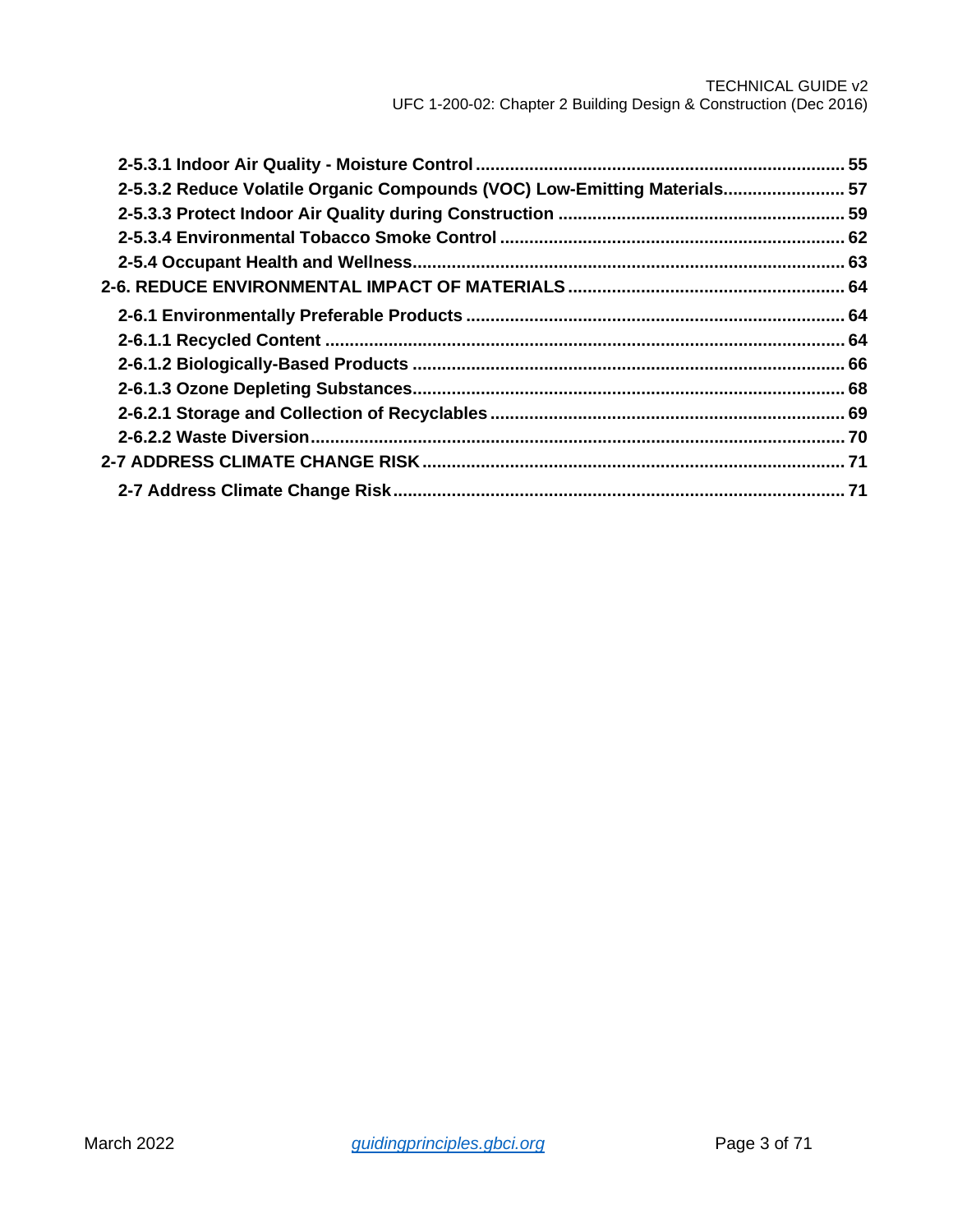**2-5.3.1 Indoor Air Quality - Moisture Control** ........................................................................... 55

**2-5.3.2 Reduce Volatile Organic Compounds (VOC) Low-Emitting Materials**......................... 57

**2-5.3.3 Protect Indoor Air Quality during Construction** .......................................................... 59

**2-5.3.4 Environmental Tobacco Smoke Control** ...................................................................... 62

**2-5.4 Occupant Health and Wellness**........................................................................................ 63

**2-6. REDUCE ENVIRONMENTAL IMPACT OF MATERIALS** ........................................................ 64

**2-6.1 Environmentally Preferable Products** ............................................................................. 64

**2-6.1.1 Recycled Content** .......................................................................................................... 64

**2-6.1.2 Biologically-Based Products** ........................................................................................ 66

**2-6.1.3 Ozone Depleting Substances**........................................................................................ 68

**2-6.2.1 Storage and Collection of Recyclables** ....................................................................... 69

**2-6.2.2 Waste Diversion**............................................................................................................ 70

**2-7 ADDRESS CLIMATE CHANGE RISK** ...................................................................................... 71

**2-7 Address Climate Change Risk**............................................................................................ 71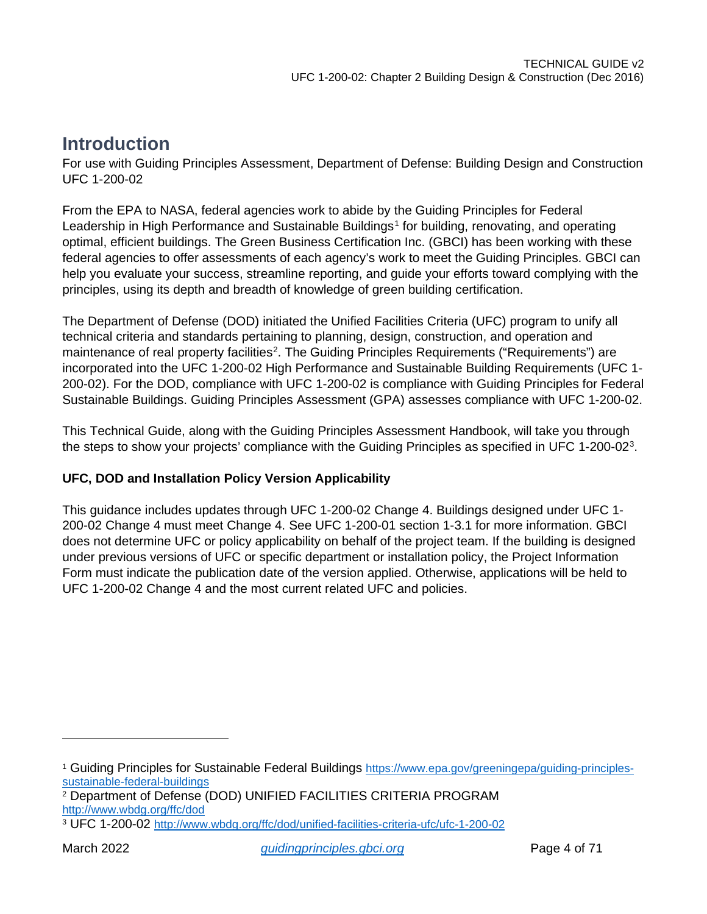# Introduction

For use with Guiding Principles Assessment, Department of Defense: Building Design and Construction UFC 1-200-02

From the EPA to NASA, federal agencies work to abide by the Guiding Principles for Federal Leadership in High Performance and Sustainable Buildings[1] for building, renovating, and operating optimal, efficient buildings. The Green Business Certification Inc. (GBCI) has been working with these federal agencies to offer assessments of each agency's work to meet the Guiding Principles. GBCI can help you evaluate your success, streamline reporting, and guide your efforts toward complying with the principles, using its depth and breadth of knowledge of green building certification.

The Department of Defense (DOD) initiated the Unified Facilities Criteria (UFC) program to unify all technical criteria and standards pertaining to planning, design, construction, and operation and maintenance of real property facilities[2]. The Guiding Principles Requirements ("Requirements") are incorporated into the UFC 1-200-02 High Performance and Sustainable Building Requirements (UFC 1-200-02). For the DOD, compliance with UFC 1-200-02 is compliance with Guiding Principles for Federal Sustainable Buildings. Guiding Principles Assessment (GPA) assesses compliance with UFC 1-200-02.

This Technical Guide, along with the Guiding Principles Assessment Handbook, will take you through the steps to show your projects' compliance with the Guiding Principles as specified in UFC 1-200-02[3].

**UFC, DOD and Installation Policy Version Applicability**

This guidance includes updates through UFC 1-200-02 Change 4. Buildings designed under UFC 1-200-02 Change 4 must meet Change 4. See UFC 1-200-01 section 1-3.1 for more information. GBCI does not determine UFC or policy applicability on behalf of the project team. If the building is designed under previous versions of UFC or specific department or installation policy, the Project Information Form must indicate the publication date of the version applied. Otherwise, applications will be held to UFC 1-200-02 Change 4 and the most current related UFC and policies.

---

[1] Guiding Principles for Sustainable Federal Buildings https://www.epa.gov/greeningepa/guiding-principles-sustainable-federal-buildings

[2] Department of Defense (DOD) UNIFIED FACILITIES CRITERIA PROGRAM http://www.wbdg.org/ffc/dod

[3] UFC 1-200-02 http://www.wbdg.org/ffc/dod/unified-facilities-criteria-ufc/ufc-1-200-02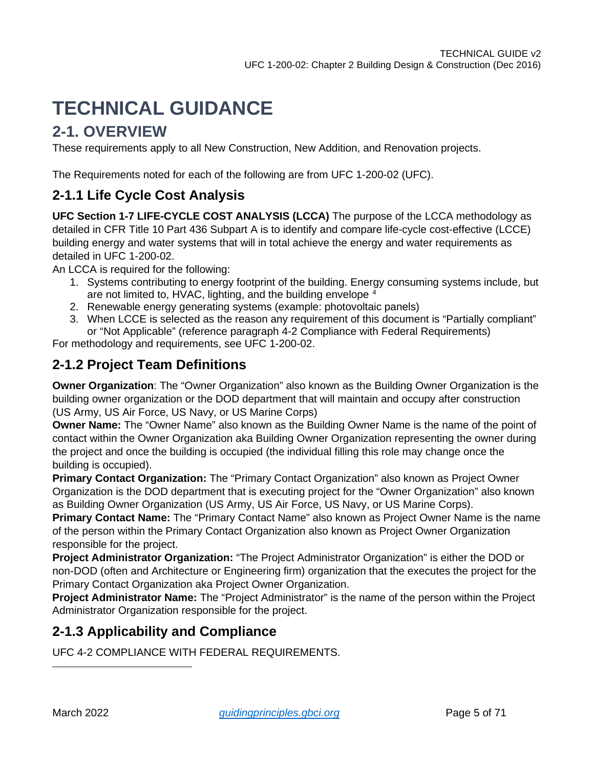# TECHNICAL GUIDANCE

## 2-1. OVERVIEW

These requirements apply to all New Construction, New Addition, and Renovation projects.

The Requirements noted for each of the following are from UFC 1-200-02 (UFC).

### 2-1.1 Life Cycle Cost Analysis

**UFC Section 1-7 LIFE-CYCLE COST ANALYSIS (LCCA)** The purpose of the LCCA methodology as detailed in CFR Title 10 Part 436 Subpart A is to identify and compare life-cycle cost-effective (LCCE) building energy and water systems that will in total achieve the energy and water requirements as detailed in UFC 1-200-02.

An LCCA is required for the following:

1. Systems contributing to energy footprint of the building. Energy consuming systems include, but are not limited to, HVAC, lighting, and the building envelope [4]
2. Renewable energy generating systems (example: photovoltaic panels)
3. When LCCE is selected as the reason any requirement of this document is "Partially compliant" or "Not Applicable" (reference paragraph 4-2 Compliance with Federal Requirements)

For methodology and requirements, see UFC 1-200-02.

### 2-1.2 Project Team Definitions

**Owner Organization**: The "Owner Organization" also known as the Building Owner Organization is the building owner organization or the DOD department that will maintain and occupy after construction (US Army, US Air Force, US Navy, or US Marine Corps)

**Owner Name:** The "Owner Name" also known as the Building Owner Name is the name of the point of contact within the Owner Organization aka Building Owner Organization representing the owner during the project and once the building is occupied (the individual filling this role may change once the building is occupied).

**Primary Contact Organization:** The "Primary Contact Organization" also known as Project Owner Organization is the DOD department that is executing project for the "Owner Organization" also known as Building Owner Organization (US Army, US Air Force, US Navy, or US Marine Corps).

**Primary Contact Name:** The "Primary Contact Name" also known as Project Owner Name is the name of the person within the Primary Contact Organization also known as Project Owner Organization responsible for the project.

**Project Administrator Organization:** "The Project Administrator Organization" is either the DOD or non-DOD (often and Architecture or Engineering firm) organization that the executes the project for the Primary Contact Organization aka Project Owner Organization.

**Project Administrator Name:** The "Project Administrator" is the name of the person within the Project Administrator Organization responsible for the project.

### 2-1.3 Applicability and Compliance

UFC 4-2 COMPLIANCE WITH FEDERAL REQUIREMENTS.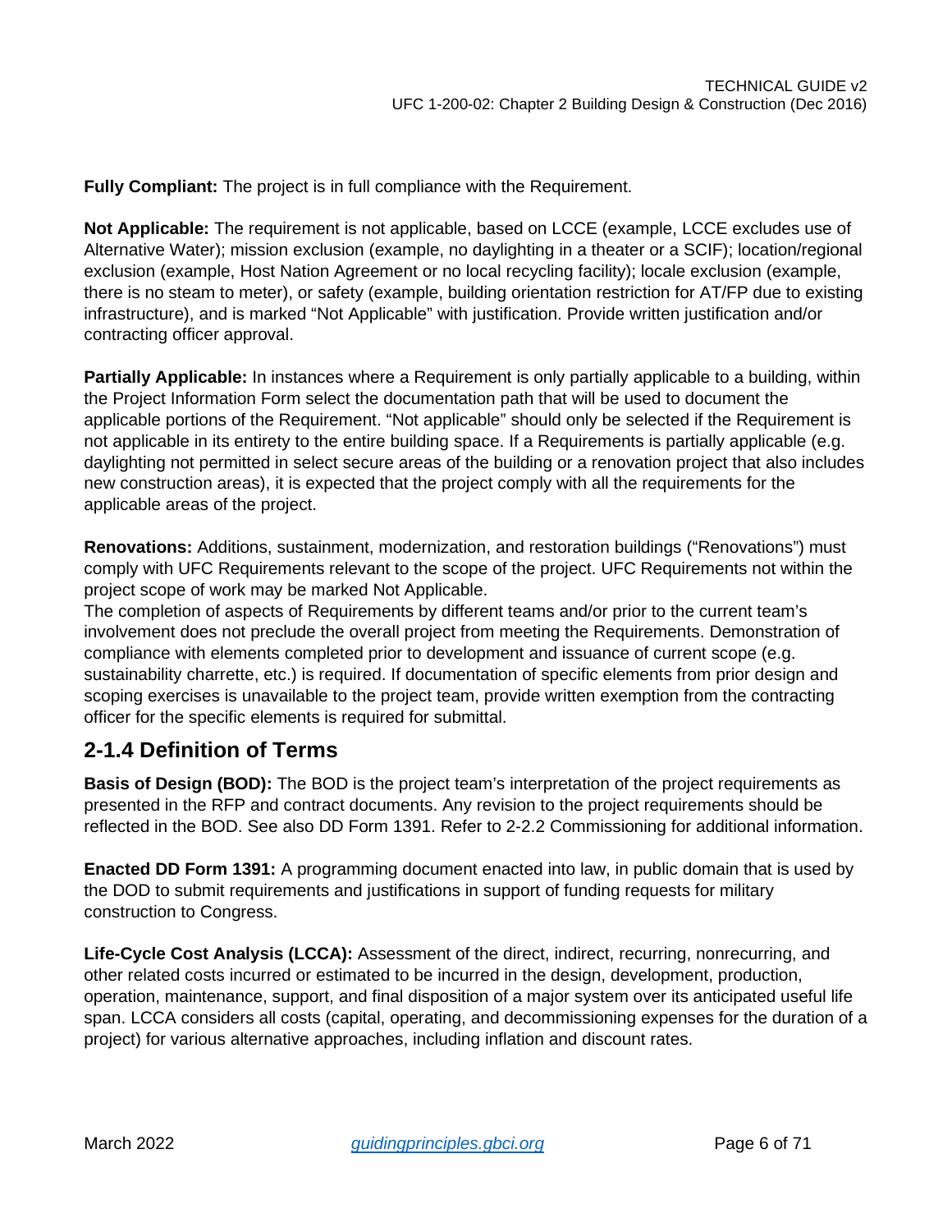**Fully Compliant:** The project is in full compliance with the Requirement.

**Not Applicable:** The requirement is not applicable, based on LCCE (example, LCCE excludes use of Alternative Water); mission exclusion (example, no daylighting in a theater or a SCIF); location/regional exclusion (example, Host Nation Agreement or no local recycling facility); locale exclusion (example, there is no steam to meter), or safety (example, building orientation restriction for AT/FP due to existing infrastructure), and is marked "Not Applicable" with justification. Provide written justification and/or contracting officer approval.

**Partially Applicable:** In instances where a Requirement is only partially applicable to a building, within the Project Information Form select the documentation path that will be used to document the applicable portions of the Requirement. "Not applicable" should only be selected if the Requirement is not applicable in its entirety to the entire building space. If a Requirements is partially applicable (e.g. daylighting not permitted in select secure areas of the building or a renovation project that also includes new construction areas), it is expected that the project comply with all the requirements for the applicable areas of the project.

**Renovations:** Additions, sustainment, modernization, and restoration buildings ("Renovations") must comply with UFC Requirements relevant to the scope of the project. UFC Requirements not within the project scope of work may be marked Not Applicable.

The completion of aspects of Requirements by different teams and/or prior to the current team's involvement does not preclude the overall project from meeting the Requirements. Demonstration of compliance with elements completed prior to development and issuance of current scope (e.g. sustainability charrette, etc.) is required. If documentation of specific elements from prior design and scoping exercises is unavailable to the project team, provide written exemption from the contracting officer for the specific elements is required for submittal.

## 2-1.4 Definition of Terms

**Basis of Design (BOD):** The BOD is the project team's interpretation of the project requirements as presented in the RFP and contract documents. Any revision to the project requirements should be reflected in the BOD. See also DD Form 1391. Refer to 2-2.2 Commissioning for additional information.

**Enacted DD Form 1391:** A programming document enacted into law, in public domain that is used by the DOD to submit requirements and justifications in support of funding requests for military construction to Congress.

**Life-Cycle Cost Analysis (LCCA):** Assessment of the direct, indirect, recurring, nonrecurring, and other related costs incurred or estimated to be incurred in the design, development, production, operation, maintenance, support, and final disposition of a major system over its anticipated useful life span. LCCA considers all costs (capital, operating, and decommissioning expenses for the duration of a project) for various alternative approaches, including inflation and discount rates.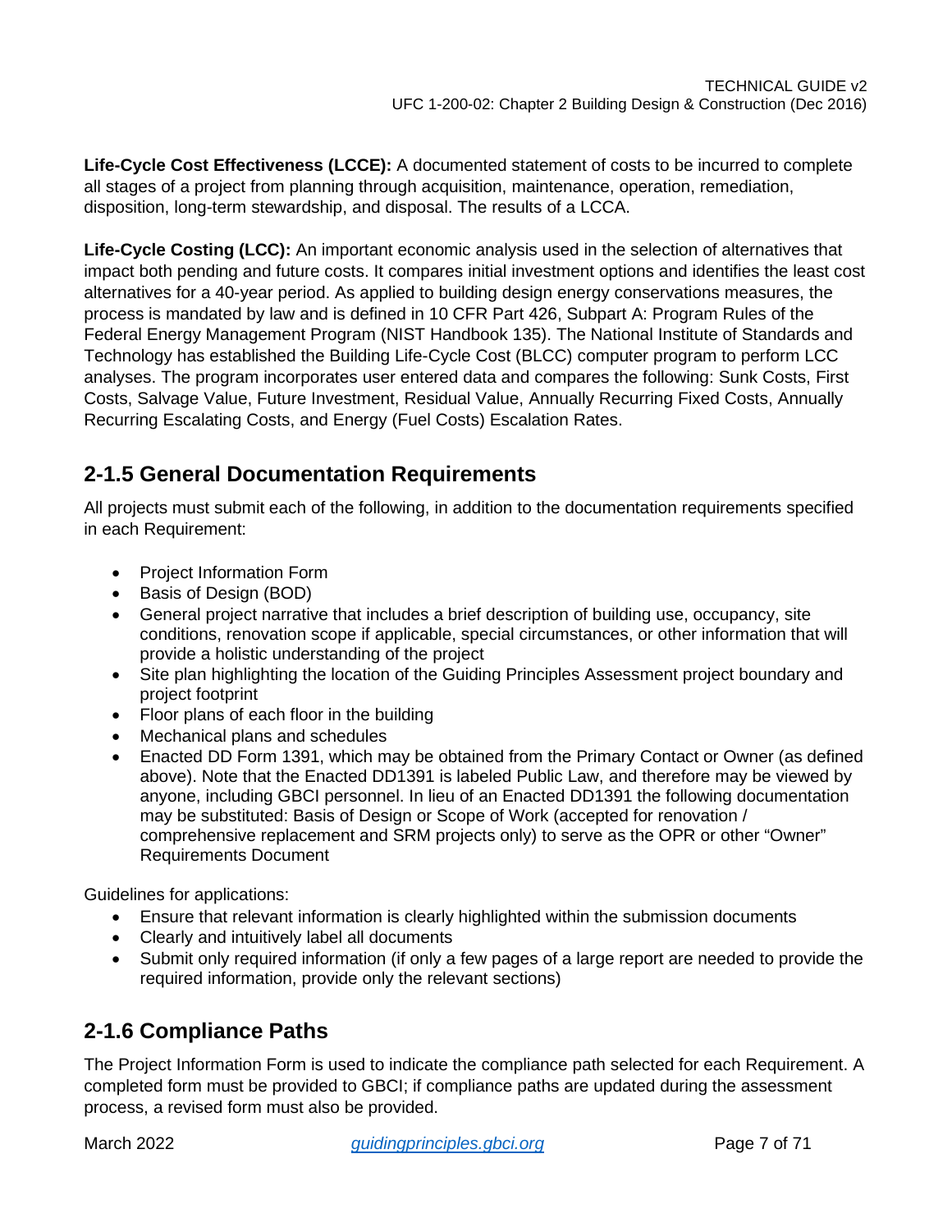**Life-Cycle Cost Effectiveness (LCCE):** A documented statement of costs to be incurred to complete all stages of a project from planning through acquisition, maintenance, operation, remediation, disposition, long-term stewardship, and disposal. The results of a LCCA.

**Life-Cycle Costing (LCC):** An important economic analysis used in the selection of alternatives that impact both pending and future costs. It compares initial investment options and identifies the least cost alternatives for a 40-year period. As applied to building design energy conservations measures, the process is mandated by law and is defined in 10 CFR Part 426, Subpart A: Program Rules of the Federal Energy Management Program (NIST Handbook 135). The National Institute of Standards and Technology has established the Building Life-Cycle Cost (BLCC) computer program to perform LCC analyses. The program incorporates user entered data and compares the following: Sunk Costs, First Costs, Salvage Value, Future Investment, Residual Value, Annually Recurring Fixed Costs, Annually Recurring Escalating Costs, and Energy (Fuel Costs) Escalation Rates.

## 2-1.5 General Documentation Requirements

All projects must submit each of the following, in addition to the documentation requirements specified in each Requirement:

- Project Information Form
- Basis of Design (BOD)
- General project narrative that includes a brief description of building use, occupancy, site conditions, renovation scope if applicable, special circumstances, or other information that will provide a holistic understanding of the project
- Site plan highlighting the location of the Guiding Principles Assessment project boundary and project footprint
- Floor plans of each floor in the building
- Mechanical plans and schedules
- Enacted DD Form 1391, which may be obtained from the Primary Contact or Owner (as defined above). Note that the Enacted DD1391 is labeled Public Law, and therefore may be viewed by anyone, including GBCI personnel. In lieu of an Enacted DD1391 the following documentation may be substituted: Basis of Design or Scope of Work (accepted for renovation / comprehensive replacement and SRM projects only) to serve as the OPR or other "Owner" Requirements Document

Guidelines for applications:

- Ensure that relevant information is clearly highlighted within the submission documents
- Clearly and intuitively label all documents
- Submit only required information (if only a few pages of a large report are needed to provide the required information, provide only the relevant sections)

## 2-1.6 Compliance Paths

The Project Information Form is used to indicate the compliance path selected for each Requirement. A completed form must be provided to GBCI; if compliance paths are updated during the assessment process, a revised form must also be provided.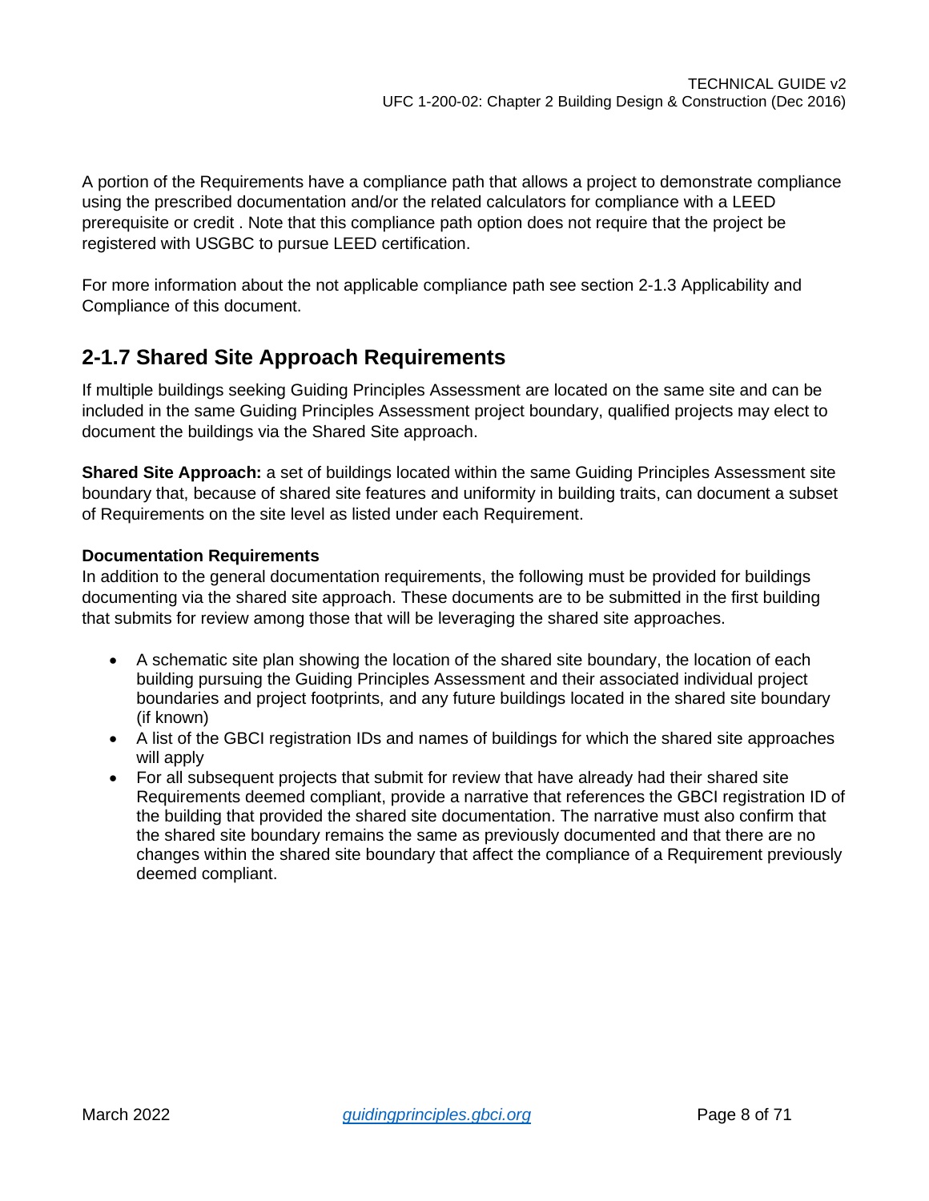A portion of the Requirements have a compliance path that allows a project to demonstrate compliance using the prescribed documentation and/or the related calculators for compliance with a LEED prerequisite or credit . Note that this compliance path option does not require that the project be registered with USGBC to pursue LEED certification.

For more information about the not applicable compliance path see section 2-1.3 Applicability and Compliance of this document.

## 2-1.7 Shared Site Approach Requirements

If multiple buildings seeking Guiding Principles Assessment are located on the same site and can be included in the same Guiding Principles Assessment project boundary, qualified projects may elect to document the buildings via the Shared Site approach.

**Shared Site Approach:** a set of buildings located within the same Guiding Principles Assessment site boundary that, because of shared site features and uniformity in building traits, can document a subset of Requirements on the site level as listed under each Requirement.

**Documentation Requirements**

In addition to the general documentation requirements, the following must be provided for buildings documenting via the shared site approach. These documents are to be submitted in the first building that submits for review among those that will be leveraging the shared site approaches.

- A schematic site plan showing the location of the shared site boundary, the location of each building pursuing the Guiding Principles Assessment and their associated individual project boundaries and project footprints, and any future buildings located in the shared site boundary (if known)
- A list of the GBCI registration IDs and names of buildings for which the shared site approaches will apply
- For all subsequent projects that submit for review that have already had their shared site Requirements deemed compliant, provide a narrative that references the GBCI registration ID of the building that provided the shared site documentation. The narrative must also confirm that the shared site boundary remains the same as previously documented and that there are no changes within the shared site boundary that affect the compliance of a Requirement previously deemed compliant.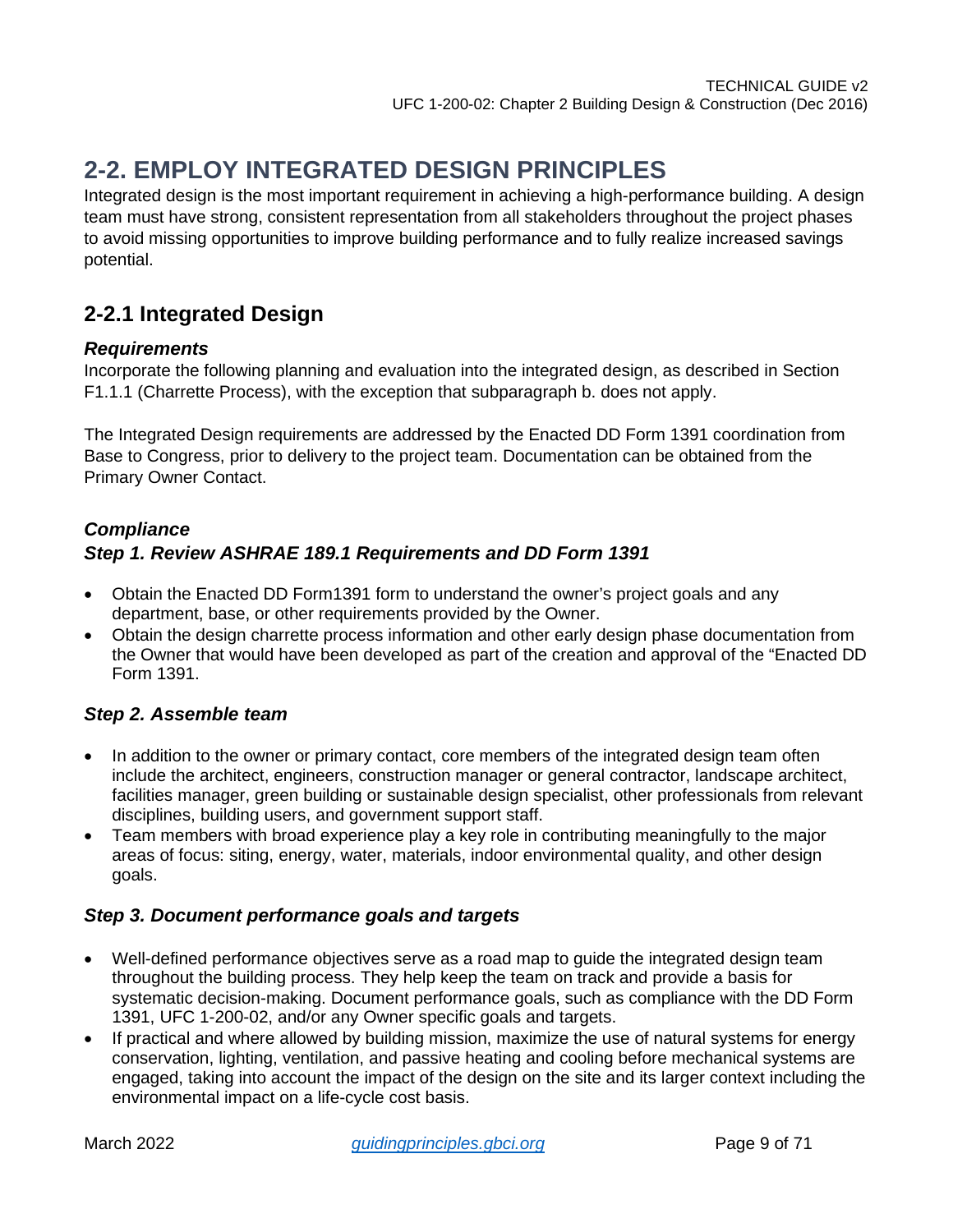## 2-2. EMPLOY INTEGRATED DESIGN PRINCIPLES

Integrated design is the most important requirement in achieving a high-performance building. A design team must have strong, consistent representation from all stakeholders throughout the project phases to avoid missing opportunities to improve building performance and to fully realize increased savings potential.

### 2-2.1 Integrated Design

#### *Requirements*

Incorporate the following planning and evaluation into the integrated design, as described in Section F1.1.1 (Charrette Process), with the exception that subparagraph b. does not apply.

The Integrated Design requirements are addressed by the Enacted DD Form 1391 coordination from Base to Congress, prior to delivery to the project team. Documentation can be obtained from the Primary Owner Contact.

#### *Compliance*

#### *Step 1. Review ASHRAE 189.1 Requirements and DD Form 1391*

- Obtain the Enacted DD Form1391 form to understand the owner's project goals and any department, base, or other requirements provided by the Owner.
- Obtain the design charrette process information and other early design phase documentation from the Owner that would have been developed as part of the creation and approval of the "Enacted DD Form 1391.

#### *Step 2. Assemble team*

- In addition to the owner or primary contact, core members of the integrated design team often include the architect, engineers, construction manager or general contractor, landscape architect, facilities manager, green building or sustainable design specialist, other professionals from relevant disciplines, building users, and government support staff.
- Team members with broad experience play a key role in contributing meaningfully to the major areas of focus: siting, energy, water, materials, indoor environmental quality, and other design goals.

#### *Step 3. Document performance goals and targets*

- Well-defined performance objectives serve as a road map to guide the integrated design team throughout the building process. They help keep the team on track and provide a basis for systematic decision-making. Document performance goals, such as compliance with the DD Form 1391, UFC 1-200-02, and/or any Owner specific goals and targets.
- If practical and where allowed by building mission, maximize the use of natural systems for energy conservation, lighting, ventilation, and passive heating and cooling before mechanical systems are engaged, taking into account the impact of the design on the site and its larger context including the environmental impact on a life-cycle cost basis.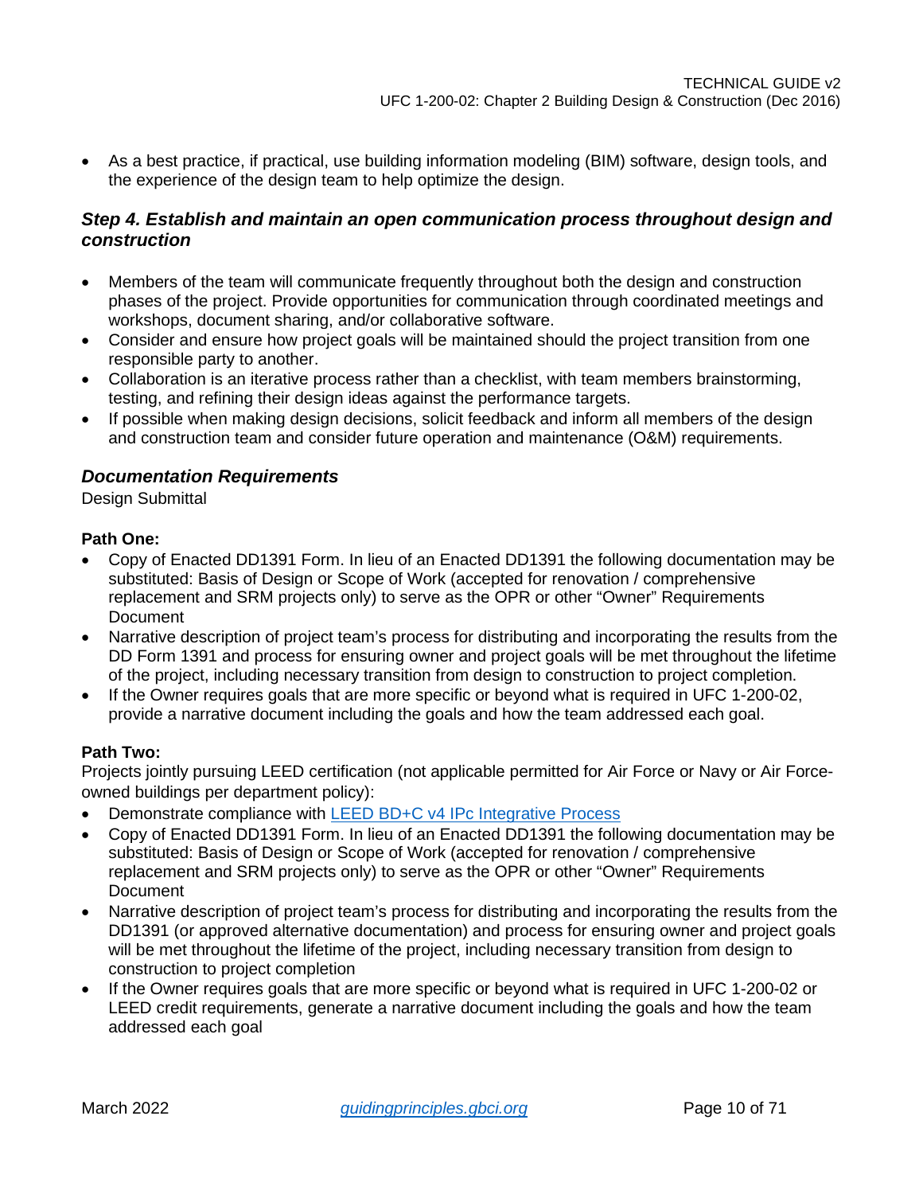- As a best practice, if practical, use building information modeling (BIM) software, design tools, and the experience of the design team to help optimize the design.

### *Step 4. Establish and maintain an open communication process throughout design and construction*

- Members of the team will communicate frequently throughout both the design and construction phases of the project. Provide opportunities for communication through coordinated meetings and workshops, document sharing, and/or collaborative software.
- Consider and ensure how project goals will be maintained should the project transition from one responsible party to another.
- Collaboration is an iterative process rather than a checklist, with team members brainstorming, testing, and refining their design ideas against the performance targets.
- If possible when making design decisions, solicit feedback and inform all members of the design and construction team and consider future operation and maintenance (O&M) requirements.

### *Documentation Requirements*

Design Submittal

**Path One:**

- Copy of Enacted DD1391 Form. In lieu of an Enacted DD1391 the following documentation may be substituted: Basis of Design or Scope of Work (accepted for renovation / comprehensive replacement and SRM projects only) to serve as the OPR or other "Owner" Requirements Document
- Narrative description of project team's process for distributing and incorporating the results from the DD Form 1391 and process for ensuring owner and project goals will be met throughout the lifetime of the project, including necessary transition from design to construction to project completion.
- If the Owner requires goals that are more specific or beyond what is required in UFC 1-200-02, provide a narrative document including the goals and how the team addressed each goal.

**Path Two:**

Projects jointly pursuing LEED certification (not applicable permitted for Air Force or Navy or Air Force-owned buildings per department policy):

- Demonstrate compliance with [LEED BD+C v4 IPc Integrative Process]
- Copy of Enacted DD1391 Form. In lieu of an Enacted DD1391 the following documentation may be substituted: Basis of Design or Scope of Work (accepted for renovation / comprehensive replacement and SRM projects only) to serve as the OPR or other "Owner" Requirements Document
- Narrative description of project team's process for distributing and incorporating the results from the DD1391 (or approved alternative documentation) and process for ensuring owner and project goals will be met throughout the lifetime of the project, including necessary transition from design to construction to project completion
- If the Owner requires goals that are more specific or beyond what is required in UFC 1-200-02 or LEED credit requirements, generate a narrative document including the goals and how the team addressed each goal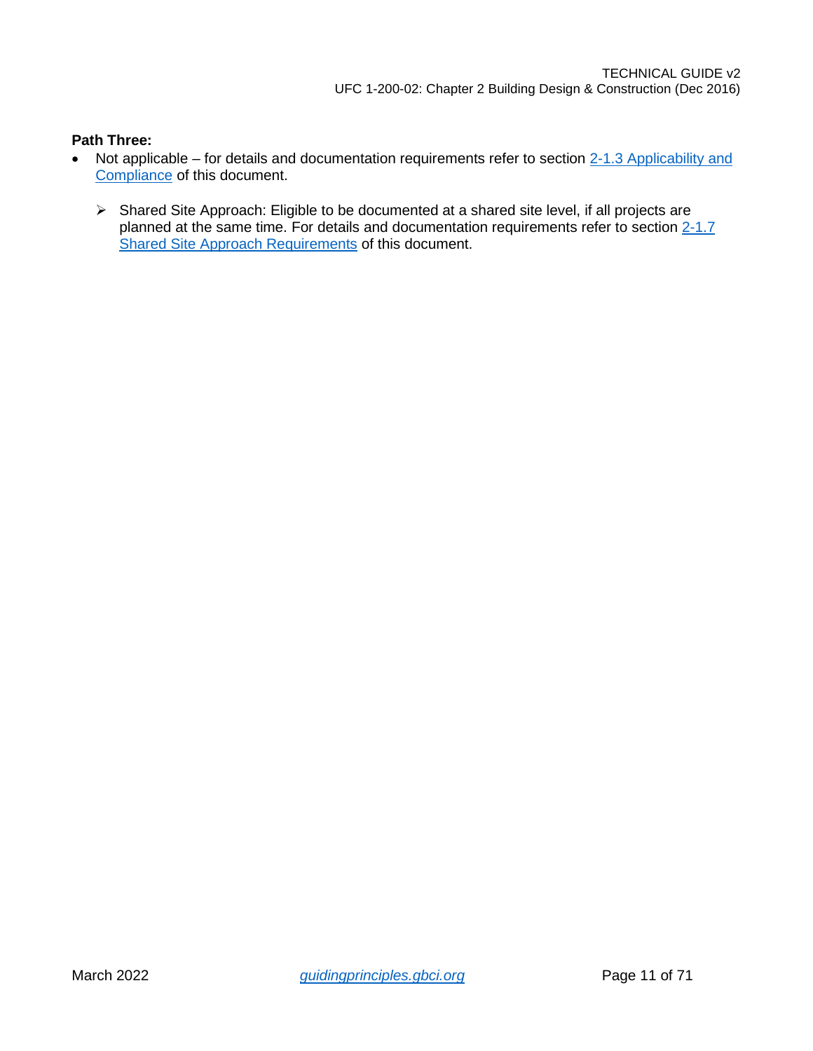**Path Three:**

- Not applicable – for details and documentation requirements refer to section [2-1.3 Applicability and Compliance]() of this document.

  - Shared Site Approach: Eligible to be documented at a shared site level, if all projects are planned at the same time. For details and documentation requirements refer to section [2-1.7 Shared Site Approach Requirements]() of this document.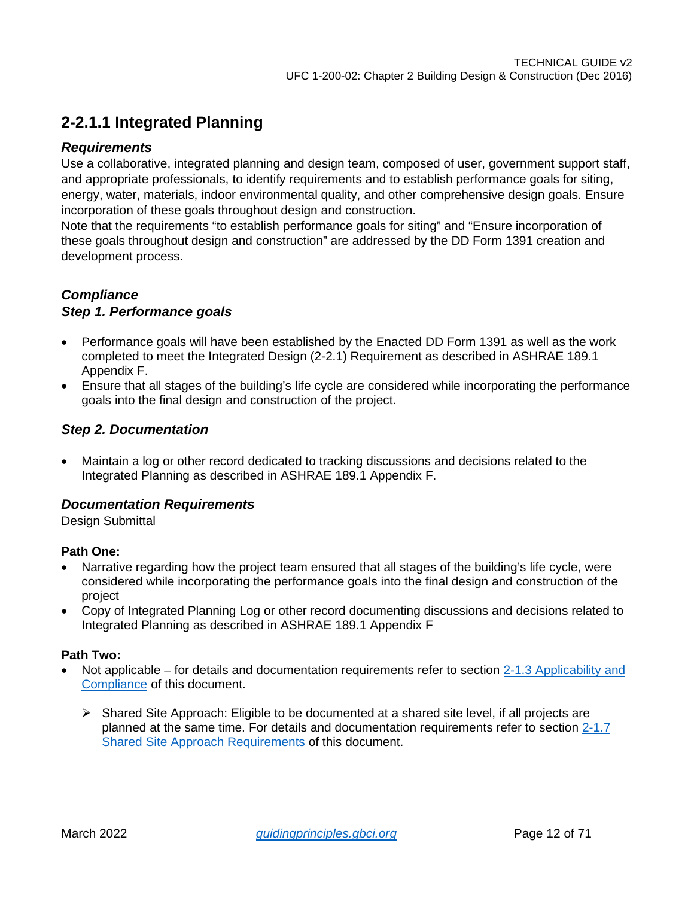## 2-2.1.1 Integrated Planning

### *Requirements*

Use a collaborative, integrated planning and design team, composed of user, government support staff, and appropriate professionals, to identify requirements and to establish performance goals for siting, energy, water, materials, indoor environmental quality, and other comprehensive design goals. Ensure incorporation of these goals throughout design and construction.

Note that the requirements "to establish performance goals for siting" and "Ensure incorporation of these goals throughout design and construction" are addressed by the DD Form 1391 creation and development process.

### *Compliance*

### *Step 1. Performance goals*

- Performance goals will have been established by the Enacted DD Form 1391 as well as the work completed to meet the Integrated Design (2-2.1) Requirement as described in ASHRAE 189.1 Appendix F.
- Ensure that all stages of the building's life cycle are considered while incorporating the performance goals into the final design and construction of the project.

### *Step 2. Documentation*

- Maintain a log or other record dedicated to tracking discussions and decisions related to the Integrated Planning as described in ASHRAE 189.1 Appendix F.

### *Documentation Requirements*

Design Submittal

**Path One:**

- Narrative regarding how the project team ensured that all stages of the building's life cycle, were considered while incorporating the performance goals into the final design and construction of the project
- Copy of Integrated Planning Log or other record documenting discussions and decisions related to Integrated Planning as described in ASHRAE 189.1 Appendix F

**Path Two:**

- Not applicable – for details and documentation requirements refer to section 2-1.3 Applicability and Compliance of this document.
  - ➢ Shared Site Approach: Eligible to be documented at a shared site level, if all projects are planned at the same time. For details and documentation requirements refer to section 2-1.7 Shared Site Approach Requirements of this document.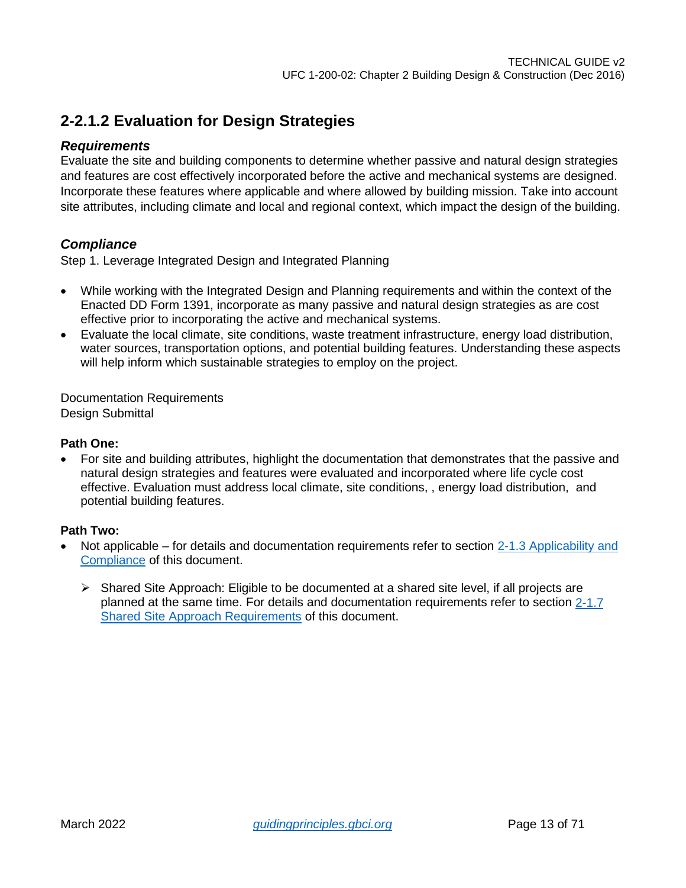## 2-2.1.2 Evaluation for Design Strategies

### *Requirements*

Evaluate the site and building components to determine whether passive and natural design strategies and features are cost effectively incorporated before the active and mechanical systems are designed. Incorporate these features where applicable and where allowed by building mission. Take into account site attributes, including climate and local and regional context, which impact the design of the building.

### *Compliance*

Step 1. Leverage Integrated Design and Integrated Planning

- While working with the Integrated Design and Planning requirements and within the context of the Enacted DD Form 1391, incorporate as many passive and natural design strategies as are cost effective prior to incorporating the active and mechanical systems.
- Evaluate the local climate, site conditions, waste treatment infrastructure, energy load distribution, water sources, transportation options, and potential building features. Understanding these aspects will help inform which sustainable strategies to employ on the project.

Documentation Requirements
Design Submittal

**Path One:**

- For site and building attributes, highlight the documentation that demonstrates that the passive and natural design strategies and features were evaluated and incorporated where life cycle cost effective. Evaluation must address local climate, site conditions, , energy load distribution,  and potential building features.

**Path Two:**

- Not applicable – for details and documentation requirements refer to section 2-1.3 Applicability and Compliance of this document.
  - Shared Site Approach: Eligible to be documented at a shared site level, if all projects are planned at the same time. For details and documentation requirements refer to section 2-1.7 Shared Site Approach Requirements of this document.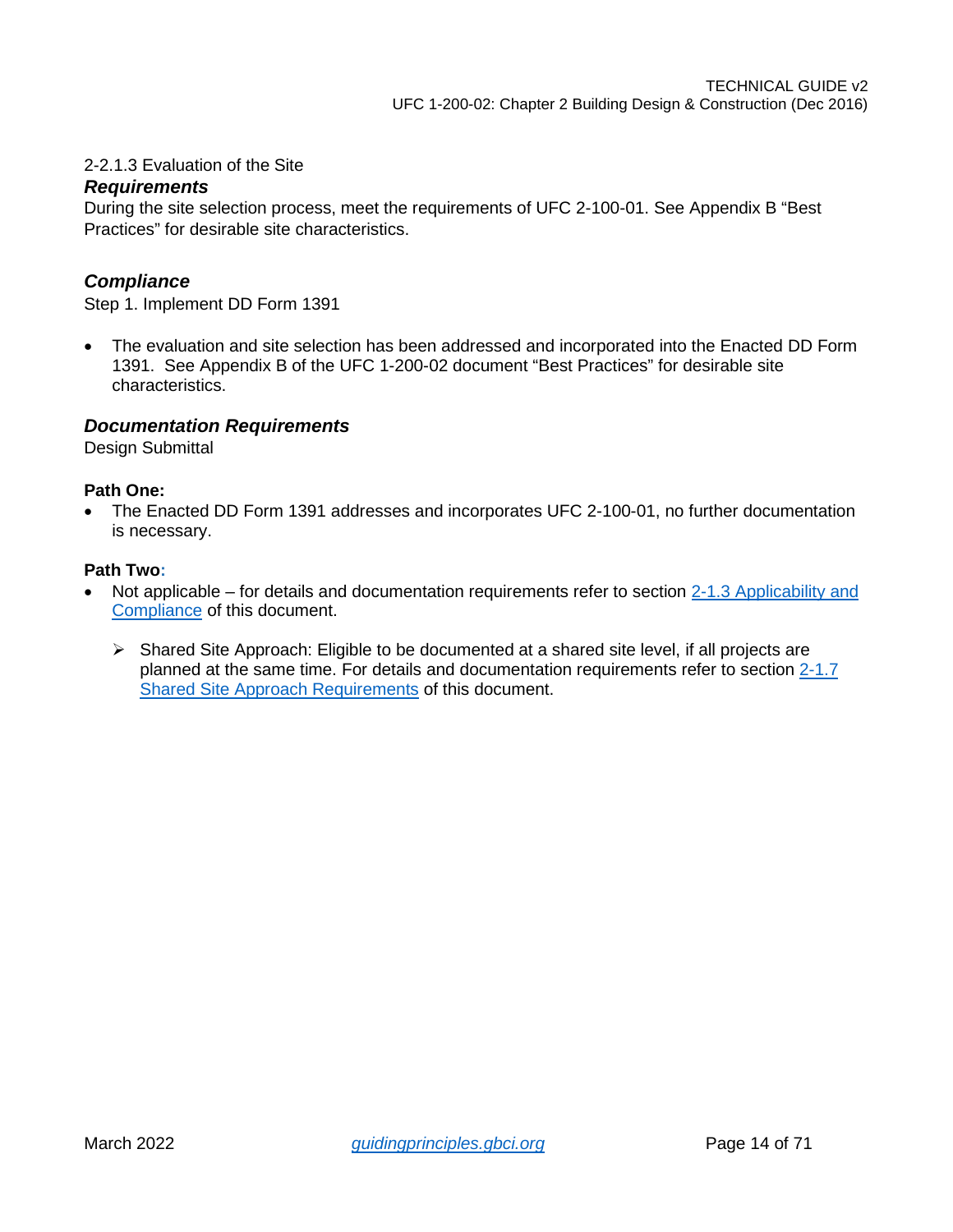2-2.1.3 Evaluation of the Site

***Requirements***

During the site selection process, meet the requirements of UFC 2-100-01. See Appendix B "Best Practices" for desirable site characteristics.

***Compliance***

Step 1. Implement DD Form 1391

- The evaluation and site selection has been addressed and incorporated into the Enacted DD Form 1391. See Appendix B of the UFC 1-200-02 document "Best Practices" for desirable site characteristics.

***Documentation Requirements***

Design Submittal

**Path One:**

- The Enacted DD Form 1391 addresses and incorporates UFC 2-100-01, no further documentation is necessary.

**Path Two:**

- Not applicable – for details and documentation requirements refer to section 2-1.3 Applicability and Compliance of this document.
  - Shared Site Approach: Eligible to be documented at a shared site level, if all projects are planned at the same time. For details and documentation requirements refer to section 2-1.7 Shared Site Approach Requirements of this document.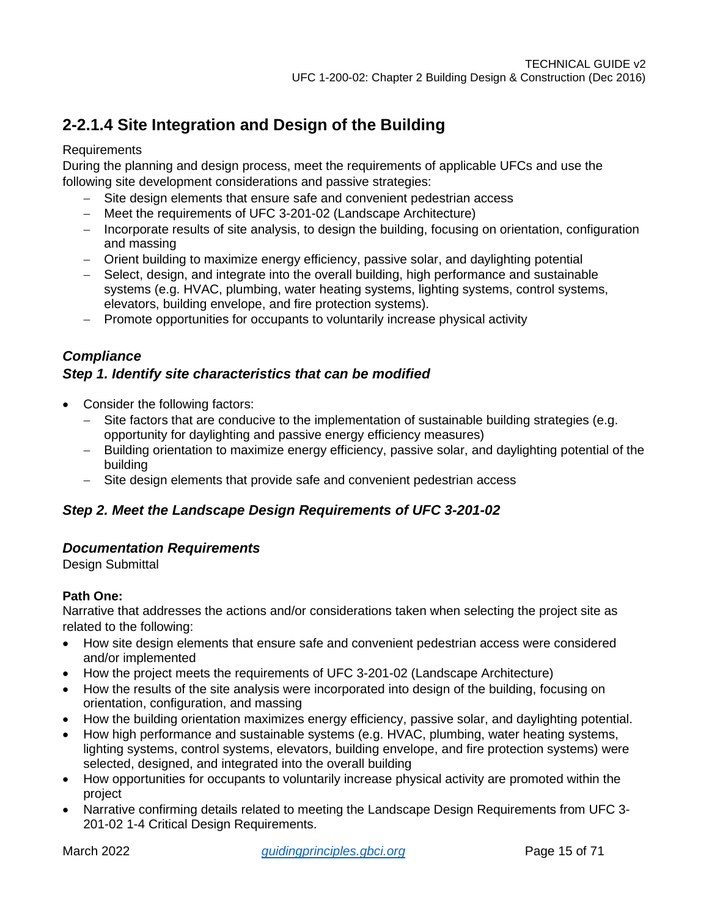## 2-2.1.4 Site Integration and Design of the Building

Requirements

During the planning and design process, meet the requirements of applicable UFCs and use the following site development considerations and passive strategies:

- Site design elements that ensure safe and convenient pedestrian access
- Meet the requirements of UFC 3-201-02 (Landscape Architecture)
- Incorporate results of site analysis, to design the building, focusing on orientation, configuration and massing
- Orient building to maximize energy efficiency, passive solar, and daylighting potential
- Select, design, and integrate into the overall building, high performance and sustainable systems (e.g. HVAC, plumbing, water heating systems, lighting systems, control systems, elevators, building envelope, and fire protection systems).
- Promote opportunities for occupants to voluntarily increase physical activity

### *Compliance*

### *Step 1. Identify site characteristics that can be modified*

- Consider the following factors:
  - Site factors that are conducive to the implementation of sustainable building strategies (e.g. opportunity for daylighting and passive energy efficiency measures)
  - Building orientation to maximize energy efficiency, passive solar, and daylighting potential of the building
  - Site design elements that provide safe and convenient pedestrian access

### *Step 2. Meet the Landscape Design Requirements of UFC 3-201-02*

### *Documentation Requirements*

Design Submittal

**Path One:**

Narrative that addresses the actions and/or considerations taken when selecting the project site as related to the following:

- How site design elements that ensure safe and convenient pedestrian access were considered and/or implemented
- How the project meets the requirements of UFC 3-201-02 (Landscape Architecture)
- How the results of the site analysis were incorporated into design of the building, focusing on orientation, configuration, and massing
- How the building orientation maximizes energy efficiency, passive solar, and daylighting potential.
- How high performance and sustainable systems (e.g. HVAC, plumbing, water heating systems, lighting systems, control systems, elevators, building envelope, and fire protection systems) were selected, designed, and integrated into the overall building
- How opportunities for occupants to voluntarily increase physical activity are promoted within the project
- Narrative confirming details related to meeting the Landscape Design Requirements from UFC 3-201-02 1-4 Critical Design Requirements.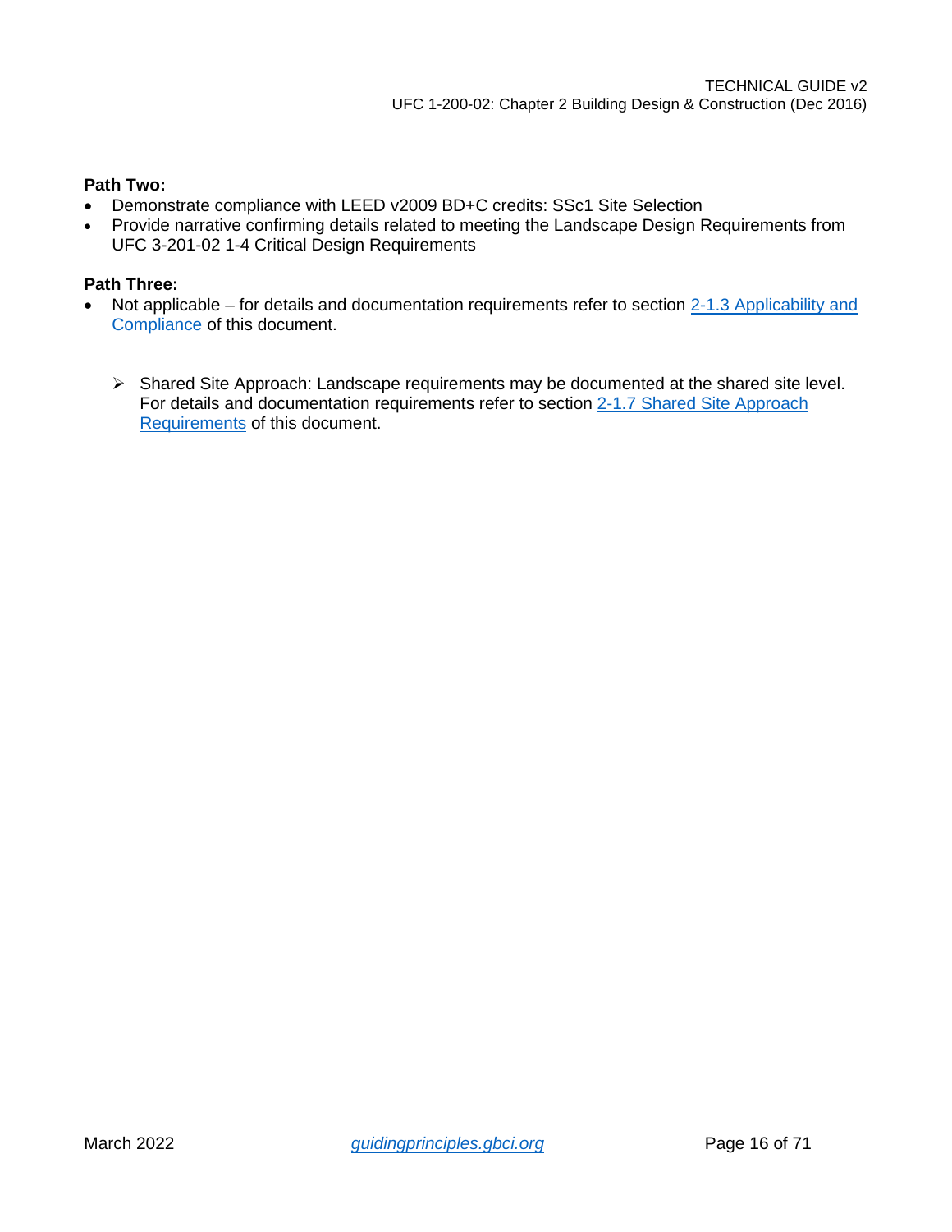**Path Two:**

- Demonstrate compliance with LEED v2009 BD+C credits: SSc1 Site Selection
- Provide narrative confirming details related to meeting the Landscape Design Requirements from UFC 3-201-02 1-4 Critical Design Requirements

**Path Three:**

- Not applicable – for details and documentation requirements refer to section 2-1.3 Applicability and Compliance of this document.

  - Shared Site Approach: Landscape requirements may be documented at the shared site level. For details and documentation requirements refer to section 2-1.7 Shared Site Approach Requirements of this document.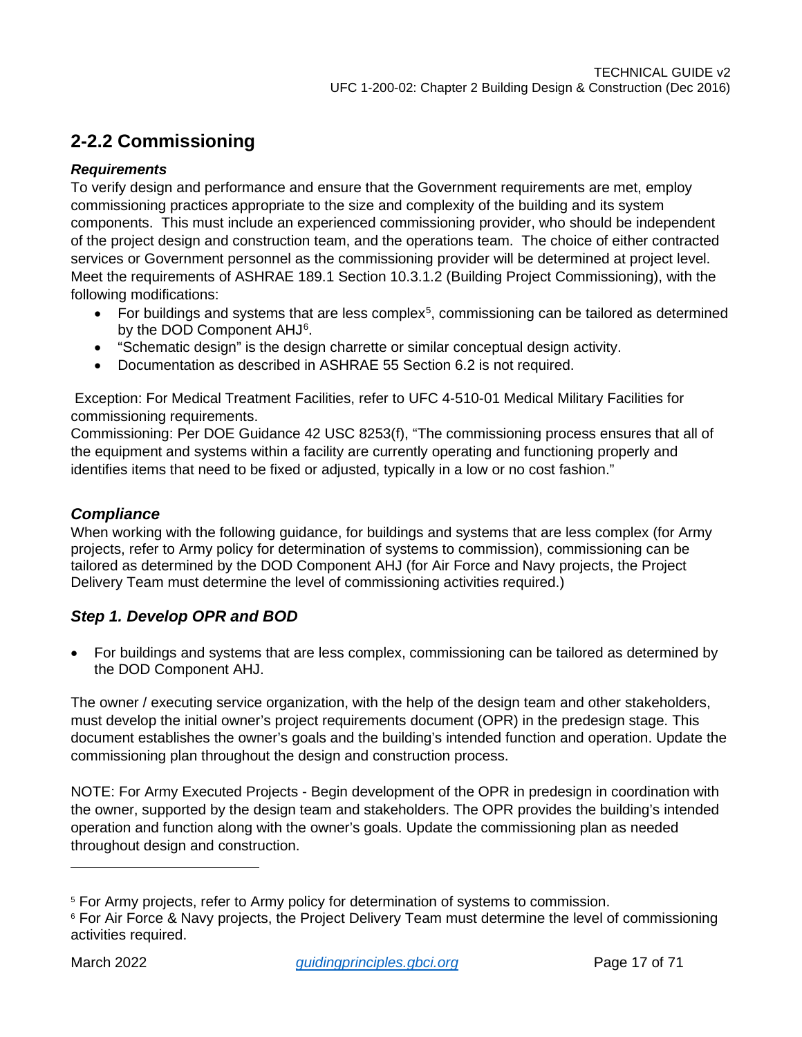## 2-2.2 Commissioning

***Requirements***

To verify design and performance and ensure that the Government requirements are met, employ commissioning practices appropriate to the size and complexity of the building and its system components. This must include an experienced commissioning provider, who should be independent of the project design and construction team, and the operations team. The choice of either contracted services or Government personnel as the commissioning provider will be determined at project level. Meet the requirements of ASHRAE 189.1 Section 10.3.1.2 (Building Project Commissioning), with the following modifications:

- For buildings and systems that are less complex[5], commissioning can be tailored as determined by the DOD Component AHJ[6].
- "Schematic design" is the design charrette or similar conceptual design activity.
- Documentation as described in ASHRAE 55 Section 6.2 is not required.

Exception: For Medical Treatment Facilities, refer to UFC 4-510-01 Medical Military Facilities for commissioning requirements.

Commissioning: Per DOE Guidance 42 USC 8253(f), "The commissioning process ensures that all of the equipment and systems within a facility are currently operating and functioning properly and identifies items that need to be fixed or adjusted, typically in a low or no cost fashion."

### *Compliance*

When working with the following guidance, for buildings and systems that are less complex (for Army projects, refer to Army policy for determination of systems to commission), commissioning can be tailored as determined by the DOD Component AHJ (for Air Force and Navy projects, the Project Delivery Team must determine the level of commissioning activities required.)

### *Step 1. Develop OPR and BOD*

- For buildings and systems that are less complex, commissioning can be tailored as determined by the DOD Component AHJ.

The owner / executing service organization, with the help of the design team and other stakeholders, must develop the initial owner's project requirements document (OPR) in the predesign stage. This document establishes the owner's goals and the building's intended function and operation. Update the commissioning plan throughout the design and construction process.

NOTE: For Army Executed Projects - Begin development of the OPR in predesign in coordination with the owner, supported by the design team and stakeholders. The OPR provides the building's intended operation and function along with the owner's goals. Update the commissioning plan as needed throughout design and construction.

---

[5] For Army projects, refer to Army policy for determination of systems to commission.

[6] For Air Force & Navy projects, the Project Delivery Team must determine the level of commissioning activities required.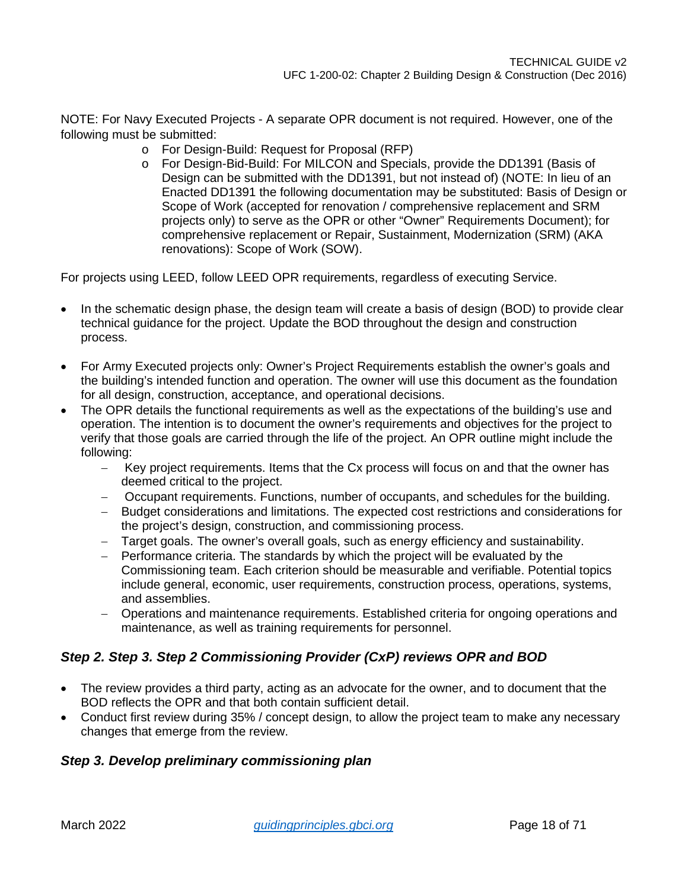NOTE: For Navy Executed Projects - A separate OPR document is not required. However, one of the following must be submitted:

- For Design-Build: Request for Proposal (RFP)
- For Design-Bid-Build: For MILCON and Specials, provide the DD1391 (Basis of Design can be submitted with the DD1391, but not instead of) (NOTE: In lieu of an Enacted DD1391 the following documentation may be substituted: Basis of Design or Scope of Work (accepted for renovation / comprehensive replacement and SRM projects only) to serve as the OPR or other "Owner" Requirements Document); for comprehensive replacement or Repair, Sustainment, Modernization (SRM) (AKA renovations): Scope of Work (SOW).

For projects using LEED, follow LEED OPR requirements, regardless of executing Service.

- In the schematic design phase, the design team will create a basis of design (BOD) to provide clear technical guidance for the project. Update the BOD throughout the design and construction process.
- For Army Executed projects only: Owner's Project Requirements establish the owner's goals and the building's intended function and operation. The owner will use this document as the foundation for all design, construction, acceptance, and operational decisions.
- The OPR details the functional requirements as well as the expectations of the building's use and operation. The intention is to document the owner's requirements and objectives for the project to verify that those goals are carried through the life of the project. An OPR outline might include the following:
  - Key project requirements. Items that the Cx process will focus on and that the owner has deemed critical to the project.
  - Occupant requirements. Functions, number of occupants, and schedules for the building.
  - Budget considerations and limitations. The expected cost restrictions and considerations for the project's design, construction, and commissioning process.
  - Target goals. The owner's overall goals, such as energy efficiency and sustainability.
  - Performance criteria. The standards by which the project will be evaluated by the Commissioning team. Each criterion should be measurable and verifiable. Potential topics include general, economic, user requirements, construction process, operations, systems, and assemblies.
  - Operations and maintenance requirements. Established criteria for ongoing operations and maintenance, as well as training requirements for personnel.

### *Step 2. Step 3. Step 2 Commissioning Provider (CxP) reviews OPR and BOD*

- The review provides a third party, acting as an advocate for the owner, and to document that the BOD reflects the OPR and that both contain sufficient detail.
- Conduct first review during 35% / concept design, to allow the project team to make any necessary changes that emerge from the review.

### *Step 3. Develop preliminary commissioning plan*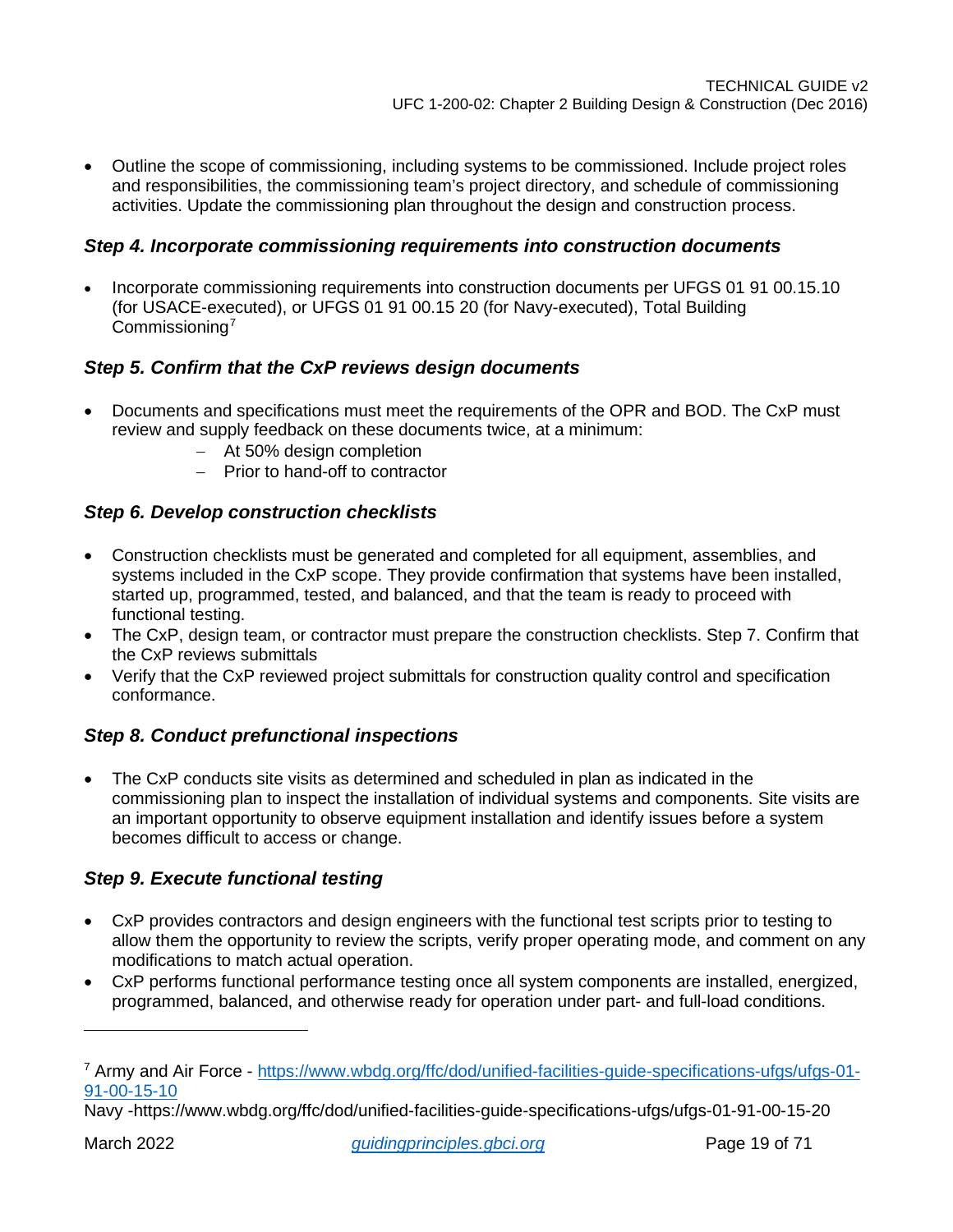- Outline the scope of commissioning, including systems to be commissioned. Include project roles and responsibilities, the commissioning team's project directory, and schedule of commissioning activities. Update the commissioning plan throughout the design and construction process.

### *Step 4. Incorporate commissioning requirements into construction documents*

- Incorporate commissioning requirements into construction documents per UFGS 01 91 00.15.10 (for USACE-executed), or UFGS 01 91 00.15 20 (for Navy-executed), Total Building Commissioning[7]

### *Step 5. Confirm that the CxP reviews design documents*

- Documents and specifications must meet the requirements of the OPR and BOD. The CxP must review and supply feedback on these documents twice, at a minimum:
  - At 50% design completion
  - Prior to hand-off to contractor

### *Step 6. Develop construction checklists*

- Construction checklists must be generated and completed for all equipment, assemblies, and systems included in the CxP scope. They provide confirmation that systems have been installed, started up, programmed, tested, and balanced, and that the team is ready to proceed with functional testing.
- The CxP, design team, or contractor must prepare the construction checklists. Step 7. Confirm that the CxP reviews submittals
- Verify that the CxP reviewed project submittals for construction quality control and specification conformance.

### *Step 8. Conduct prefunctional inspections*

- The CxP conducts site visits as determined and scheduled in plan as indicated in the commissioning plan to inspect the installation of individual systems and components. Site visits are an important opportunity to observe equipment installation and identify issues before a system becomes difficult to access or change.

### *Step 9. Execute functional testing*

- CxP provides contractors and design engineers with the functional test scripts prior to testing to allow them the opportunity to review the scripts, verify proper operating mode, and comment on any modifications to match actual operation.
- CxP performs functional performance testing once all system components are installed, energized, programmed, balanced, and otherwise ready for operation under part- and full-load conditions.

---

[7] Army and Air Force - [https://www.wbdg.org/ffc/dod/unified-facilities-guide-specifications-ufgs/ufgs-01-91-00-15-10](https://www.wbdg.org/ffc/dod/unified-facilities-guide-specifications-ufgs/ufgs-01-91-00-15-10)
Navy -https://www.wbdg.org/ffc/dod/unified-facilities-guide-specifications-ufgs/ufgs-01-91-00-15-20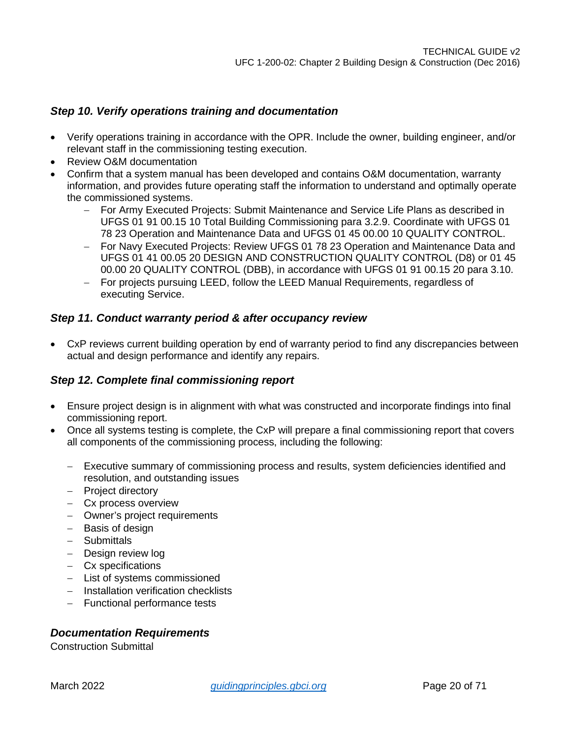### *Step 10. Verify operations training and documentation*

- Verify operations training in accordance with the OPR. Include the owner, building engineer, and/or relevant staff in the commissioning testing execution.
- Review O&M documentation
- Confirm that a system manual has been developed and contains O&M documentation, warranty information, and provides future operating staff the information to understand and optimally operate the commissioned systems.
  - For Army Executed Projects: Submit Maintenance and Service Life Plans as described in UFGS 01 91 00.15 10 Total Building Commissioning para 3.2.9. Coordinate with UFGS 01 78 23 Operation and Maintenance Data and UFGS 01 45 00.00 10 QUALITY CONTROL.
  - For Navy Executed Projects: Review UFGS 01 78 23 Operation and Maintenance Data and UFGS 01 41 00.05 20 DESIGN AND CONSTRUCTION QUALITY CONTROL (D8) or 01 45 00.00 20 QUALITY CONTROL (DBB), in accordance with UFGS 01 91 00.15 20 para 3.10.
  - For projects pursuing LEED, follow the LEED Manual Requirements, regardless of executing Service.

### *Step 11. Conduct warranty period & after occupancy review*

- CxP reviews current building operation by end of warranty period to find any discrepancies between actual and design performance and identify any repairs.

### *Step 12. Complete final commissioning report*

- Ensure project design is in alignment with what was constructed and incorporate findings into final commissioning report.
- Once all systems testing is complete, the CxP will prepare a final commissioning report that covers all components of the commissioning process, including the following:
  - Executive summary of commissioning process and results, system deficiencies identified and resolution, and outstanding issues
  - Project directory
  - Cx process overview
  - Owner's project requirements
  - Basis of design
  - Submittals
  - Design review log
  - Cx specifications
  - List of systems commissioned
  - Installation verification checklists
  - Functional performance tests

### *Documentation Requirements*

Construction Submittal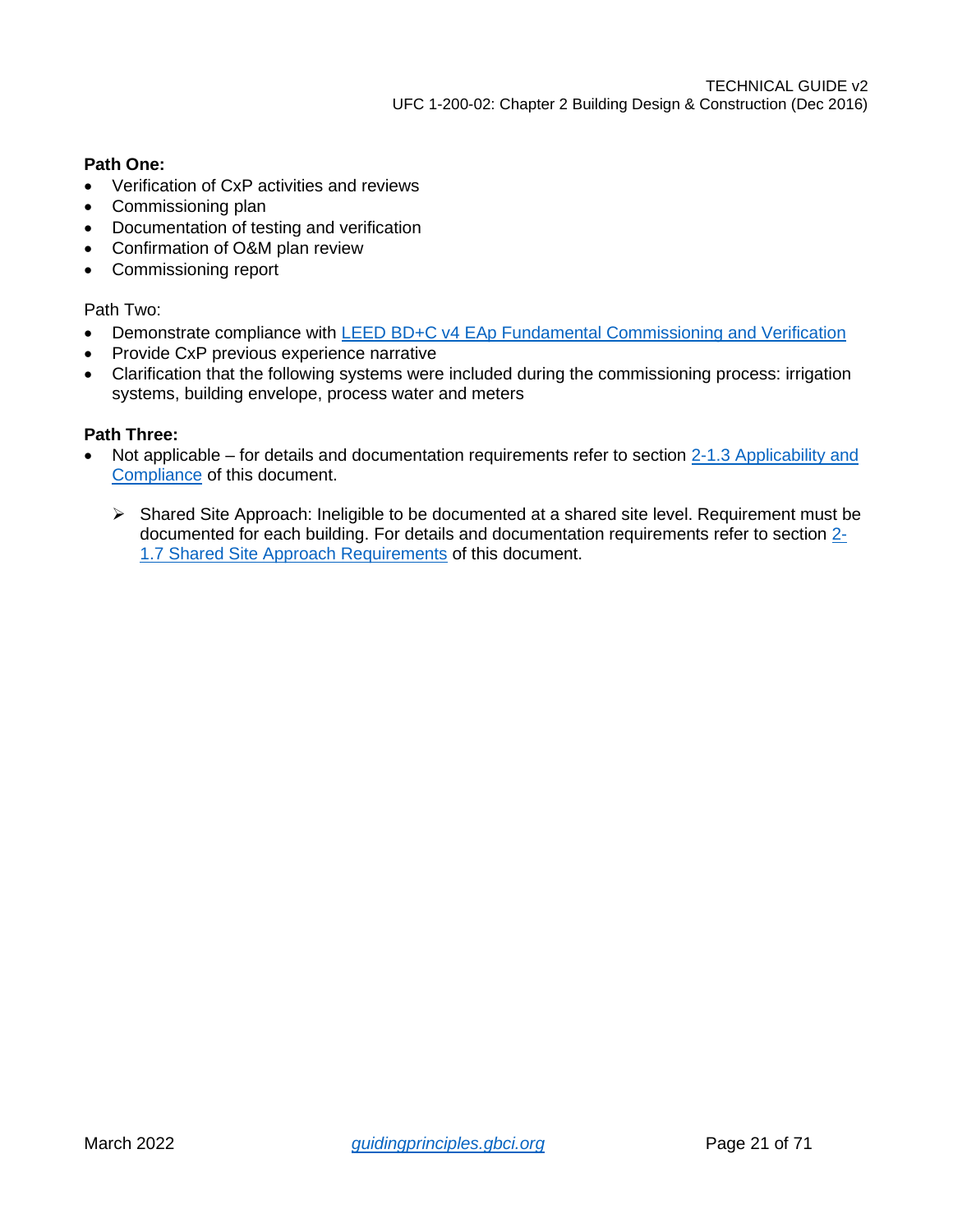**Path One:**

- Verification of CxP activities and reviews
- Commissioning plan
- Documentation of testing and verification
- Confirmation of O&M plan review
- Commissioning report

Path Two:

- Demonstrate compliance with LEED BD+C v4 EAp Fundamental Commissioning and Verification
- Provide CxP previous experience narrative
- Clarification that the following systems were included during the commissioning process: irrigation systems, building envelope, process water and meters

**Path Three:**

- Not applicable – for details and documentation requirements refer to section 2-1.3 Applicability and Compliance of this document.
    - Shared Site Approach: Ineligible to be documented at a shared site level. Requirement must be documented for each building. For details and documentation requirements refer to section 2-1.7 Shared Site Approach Requirements of this document.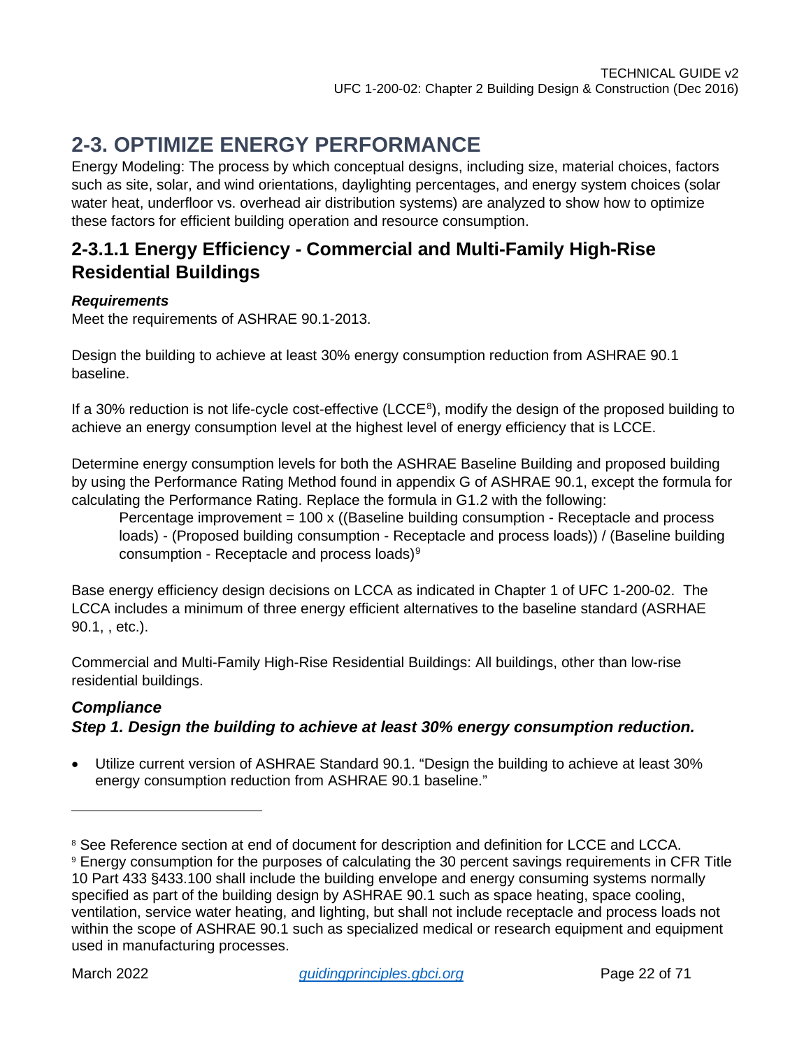## 2-3. OPTIMIZE ENERGY PERFORMANCE

Energy Modeling: The process by which conceptual designs, including size, material choices, factors such as site, solar, and wind orientations, daylighting percentages, and energy system choices (solar water heat, underfloor vs. overhead air distribution systems) are analyzed to show how to optimize these factors for efficient building operation and resource consumption.

### 2-3.1.1 Energy Efficiency - Commercial and Multi-Family High-Rise Residential Buildings

***Requirements***

Meet the requirements of ASHRAE 90.1-2013.

Design the building to achieve at least 30% energy consumption reduction from ASHRAE 90.1 baseline.

If a 30% reduction is not life-cycle cost-effective (LCCE[8]), modify the design of the proposed building to achieve an energy consumption level at the highest level of energy efficiency that is LCCE.

Determine energy consumption levels for both the ASHRAE Baseline Building and proposed building by using the Performance Rating Method found in appendix G of ASHRAE 90.1, except the formula for calculating the Performance Rating. Replace the formula in G1.2 with the following:

> Percentage improvement = 100 x ((Baseline building consumption - Receptacle and process loads) - (Proposed building consumption - Receptacle and process loads)) / (Baseline building consumption - Receptacle and process loads)[9]

Base energy efficiency design decisions on LCCA as indicated in Chapter 1 of UFC 1-200-02. The LCCA includes a minimum of three energy efficient alternatives to the baseline standard (ASRHAE 90.1, , etc.).

Commercial and Multi-Family High-Rise Residential Buildings: All buildings, other than low-rise residential buildings.

***Compliance***

***Step 1. Design the building to achieve at least 30% energy consumption reduction.***

- Utilize current version of ASHRAE Standard 90.1. "Design the building to achieve at least 30% energy consumption reduction from ASHRAE 90.1 baseline."

---

[8] See Reference section at end of document for description and definition for LCCE and LCCA.

[9] Energy consumption for the purposes of calculating the 30 percent savings requirements in CFR Title 10 Part 433 §433.100 shall include the building envelope and energy consuming systems normally specified as part of the building design by ASHRAE 90.1 such as space heating, space cooling, ventilation, service water heating, and lighting, but shall not include receptacle and process loads not within the scope of ASHRAE 90.1 such as specialized medical or research equipment and equipment used in manufacturing processes.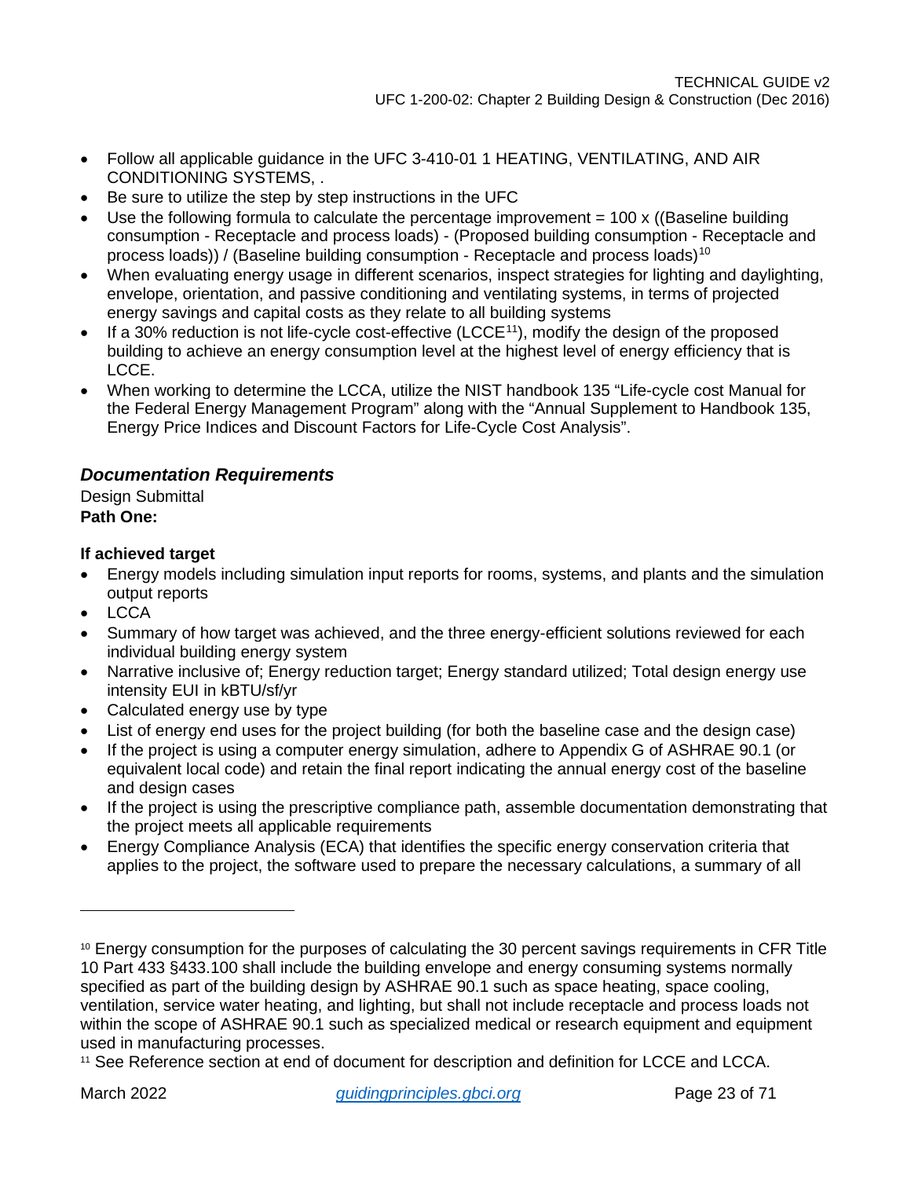- Follow all applicable guidance in the UFC 3-410-01 1 HEATING, VENTILATING, AND AIR CONDITIONING SYSTEMS, .
- Be sure to utilize the step by step instructions in the UFC
- Use the following formula to calculate the percentage improvement = 100 x ((Baseline building consumption - Receptacle and process loads) - (Proposed building consumption - Receptacle and process loads)) / (Baseline building consumption - Receptacle and process loads)[10]
- When evaluating energy usage in different scenarios, inspect strategies for lighting and daylighting, envelope, orientation, and passive conditioning and ventilating systems, in terms of projected energy savings and capital costs as they relate to all building systems
- If a 30% reduction is not life-cycle cost-effective (LCCE[11]), modify the design of the proposed building to achieve an energy consumption level at the highest level of energy efficiency that is LCCE.
- When working to determine the LCCA, utilize the NIST handbook 135 "Life-cycle cost Manual for the Federal Energy Management Program" along with the "Annual Supplement to Handbook 135, Energy Price Indices and Discount Factors for Life-Cycle Cost Analysis".

### *Documentation Requirements*

Design Submittal

**Path One:**

**If achieved target**

- Energy models including simulation input reports for rooms, systems, and plants and the simulation output reports
- LCCA
- Summary of how target was achieved, and the three energy-efficient solutions reviewed for each individual building energy system
- Narrative inclusive of; Energy reduction target; Energy standard utilized; Total design energy use intensity EUI in kBTU/sf/yr
- Calculated energy use by type
- List of energy end uses for the project building (for both the baseline case and the design case)
- If the project is using a computer energy simulation, adhere to Appendix G of ASHRAE 90.1 (or equivalent local code) and retain the final report indicating the annual energy cost of the baseline and design cases
- If the project is using the prescriptive compliance path, assemble documentation demonstrating that the project meets all applicable requirements
- Energy Compliance Analysis (ECA) that identifies the specific energy conservation criteria that applies to the project, the software used to prepare the necessary calculations, a summary of all

---

[10] Energy consumption for the purposes of calculating the 30 percent savings requirements in CFR Title 10 Part 433 §433.100 shall include the building envelope and energy consuming systems normally specified as part of the building design by ASHRAE 90.1 such as space heating, space cooling, ventilation, service water heating, and lighting, but shall not include receptacle and process loads not within the scope of ASHRAE 90.1 such as specialized medical or research equipment and equipment used in manufacturing processes.

[11] See Reference section at end of document for description and definition for LCCE and LCCA.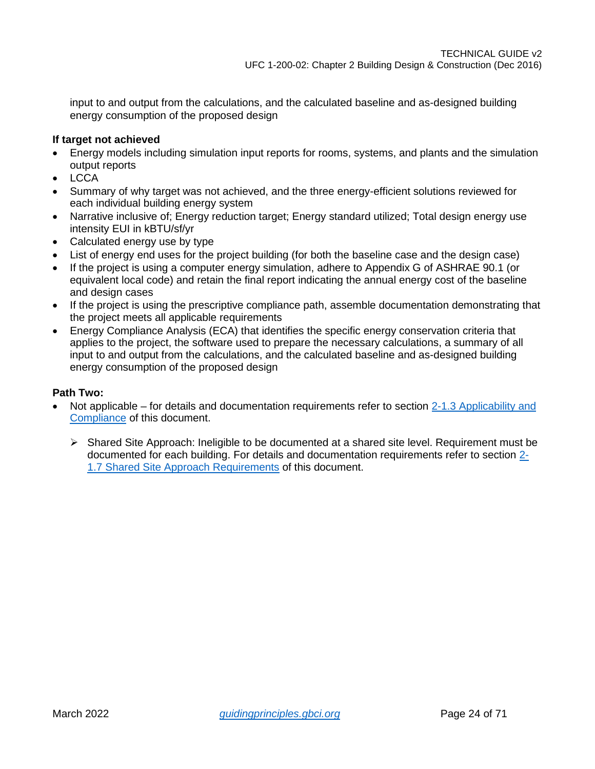input to and output from the calculations, and the calculated baseline and as-designed building energy consumption of the proposed design

**If target not achieved**

- Energy models including simulation input reports for rooms, systems, and plants and the simulation output reports
- LCCA
- Summary of why target was not achieved, and the three energy-efficient solutions reviewed for each individual building energy system
- Narrative inclusive of; Energy reduction target; Energy standard utilized; Total design energy use intensity EUI in kBTU/sf/yr
- Calculated energy use by type
- List of energy end uses for the project building (for both the baseline case and the design case)
- If the project is using a computer energy simulation, adhere to Appendix G of ASHRAE 90.1 (or equivalent local code) and retain the final report indicating the annual energy cost of the baseline and design cases
- If the project is using the prescriptive compliance path, assemble documentation demonstrating that the project meets all applicable requirements
- Energy Compliance Analysis (ECA) that identifies the specific energy conservation criteria that applies to the project, the software used to prepare the necessary calculations, a summary of all input to and output from the calculations, and the calculated baseline and as-designed building energy consumption of the proposed design

**Path Two:**

- Not applicable – for details and documentation requirements refer to section 2-1.3 Applicability and Compliance of this document.

    - Shared Site Approach: Ineligible to be documented at a shared site level. Requirement must be documented for each building. For details and documentation requirements refer to section 2-1.7 Shared Site Approach Requirements of this document.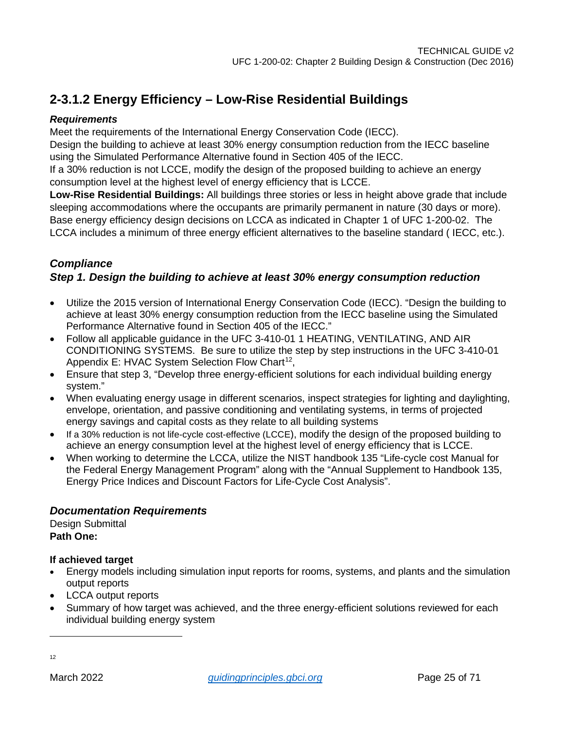## 2-3.1.2 Energy Efficiency – Low-Rise Residential Buildings

***Requirements***

Meet the requirements of the International Energy Conservation Code (IECC).

Design the building to achieve at least 30% energy consumption reduction from the IECC baseline using the Simulated Performance Alternative found in Section 405 of the IECC.

If a 30% reduction is not LCCE, modify the design of the proposed building to achieve an energy consumption level at the highest level of energy efficiency that is LCCE.

**Low-Rise Residential Buildings:** All buildings three stories or less in height above grade that include sleeping accommodations where the occupants are primarily permanent in nature (30 days or more). Base energy efficiency design decisions on LCCA as indicated in Chapter 1 of UFC 1-200-02. The LCCA includes a minimum of three energy efficient alternatives to the baseline standard ( IECC, etc.).

***Compliance***

***Step 1. Design the building to achieve at least 30% energy consumption reduction***

- Utilize the 2015 version of International Energy Conservation Code (IECC). "Design the building to achieve at least 30% energy consumption reduction from the IECC baseline using the Simulated Performance Alternative found in Section 405 of the IECC."
- Follow all applicable guidance in the UFC 3-410-01 1 HEATING, VENTILATING, AND AIR CONDITIONING SYSTEMS. Be sure to utilize the step by step instructions in the UFC 3-410-01 Appendix E: HVAC System Selection Flow Chart[12],
- Ensure that step 3, "Develop three energy-efficient solutions for each individual building energy system."
- When evaluating energy usage in different scenarios, inspect strategies for lighting and daylighting, envelope, orientation, and passive conditioning and ventilating systems, in terms of projected energy savings and capital costs as they relate to all building systems
- If a 30% reduction is not life-cycle cost-effective (LCCE), modify the design of the proposed building to achieve an energy consumption level at the highest level of energy efficiency that is LCCE.
- When working to determine the LCCA, utilize the NIST handbook 135 "Life-cycle cost Manual for the Federal Energy Management Program" along with the "Annual Supplement to Handbook 135, Energy Price Indices and Discount Factors for Life-Cycle Cost Analysis".

***Documentation Requirements***

Design Submittal

**Path One:**

**If achieved target**

- Energy models including simulation input reports for rooms, systems, and plants and the simulation output reports
- LCCA output reports
- Summary of how target was achieved, and the three energy-efficient solutions reviewed for each individual building energy system

12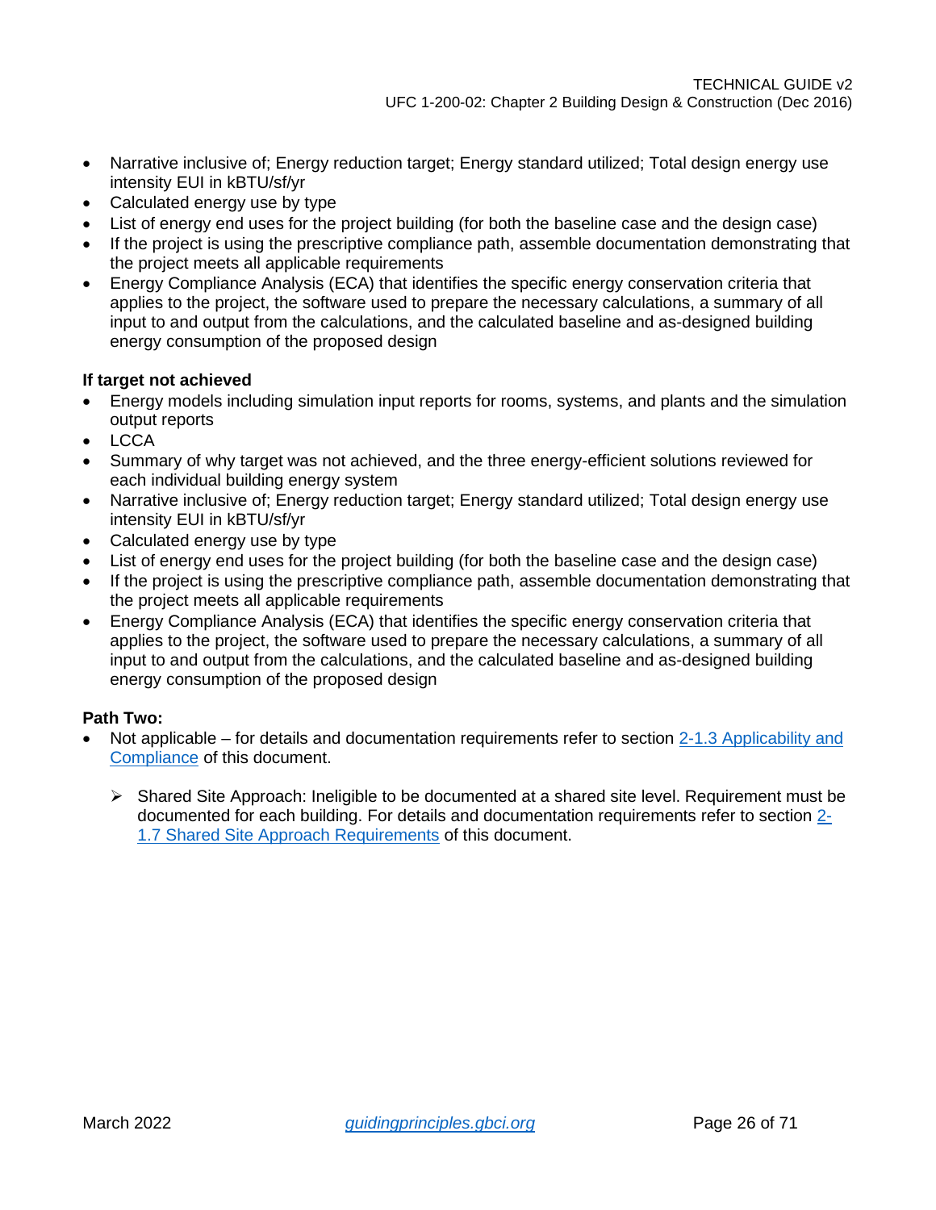- Narrative inclusive of; Energy reduction target; Energy standard utilized; Total design energy use intensity EUI in kBTU/sf/yr
- Calculated energy use by type
- List of energy end uses for the project building (for both the baseline case and the design case)
- If the project is using the prescriptive compliance path, assemble documentation demonstrating that the project meets all applicable requirements
- Energy Compliance Analysis (ECA) that identifies the specific energy conservation criteria that applies to the project, the software used to prepare the necessary calculations, a summary of all input to and output from the calculations, and the calculated baseline and as-designed building energy consumption of the proposed design

**If target not achieved**

- Energy models including simulation input reports for rooms, systems, and plants and the simulation output reports
- LCCA
- Summary of why target was not achieved, and the three energy-efficient solutions reviewed for each individual building energy system
- Narrative inclusive of; Energy reduction target; Energy standard utilized; Total design energy use intensity EUI in kBTU/sf/yr
- Calculated energy use by type
- List of energy end uses for the project building (for both the baseline case and the design case)
- If the project is using the prescriptive compliance path, assemble documentation demonstrating that the project meets all applicable requirements
- Energy Compliance Analysis (ECA) that identifies the specific energy conservation criteria that applies to the project, the software used to prepare the necessary calculations, a summary of all input to and output from the calculations, and the calculated baseline and as-designed building energy consumption of the proposed design

**Path Two:**

- Not applicable – for details and documentation requirements refer to section 2-1.3 Applicability and Compliance of this document.
  - Shared Site Approach: Ineligible to be documented at a shared site level. Requirement must be documented for each building. For details and documentation requirements refer to section 2-1.7 Shared Site Approach Requirements of this document.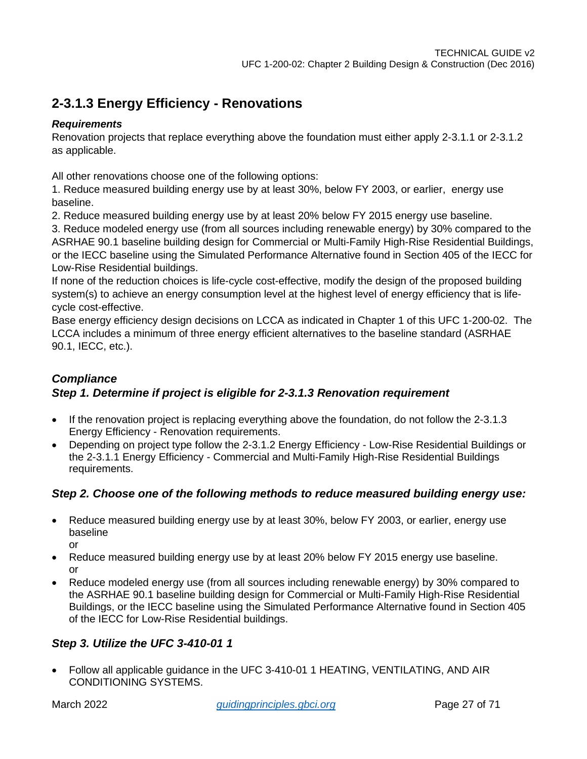## 2-3.1.3 Energy Efficiency - Renovations

***Requirements***

Renovation projects that replace everything above the foundation must either apply 2-3.1.1 or 2-3.1.2 as applicable.

All other renovations choose one of the following options:

1. Reduce measured building energy use by at least 30%, below FY 2003, or earlier, energy use baseline.
2. Reduce measured building energy use by at least 20% below FY 2015 energy use baseline.
3. Reduce modeled energy use (from all sources including renewable energy) by 30% compared to the ASRHAE 90.1 baseline building design for Commercial or Multi-Family High-Rise Residential Buildings, or the IECC baseline using the Simulated Performance Alternative found in Section 405 of the IECC for Low-Rise Residential buildings.

If none of the reduction choices is life-cycle cost-effective, modify the design of the proposed building system(s) to achieve an energy consumption level at the highest level of energy efficiency that is life-cycle cost-effective.

Base energy efficiency design decisions on LCCA as indicated in Chapter 1 of this UFC 1-200-02. The LCCA includes a minimum of three energy efficient alternatives to the baseline standard (ASRHAE 90.1, IECC, etc.).

***Compliance***

***Step 1. Determine if project is eligible for 2-3.1.3 Renovation requirement***

- If the renovation project is replacing everything above the foundation, do not follow the 2-3.1.3 Energy Efficiency - Renovation requirements.
- Depending on project type follow the 2-3.1.2 Energy Efficiency - Low-Rise Residential Buildings or the 2-3.1.1 Energy Efficiency - Commercial and Multi-Family High-Rise Residential Buildings requirements.

***Step 2. Choose one of the following methods to reduce measured building energy use:***

- Reduce measured building energy use by at least 30%, below FY 2003, or earlier, energy use baseline
  or
- Reduce measured building energy use by at least 20% below FY 2015 energy use baseline.
  or
- Reduce modeled energy use (from all sources including renewable energy) by 30% compared to the ASRHAE 90.1 baseline building design for Commercial or Multi-Family High-Rise Residential Buildings, or the IECC baseline using the Simulated Performance Alternative found in Section 405 of the IECC for Low-Rise Residential buildings.

***Step 3. Utilize the UFC 3-410-01 1***

- Follow all applicable guidance in the UFC 3-410-01 1 HEATING, VENTILATING, AND AIR CONDITIONING SYSTEMS.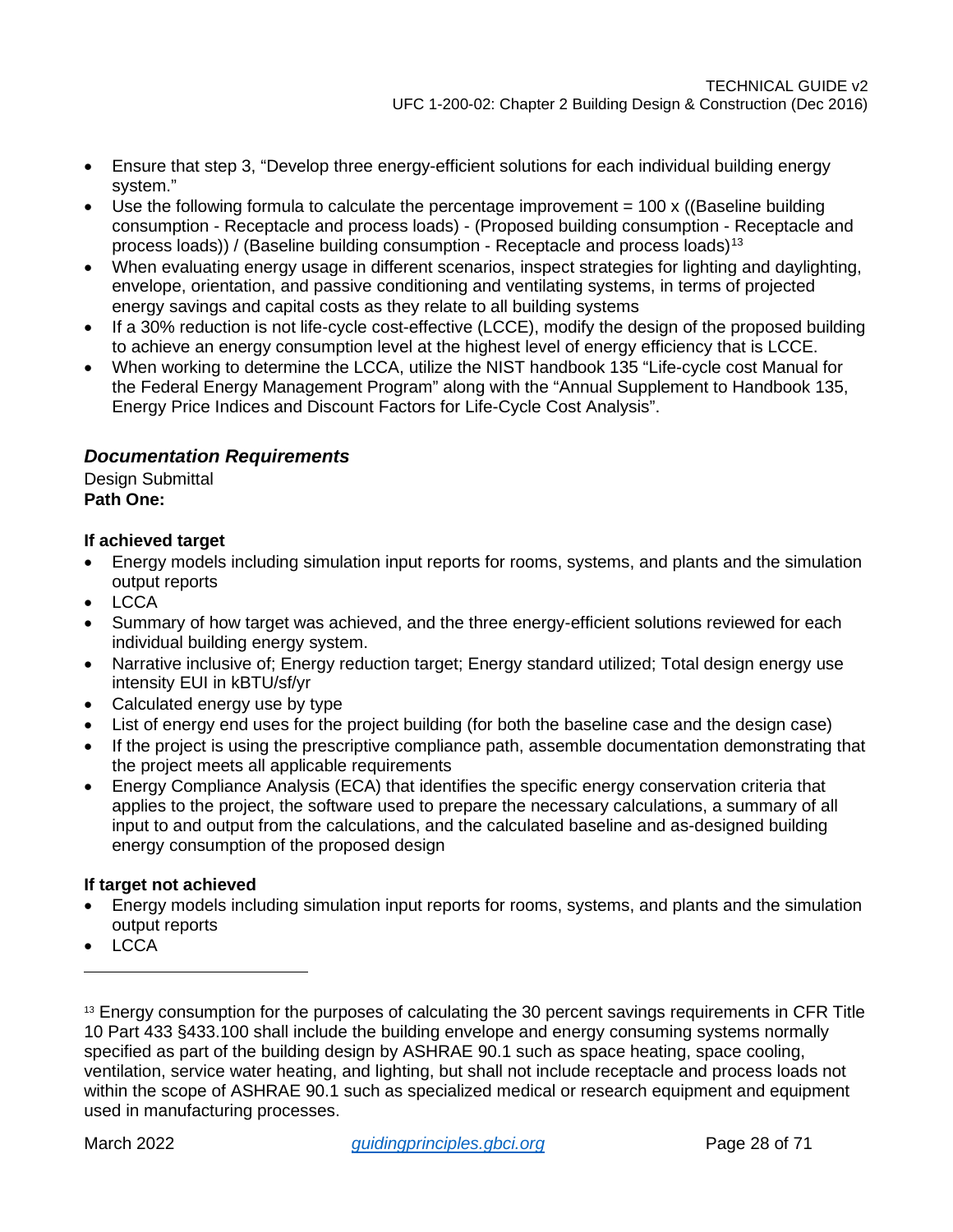- Ensure that step 3, "Develop three energy-efficient solutions for each individual building energy system."
- Use the following formula to calculate the percentage improvement = 100 x ((Baseline building consumption - Receptacle and process loads) - (Proposed building consumption - Receptacle and process loads)) / (Baseline building consumption - Receptacle and process loads)[13]
- When evaluating energy usage in different scenarios, inspect strategies for lighting and daylighting, envelope, orientation, and passive conditioning and ventilating systems, in terms of projected energy savings and capital costs as they relate to all building systems
- If a 30% reduction is not life-cycle cost-effective (LCCE), modify the design of the proposed building to achieve an energy consumption level at the highest level of energy efficiency that is LCCE.
- When working to determine the LCCA, utilize the NIST handbook 135 "Life-cycle cost Manual for the Federal Energy Management Program" along with the "Annual Supplement to Handbook 135, Energy Price Indices and Discount Factors for Life-Cycle Cost Analysis".

### *Documentation Requirements*

Design Submittal

**Path One:**

**If achieved target**

- Energy models including simulation input reports for rooms, systems, and plants and the simulation output reports
- LCCA
- Summary of how target was achieved, and the three energy-efficient solutions reviewed for each individual building energy system.
- Narrative inclusive of; Energy reduction target; Energy standard utilized; Total design energy use intensity EUI in kBTU/sf/yr
- Calculated energy use by type
- List of energy end uses for the project building (for both the baseline case and the design case)
- If the project is using the prescriptive compliance path, assemble documentation demonstrating that the project meets all applicable requirements
- Energy Compliance Analysis (ECA) that identifies the specific energy conservation criteria that applies to the project, the software used to prepare the necessary calculations, a summary of all input to and output from the calculations, and the calculated baseline and as-designed building energy consumption of the proposed design

**If target not achieved**

- Energy models including simulation input reports for rooms, systems, and plants and the simulation output reports
- LCCA

---

[13] Energy consumption for the purposes of calculating the 30 percent savings requirements in CFR Title 10 Part 433 §433.100 shall include the building envelope and energy consuming systems normally specified as part of the building design by ASHRAE 90.1 such as space heating, space cooling, ventilation, service water heating, and lighting, but shall not include receptacle and process loads not within the scope of ASHRAE 90.1 such as specialized medical or research equipment and equipment used in manufacturing processes.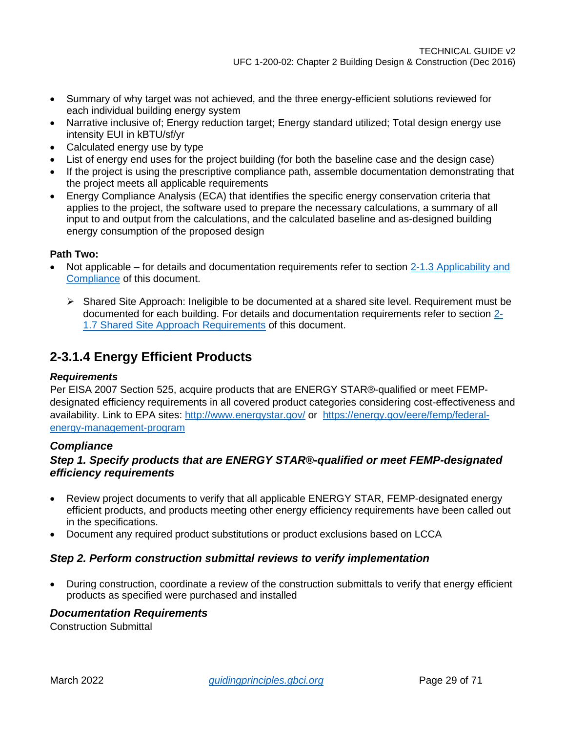- Summary of why target was not achieved, and the three energy-efficient solutions reviewed for each individual building energy system
- Narrative inclusive of; Energy reduction target; Energy standard utilized; Total design energy use intensity EUI in kBTU/sf/yr
- Calculated energy use by type
- List of energy end uses for the project building (for both the baseline case and the design case)
- If the project is using the prescriptive compliance path, assemble documentation demonstrating that the project meets all applicable requirements
- Energy Compliance Analysis (ECA) that identifies the specific energy conservation criteria that applies to the project, the software used to prepare the necessary calculations, a summary of all input to and output from the calculations, and the calculated baseline and as-designed building energy consumption of the proposed design

**Path Two:**

- Not applicable – for details and documentation requirements refer to section 2-1.3 Applicability and Compliance of this document.
    - Shared Site Approach: Ineligible to be documented at a shared site level. Requirement must be documented for each building. For details and documentation requirements refer to section 2-1.7 Shared Site Approach Requirements of this document.

## 2-3.1.4 Energy Efficient Products

***Requirements***

Per EISA 2007 Section 525, acquire products that are ENERGY STAR®-qualified or meet FEMP-designated efficiency requirements in all covered product categories considering cost-effectiveness and availability. Link to EPA sites: http://www.energystar.gov/ or https://energy.gov/eere/femp/federal-energy-management-program

***Compliance***

***Step 1. Specify products that are ENERGY STAR®-qualified or meet FEMP-designated efficiency requirements***

- Review project documents to verify that all applicable ENERGY STAR, FEMP-designated energy efficient products, and products meeting other energy efficiency requirements have been called out in the specifications.
- Document any required product substitutions or product exclusions based on LCCA

***Step 2. Perform construction submittal reviews to verify implementation***

- During construction, coordinate a review of the construction submittals to verify that energy efficient products as specified were purchased and installed

***Documentation Requirements***

Construction Submittal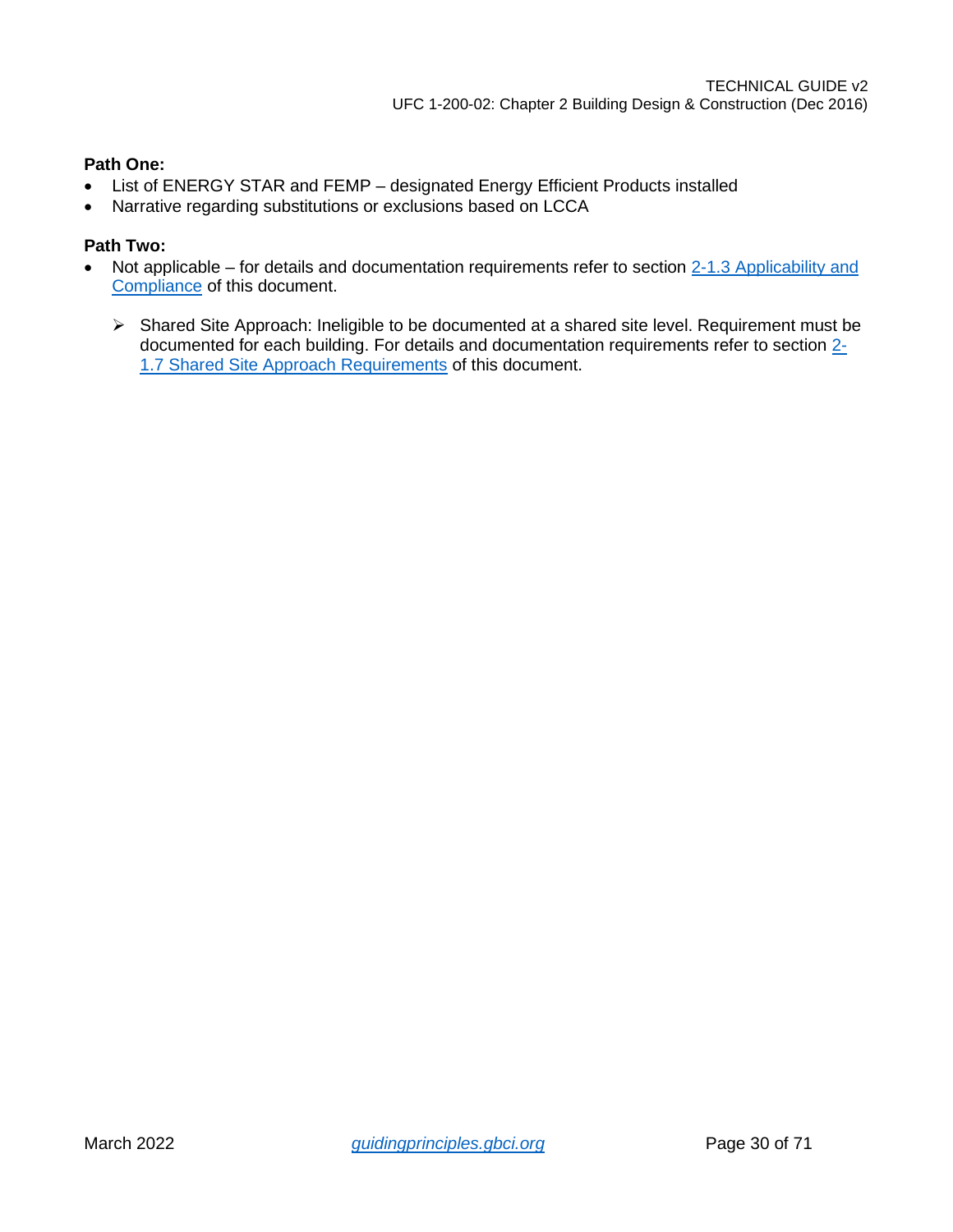**Path One:**

- List of ENERGY STAR and FEMP – designated Energy Efficient Products installed
- Narrative regarding substitutions or exclusions based on LCCA

**Path Two:**

- Not applicable – for details and documentation requirements refer to section 2-1.3 Applicability and Compliance of this document.
    - Shared Site Approach: Ineligible to be documented at a shared site level. Requirement must be documented for each building. For details and documentation requirements refer to section 2-1.7 Shared Site Approach Requirements of this document.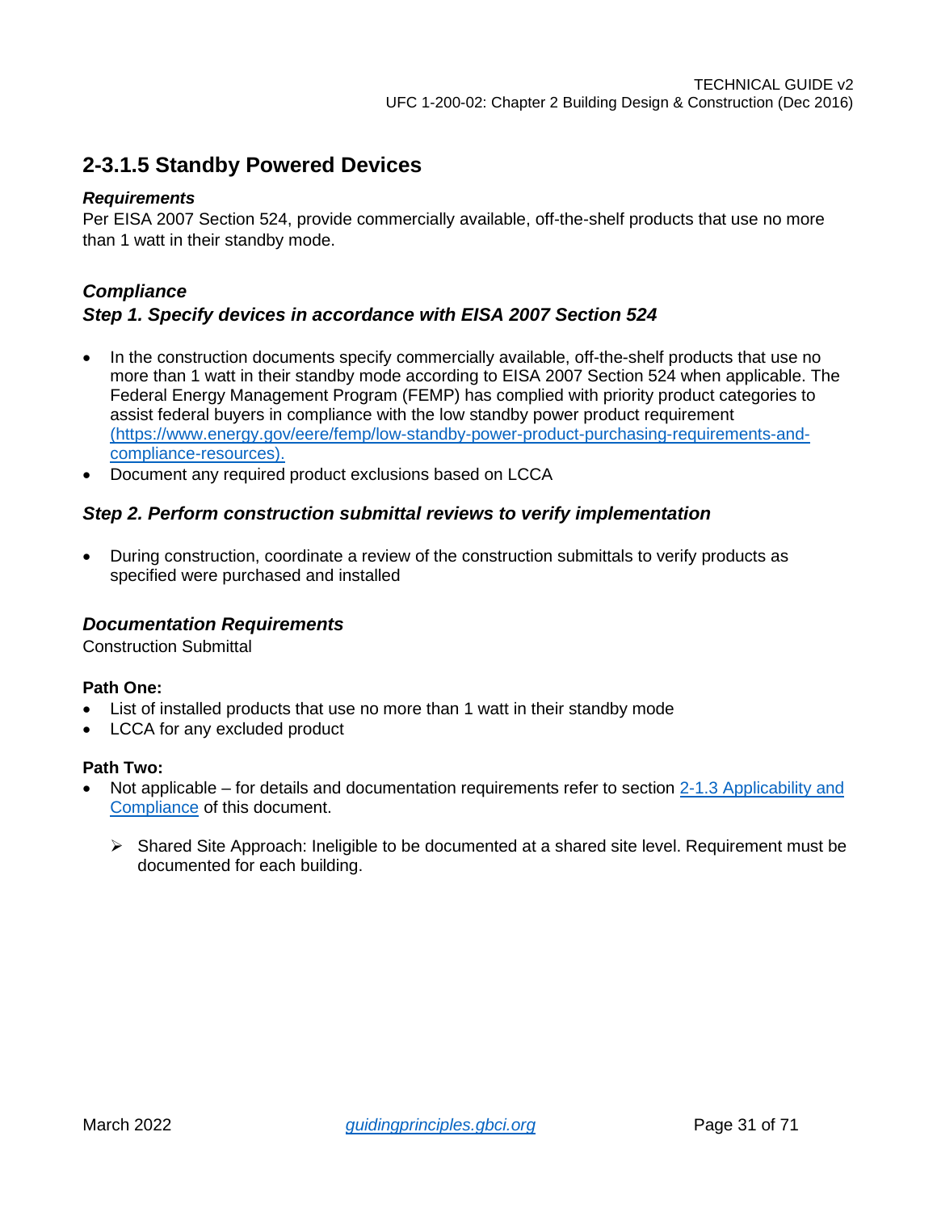## 2-3.1.5 Standby Powered Devices

***Requirements***

Per EISA 2007 Section 524, provide commercially available, off-the-shelf products that use no more than 1 watt in their standby mode.

### *Compliance*

### *Step 1. Specify devices in accordance with EISA 2007 Section 524*

- In the construction documents specify commercially available, off-the-shelf products that use no more than 1 watt in their standby mode according to EISA 2007 Section 524 when applicable. The Federal Energy Management Program (FEMP) has complied with priority product categories to assist federal buyers in compliance with the low standby power product requirement [(https://www.energy.gov/eere/femp/low-standby-power-product-purchasing-requirements-and-compliance-resources).](https://www.energy.gov/eere/femp/low-standby-power-product-purchasing-requirements-and-compliance-resources)
- Document any required product exclusions based on LCCA

### *Step 2. Perform construction submittal reviews to verify implementation*

- During construction, coordinate a review of the construction submittals to verify products as specified were purchased and installed

### *Documentation Requirements*

Construction Submittal

**Path One:**

- List of installed products that use no more than 1 watt in their standby mode
- LCCA for any excluded product

**Path Two:**

- Not applicable – for details and documentation requirements refer to section 2-1.3 Applicability and Compliance of this document.
  - Shared Site Approach: Ineligible to be documented at a shared site level. Requirement must be documented for each building.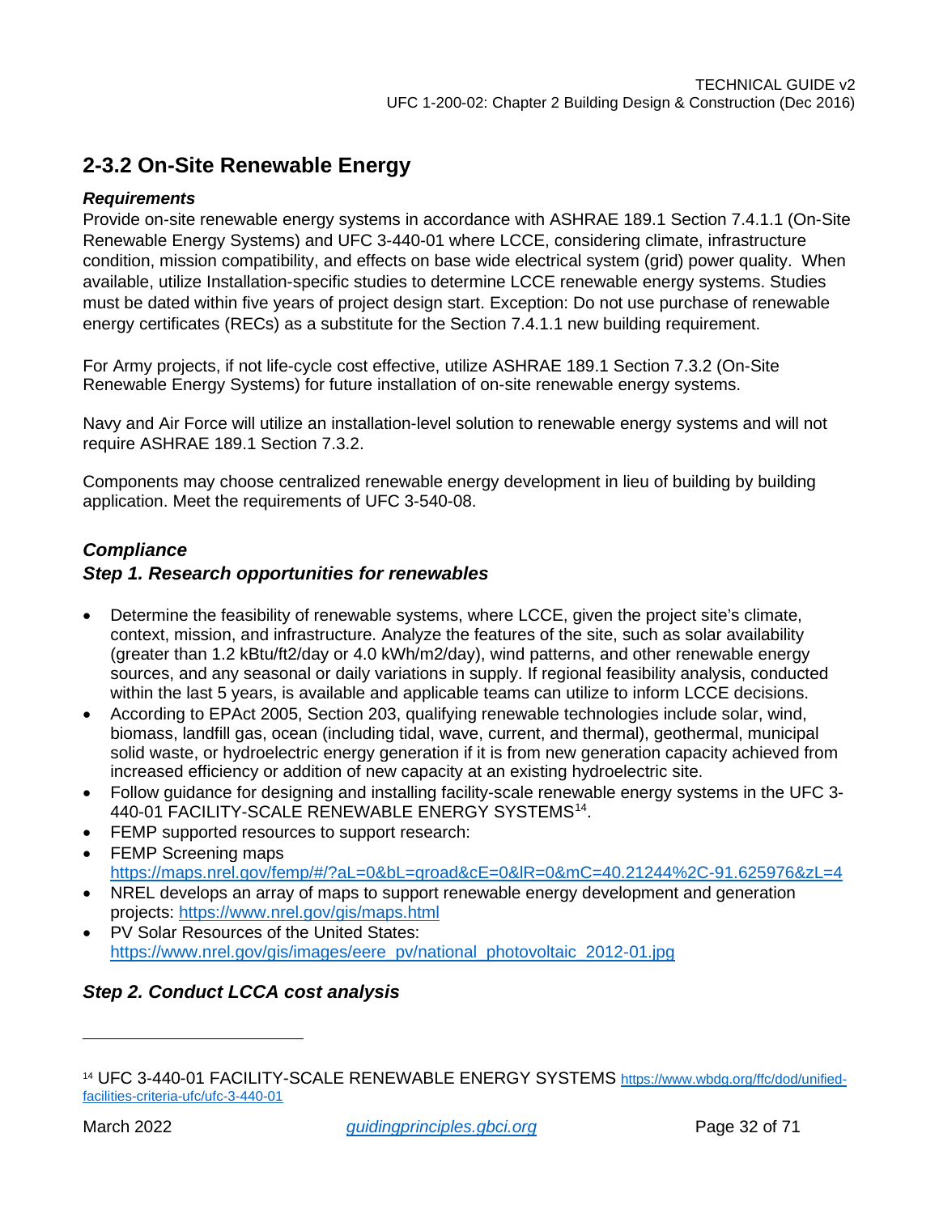## 2-3.2 On-Site Renewable Energy

***Requirements***

Provide on-site renewable energy systems in accordance with ASHRAE 189.1 Section 7.4.1.1 (On-Site Renewable Energy Systems) and UFC 3-440-01 where LCCE, considering climate, infrastructure condition, mission compatibility, and effects on base wide electrical system (grid) power quality. When available, utilize Installation-specific studies to determine LCCE renewable energy systems. Studies must be dated within five years of project design start. Exception: Do not use purchase of renewable energy certificates (RECs) as a substitute for the Section 7.4.1.1 new building requirement.

For Army projects, if not life-cycle cost effective, utilize ASHRAE 189.1 Section 7.3.2 (On-Site Renewable Energy Systems) for future installation of on-site renewable energy systems.

Navy and Air Force will utilize an installation-level solution to renewable energy systems and will not require ASHRAE 189.1 Section 7.3.2.

Components may choose centralized renewable energy development in lieu of building by building application. Meet the requirements of UFC 3-540-08.

### *Compliance*

### *Step 1. Research opportunities for renewables*

- Determine the feasibility of renewable systems, where LCCE, given the project site's climate, context, mission, and infrastructure. Analyze the features of the site, such as solar availability (greater than 1.2 kBtu/ft2/day or 4.0 kWh/m2/day), wind patterns, and other renewable energy sources, and any seasonal or daily variations in supply. If regional feasibility analysis, conducted within the last 5 years, is available and applicable teams can utilize to inform LCCE decisions.
- According to EPAct 2005, Section 203, qualifying renewable technologies include solar, wind, biomass, landfill gas, ocean (including tidal, wave, current, and thermal), geothermal, municipal solid waste, or hydroelectric energy generation if it is from new generation capacity achieved from increased efficiency or addition of new capacity at an existing hydroelectric site.
- Follow guidance for designing and installing facility-scale renewable energy systems in the UFC 3-440-01 FACILITY-SCALE RENEWABLE ENERGY SYSTEMS[14].
- FEMP supported resources to support research:
- FEMP Screening maps https://maps.nrel.gov/femp/#/?aL=0&bL=groad&cE=0&lR=0&mC=40.21244%2C-91.625976&zL=4
- NREL develops an array of maps to support renewable energy development and generation projects: https://www.nrel.gov/gis/maps.html
- PV Solar Resources of the United States: https://www.nrel.gov/gis/images/eere_pv/national_photovoltaic_2012-01.jpg

### *Step 2. Conduct LCCA cost analysis*

---

[14] UFC 3-440-01 FACILITY-SCALE RENEWABLE ENERGY SYSTEMS https://www.wbdg.org/ffc/dod/unified-facilities-criteria-ufc/ufc-3-440-01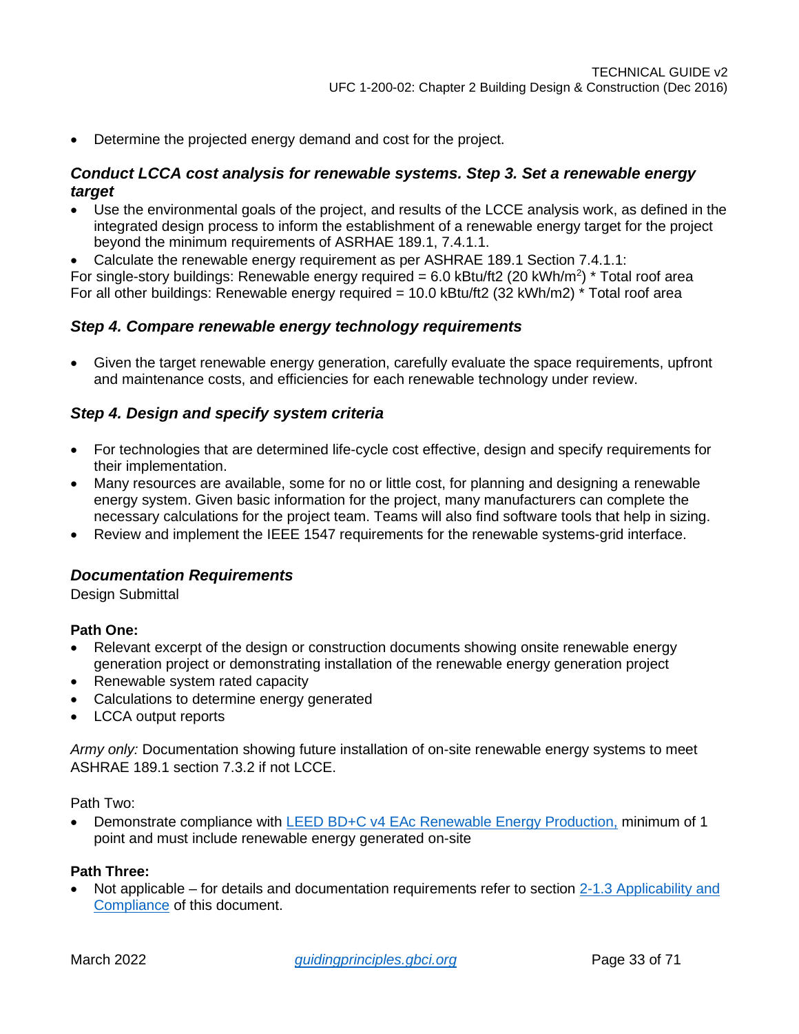- Determine the projected energy demand and cost for the project.

### *Conduct LCCA cost analysis for renewable systems. Step 3. Set a renewable energy target*

- Use the environmental goals of the project, and results of the LCCE analysis work, as defined in the integrated design process to inform the establishment of a renewable energy target for the project beyond the minimum requirements of ASRHAE 189.1, 7.4.1.1.
- Calculate the renewable energy requirement as per ASHRAE 189.1 Section 7.4.1.1:

For single-story buildings: Renewable energy required = 6.0 kBtu/ft2 (20 kWh/$m^2$) * Total roof area
For all other buildings: Renewable energy required = 10.0 kBtu/ft2 (32 kWh/m2) * Total roof area

### *Step 4. Compare renewable energy technology requirements*

- Given the target renewable energy generation, carefully evaluate the space requirements, upfront and maintenance costs, and efficiencies for each renewable technology under review.

### *Step 4. Design and specify system criteria*

- For technologies that are determined life-cycle cost effective, design and specify requirements for their implementation.
- Many resources are available, some for no or little cost, for planning and designing a renewable energy system. Given basic information for the project, many manufacturers can complete the necessary calculations for the project team. Teams will also find software tools that help in sizing.
- Review and implement the IEEE 1547 requirements for the renewable systems-grid interface.

### *Documentation Requirements*

Design Submittal

**Path One:**

- Relevant excerpt of the design or construction documents showing onsite renewable energy generation project or demonstrating installation of the renewable energy generation project
- Renewable system rated capacity
- Calculations to determine energy generated
- LCCA output reports

*Army only:* Documentation showing future installation of on-site renewable energy systems to meet ASHRAE 189.1 section 7.3.2 if not LCCE.

Path Two:

- Demonstrate compliance with LEED BD+C v4 EAc Renewable Energy Production, minimum of 1 point and must include renewable energy generated on-site

**Path Three:**

- Not applicable – for details and documentation requirements refer to section 2-1.3 Applicability and Compliance of this document.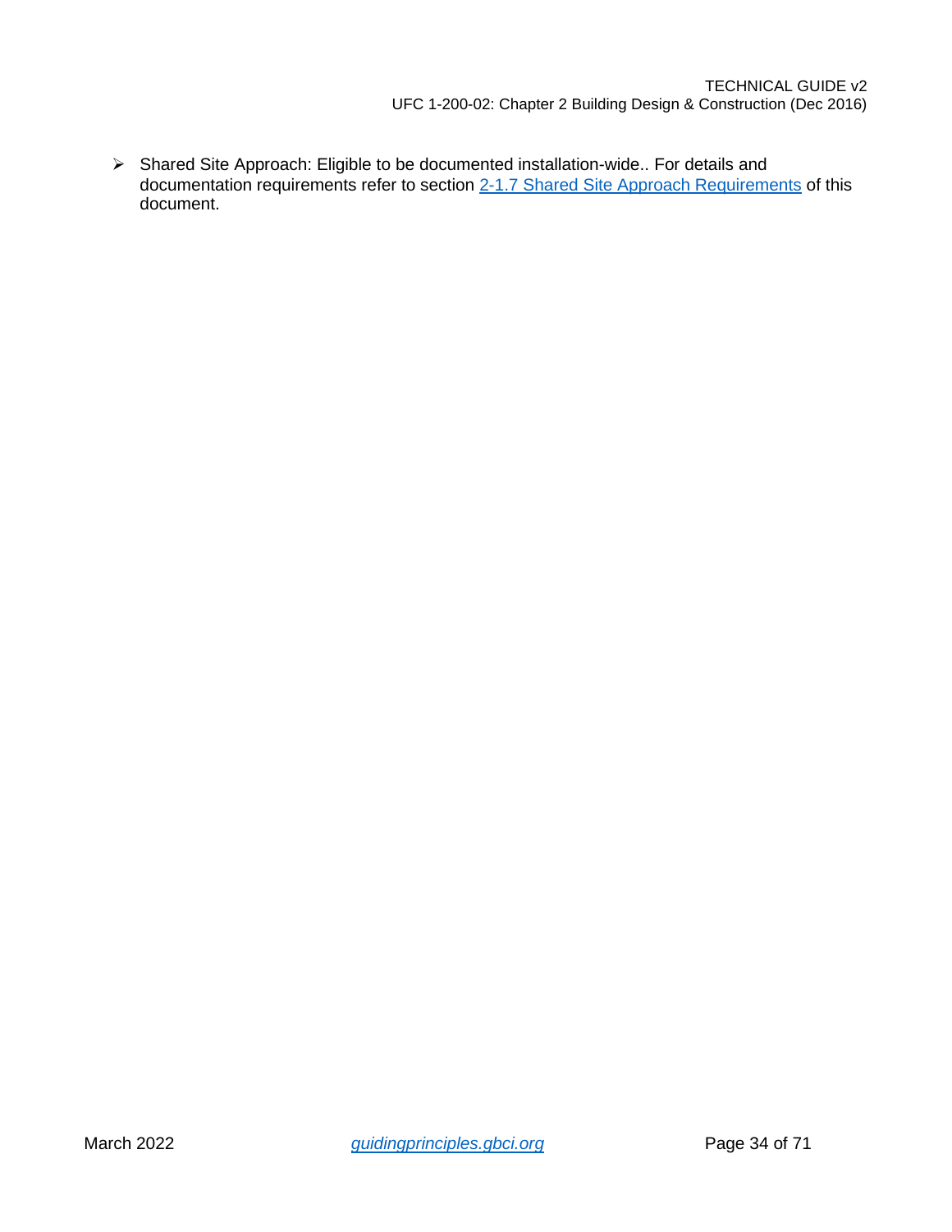- Shared Site Approach: Eligible to be documented installation-wide.. For details and documentation requirements refer to section [2-1.7 Shared Site Approach Requirements] of this document.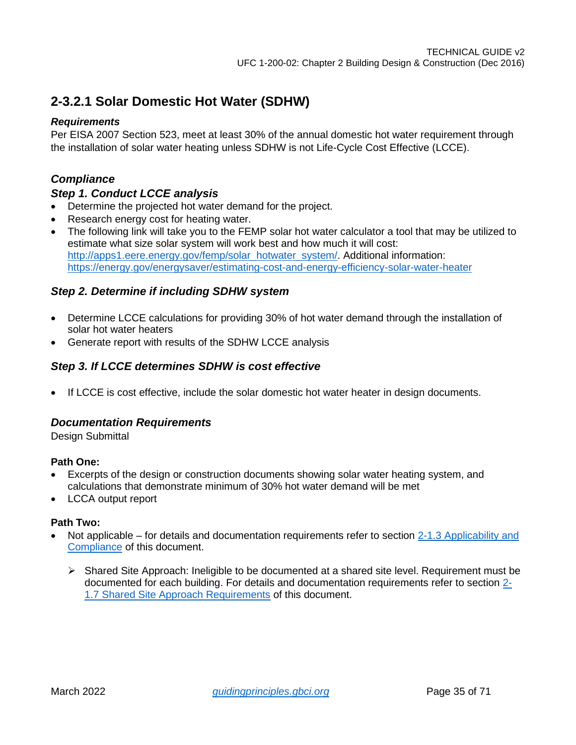## 2-3.2.1 Solar Domestic Hot Water (SDHW)

***Requirements***

Per EISA 2007 Section 523, meet at least 30% of the annual domestic hot water requirement through the installation of solar water heating unless SDHW is not Life-Cycle Cost Effective (LCCE).

### *Compliance*

### *Step 1. Conduct LCCE analysis*

- Determine the projected hot water demand for the project.
- Research energy cost for heating water.
- The following link will take you to the FEMP solar hot water calculator a tool that may be utilized to estimate what size solar system will work best and how much it will cost: [http://apps1.eere.energy.gov/femp/solar_hotwater_system/](http://apps1.eere.energy.gov/femp/solar_hotwater_system/). Additional information: [https://energy.gov/energysaver/estimating-cost-and-energy-efficiency-solar-water-heater](https://energy.gov/energysaver/estimating-cost-and-energy-efficiency-solar-water-heater)

### *Step 2. Determine if including SDHW system*

- Determine LCCE calculations for providing 30% of hot water demand through the installation of solar hot water heaters
- Generate report with results of the SDHW LCCE analysis

### *Step 3. If LCCE determines SDHW is cost effective*

- If LCCE is cost effective, include the solar domestic hot water heater in design documents.

### *Documentation Requirements*

Design Submittal

**Path One:**

- Excerpts of the design or construction documents showing solar water heating system, and calculations that demonstrate minimum of 30% hot water demand will be met
- LCCA output report

**Path Two:**

- Not applicable – for details and documentation requirements refer to section 2-1.3 Applicability and Compliance of this document.
  - Shared Site Approach: Ineligible to be documented at a shared site level. Requirement must be documented for each building. For details and documentation requirements refer to section 2-1.7 Shared Site Approach Requirements of this document.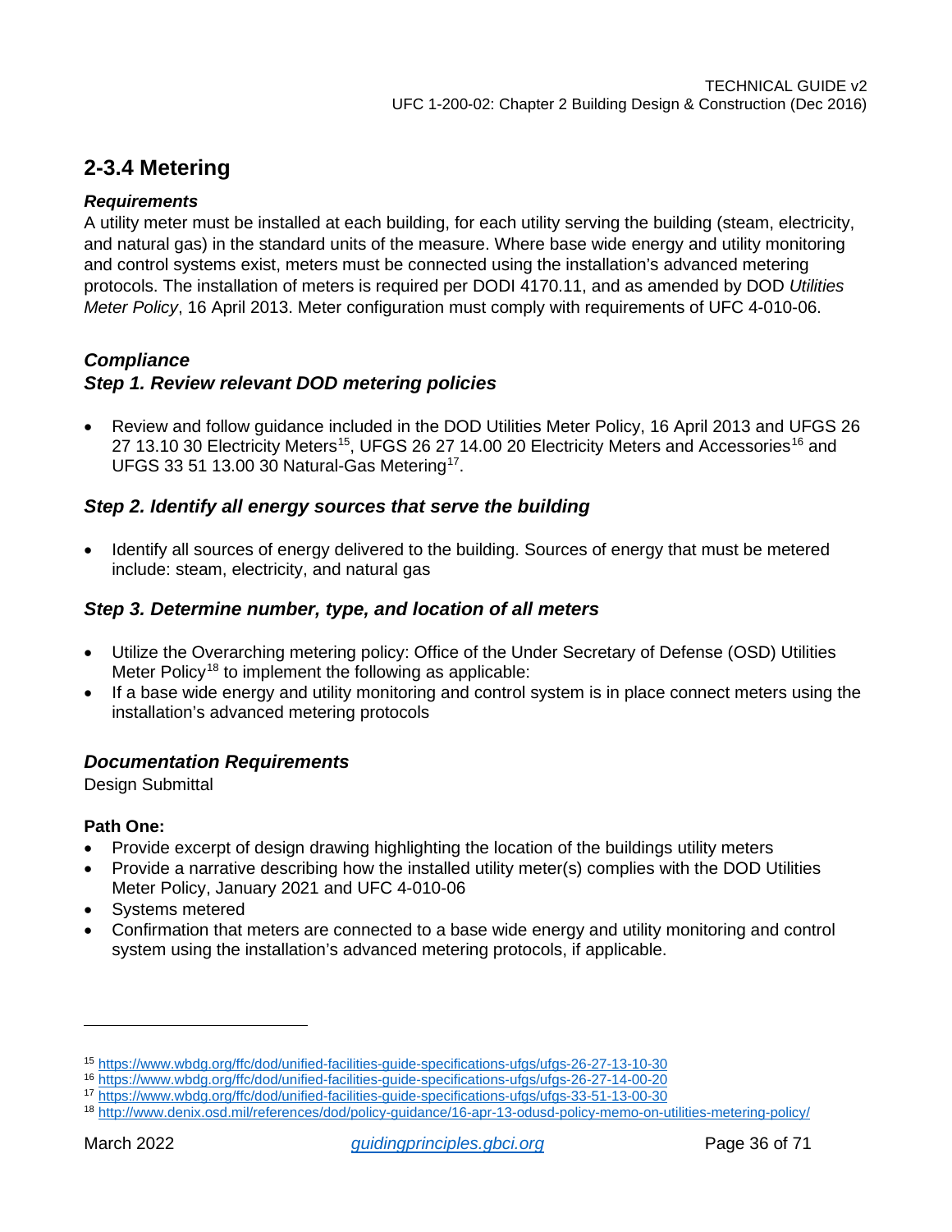## 2-3.4 Metering

***Requirements***

A utility meter must be installed at each building, for each utility serving the building (steam, electricity, and natural gas) in the standard units of the measure. Where base wide energy and utility monitoring and control systems exist, meters must be connected using the installation's advanced metering protocols. The installation of meters is required per DODI 4170.11, and as amended by DOD *Utilities Meter Policy*, 16 April 2013. Meter configuration must comply with requirements of UFC 4-010-06.

### *Compliance*

### *Step 1. Review relevant DOD metering policies*

- Review and follow guidance included in the DOD Utilities Meter Policy, 16 April 2013 and UFGS 26 27 13.10 30 Electricity Meters[15], UFGS 26 27 14.00 20 Electricity Meters and Accessories[16] and UFGS 33 51 13.00 30 Natural-Gas Metering[17].

### *Step 2. Identify all energy sources that serve the building*

- Identify all sources of energy delivered to the building. Sources of energy that must be metered include: steam, electricity, and natural gas

### *Step 3. Determine number, type, and location of all meters*

- Utilize the Overarching metering policy: Office of the Under Secretary of Defense (OSD) Utilities Meter Policy[18] to implement the following as applicable:
- If a base wide energy and utility monitoring and control system is in place connect meters using the installation's advanced metering protocols

### *Documentation Requirements*

Design Submittal

**Path One:**

- Provide excerpt of design drawing highlighting the location of the buildings utility meters
- Provide a narrative describing how the installed utility meter(s) complies with the DOD Utilities Meter Policy, January 2021 and UFC 4-010-06
- Systems metered
- Confirmation that meters are connected to a base wide energy and utility monitoring and control system using the installation's advanced metering protocols, if applicable.

---

[15] https://www.wbdg.org/ffc/dod/unified-facilities-guide-specifications-ufgs/ufgs-26-27-13-10-30

[16] https://www.wbdg.org/ffc/dod/unified-facilities-guide-specifications-ufgs/ufgs-26-27-14-00-20

[17] https://www.wbdg.org/ffc/dod/unified-facilities-guide-specifications-ufgs/ufgs-33-51-13-00-30

[18] http://www.denix.osd.mil/references/dod/policy-guidance/16-apr-13-odusd-policy-memo-on-utilities-metering-policy/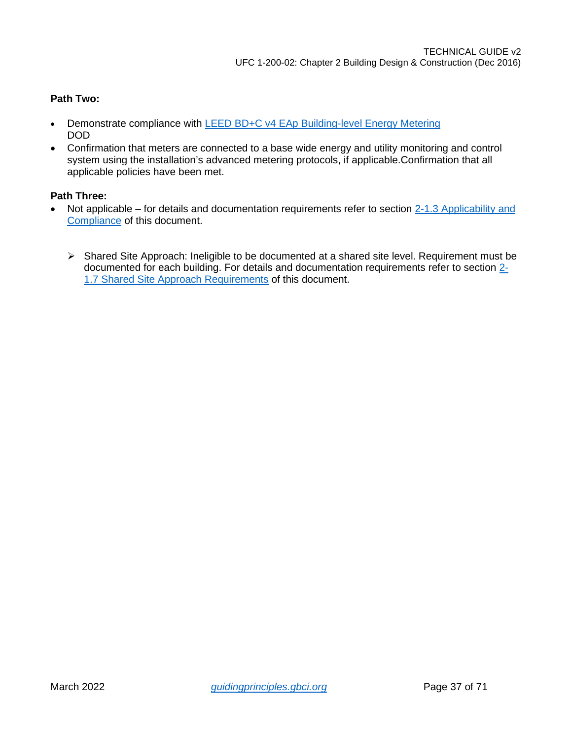**Path Two:**

- Demonstrate compliance with [LEED BD+C v4 EAp Building-level Energy Metering](#) DOD
- Confirmation that meters are connected to a base wide energy and utility monitoring and control system using the installation's advanced metering protocols, if applicable.Confirmation that all applicable policies have been met.

**Path Three:**

- Not applicable – for details and documentation requirements refer to section [2-1.3 Applicability and Compliance](#) of this document.

  - Shared Site Approach: Ineligible to be documented at a shared site level. Requirement must be documented for each building. For details and documentation requirements refer to section [2-1.7 Shared Site Approach Requirements](#) of this document.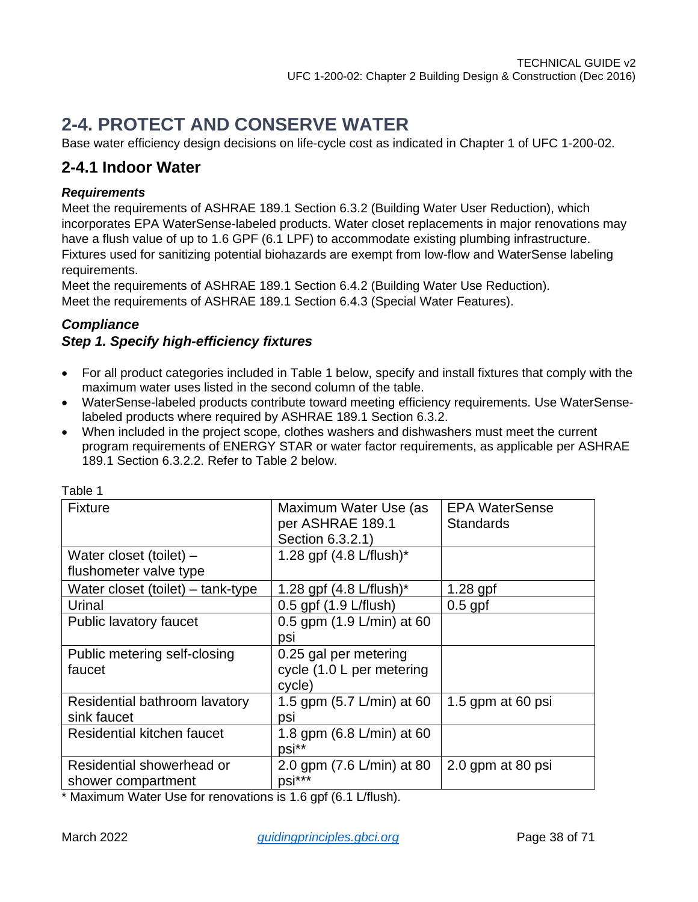# 2-4. PROTECT AND CONSERVE WATER

Base water efficiency design decisions on life-cycle cost as indicated in Chapter 1 of UFC 1-200-02.

## 2-4.1 Indoor Water

### *Requirements*

Meet the requirements of ASHRAE 189.1 Section 6.3.2 (Building Water User Reduction), which incorporates EPA WaterSense-labeled products. Water closet replacements in major renovations may have a flush value of up to 1.6 GPF (6.1 LPF) to accommodate existing plumbing infrastructure. Fixtures used for sanitizing potential biohazards are exempt from low-flow and WaterSense labeling requirements.

Meet the requirements of ASHRAE 189.1 Section 6.4.2 (Building Water Use Reduction).

Meet the requirements of ASHRAE 189.1 Section 6.4.3 (Special Water Features).

### *Compliance*

### *Step 1. Specify high-efficiency fixtures*

- For all product categories included in Table 1 below, specify and install fixtures that comply with the maximum water uses listed in the second column of the table.
- WaterSense-labeled products contribute toward meeting efficiency requirements. Use WaterSense-labeled products where required by ASHRAE 189.1 Section 6.3.2.
- When included in the project scope, clothes washers and dishwashers must meet the current program requirements of ENERGY STAR or water factor requirements, as applicable per ASHRAE 189.1 Section 6.3.2.2. Refer to Table 2 below.

Table 1

| Fixture | Maximum Water Use (as per ASHRAE 189.1 Section 6.3.2.1) | EPA WaterSense Standards |
|---|---|---|
| Water closet (toilet) – flushometer valve type | 1.28 gpf (4.8 L/flush)* | |
| Water closet (toilet) – tank-type | 1.28 gpf (4.8 L/flush)* | 1.28 gpf |
| Urinal | 0.5 gpf (1.9 L/flush) | 0.5 gpf |
| Public lavatory faucet | 0.5 gpm (1.9 L/min) at 60 psi | |
| Public metering self-closing faucet | 0.25 gal per metering cycle (1.0 L per metering cycle) | |
| Residential bathroom lavatory sink faucet | 1.5 gpm (5.7 L/min) at 60 psi | 1.5 gpm at 60 psi |
| Residential kitchen faucet | 1.8 gpm (6.8 L/min) at 60 psi** | |
| Residential showerhead or shower compartment | 2.0 gpm (7.6 L/min) at 80 psi*** | 2.0 gpm at 80 psi |

* Maximum Water Use for renovations is 1.6 gpf (6.1 L/flush).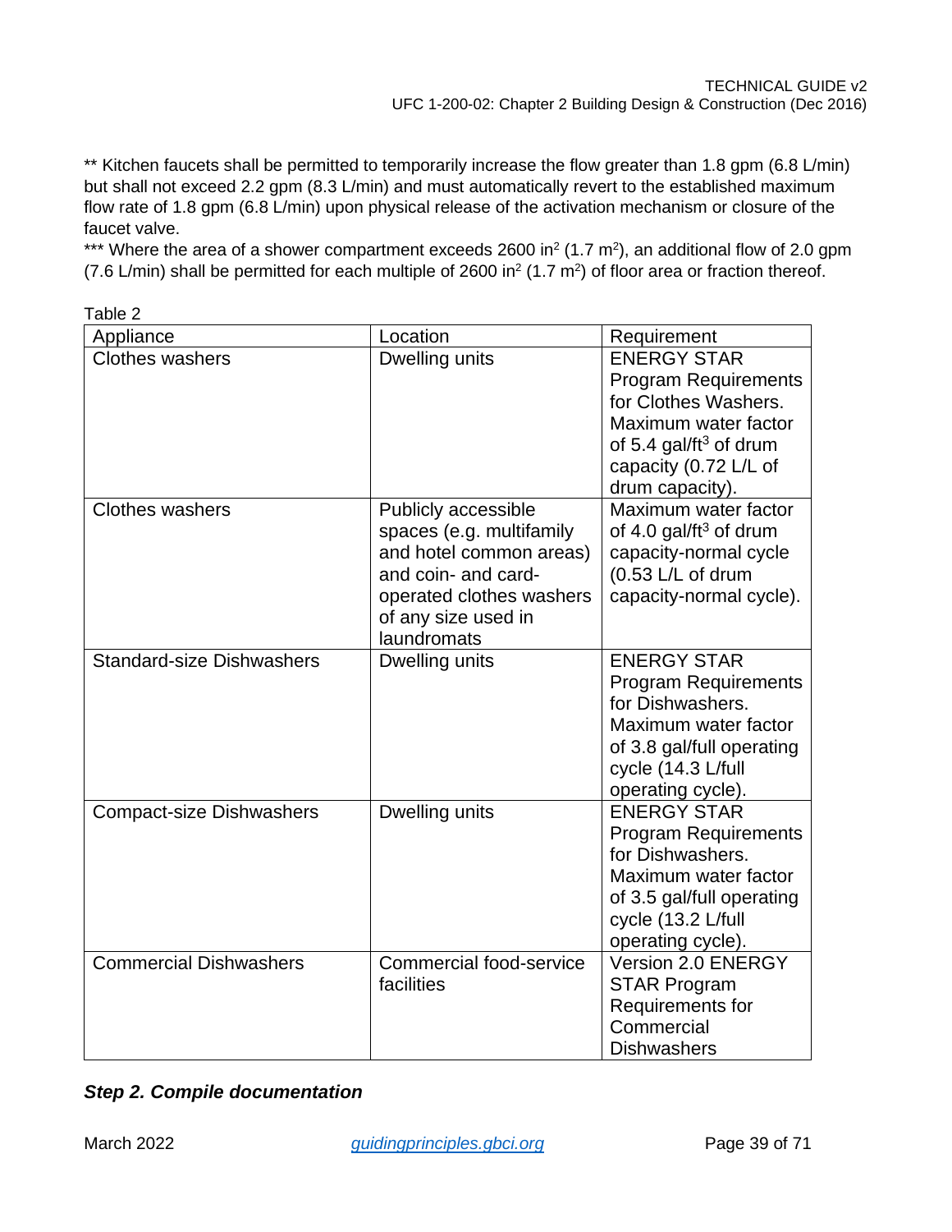** Kitchen faucets shall be permitted to temporarily increase the flow greater than 1.8 gpm (6.8 L/min) but shall not exceed 2.2 gpm (8.3 L/min) and must automatically revert to the established maximum flow rate of 1.8 gpm (6.8 L/min) upon physical release of the activation mechanism or closure of the faucet valve.
*** Where the area of a shower compartment exceeds 2600 $in^2$ (1.7 $m^2$), an additional flow of 2.0 gpm (7.6 L/min) shall be permitted for each multiple of 2600 $in^2$ (1.7 $m^2$) of floor area or fraction thereof.

Table 2

| Appliance | Location | Requirement |
|---|---|---|
| Clothes washers | Dwelling units | ENERGY STAR Program Requirements for Clothes Washers. Maximum water factor of 5.4 gal/$ft^3$ of drum capacity (0.72 L/L of drum capacity). |
| Clothes washers | Publicly accessible spaces (e.g. multifamily and hotel common areas) and coin- and card-operated clothes washers of any size used in laundromats | Maximum water factor of 4.0 gal/$ft^3$ of drum capacity-normal cycle (0.53 L/L of drum capacity-normal cycle). |
| Standard-size Dishwashers | Dwelling units | ENERGY STAR Program Requirements for Dishwashers. Maximum water factor of 3.8 gal/full operating cycle (14.3 L/full operating cycle). |
| Compact-size Dishwashers | Dwelling units | ENERGY STAR Program Requirements for Dishwashers. Maximum water factor of 3.5 gal/full operating cycle (13.2 L/full operating cycle). |
| Commercial Dishwashers | Commercial food-service facilities | Version 2.0 ENERGY STAR Program Requirements for Commercial Dishwashers |

***Step 2. Compile documentation***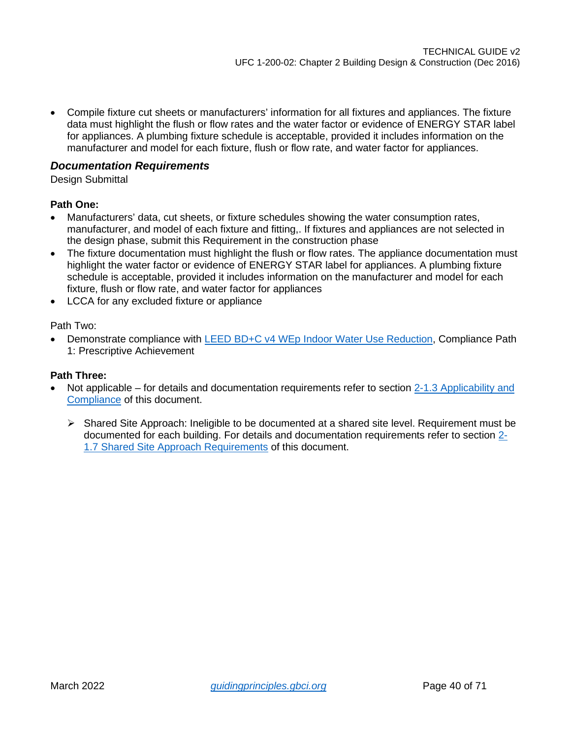- Compile fixture cut sheets or manufacturers' information for all fixtures and appliances. The fixture data must highlight the flush or flow rates and the water factor or evidence of ENERGY STAR label for appliances. A plumbing fixture schedule is acceptable, provided it includes information on the manufacturer and model for each fixture, flush or flow rate, and water factor for appliances.

### *Documentation Requirements*

Design Submittal

**Path One:**

- Manufacturers' data, cut sheets, or fixture schedules showing the water consumption rates, manufacturer, and model of each fixture and fitting,. If fixtures and appliances are not selected in the design phase, submit this Requirement in the construction phase
- The fixture documentation must highlight the flush or flow rates. The appliance documentation must highlight the water factor or evidence of ENERGY STAR label for appliances. A plumbing fixture schedule is acceptable, provided it includes information on the manufacturer and model for each fixture, flush or flow rate, and water factor for appliances
- LCCA for any excluded fixture or appliance

Path Two:

- Demonstrate compliance with LEED BD+C v4 WEp Indoor Water Use Reduction, Compliance Path 1: Prescriptive Achievement

**Path Three:**

- Not applicable – for details and documentation requirements refer to section 2-1.3 Applicability and Compliance of this document.
  - Shared Site Approach: Ineligible to be documented at a shared site level. Requirement must be documented for each building. For details and documentation requirements refer to section 2-1.7 Shared Site Approach Requirements of this document.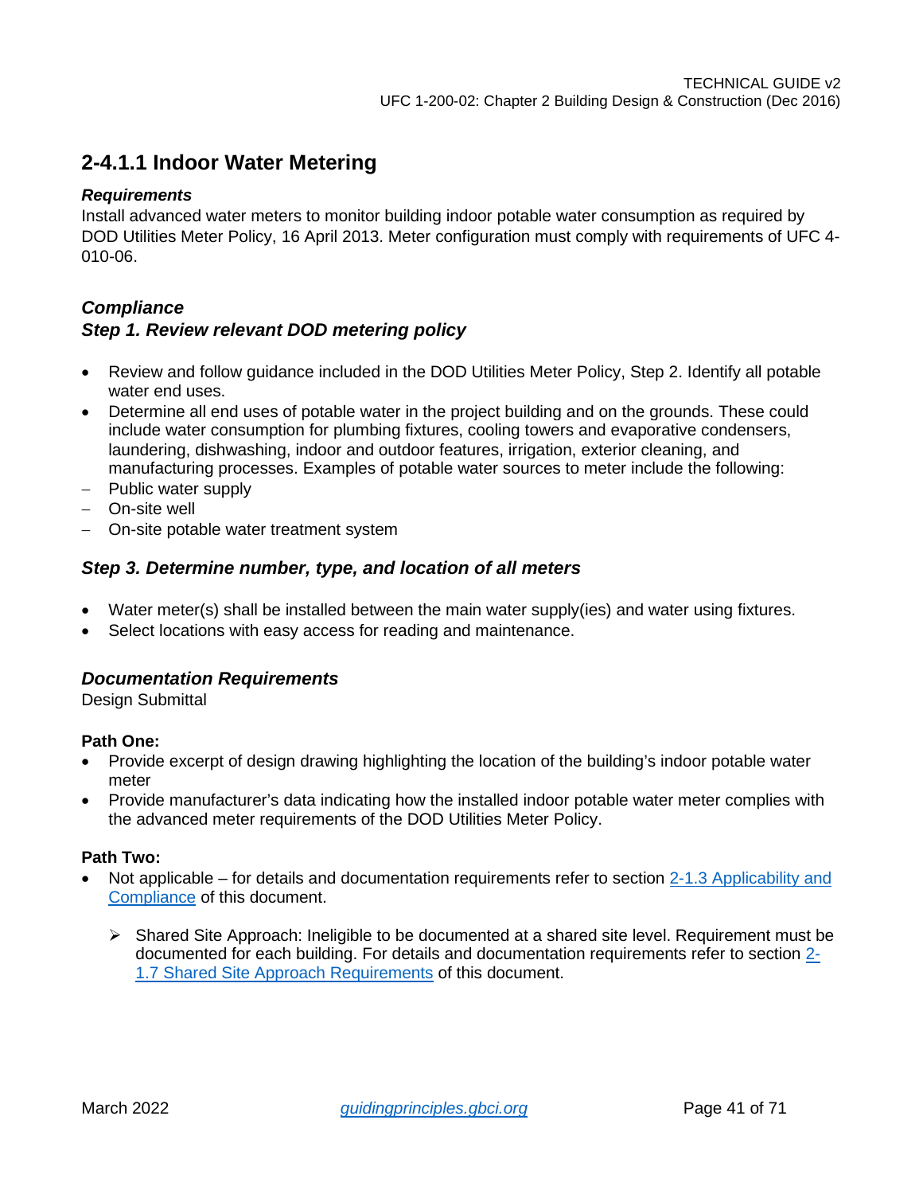## 2-4.1.1 Indoor Water Metering

***Requirements***

Install advanced water meters to monitor building indoor potable water consumption as required by DOD Utilities Meter Policy, 16 April 2013. Meter configuration must comply with requirements of UFC 4-010-06.

***Compliance***

***Step 1. Review relevant DOD metering policy***

- Review and follow guidance included in the DOD Utilities Meter Policy, Step 2. Identify all potable water end uses.
- Determine all end uses of potable water in the project building and on the grounds. These could include water consumption for plumbing fixtures, cooling towers and evaporative condensers, laundering, dishwashing, indoor and outdoor features, irrigation, exterior cleaning, and manufacturing processes. Examples of potable water sources to meter include the following:
- Public water supply
- On-site well
- On-site potable water treatment system

***Step 3. Determine number, type, and location of all meters***

- Water meter(s) shall be installed between the main water supply(ies) and water using fixtures.
- Select locations with easy access for reading and maintenance.

***Documentation Requirements***

Design Submittal

**Path One:**

- Provide excerpt of design drawing highlighting the location of the building's indoor potable water meter
- Provide manufacturer's data indicating how the installed indoor potable water meter complies with the advanced meter requirements of the DOD Utilities Meter Policy.

**Path Two:**

- Not applicable – for details and documentation requirements refer to section 2-1.3 Applicability and Compliance of this document.
  - Shared Site Approach: Ineligible to be documented at a shared site level. Requirement must be documented for each building. For details and documentation requirements refer to section 2-1.7 Shared Site Approach Requirements of this document.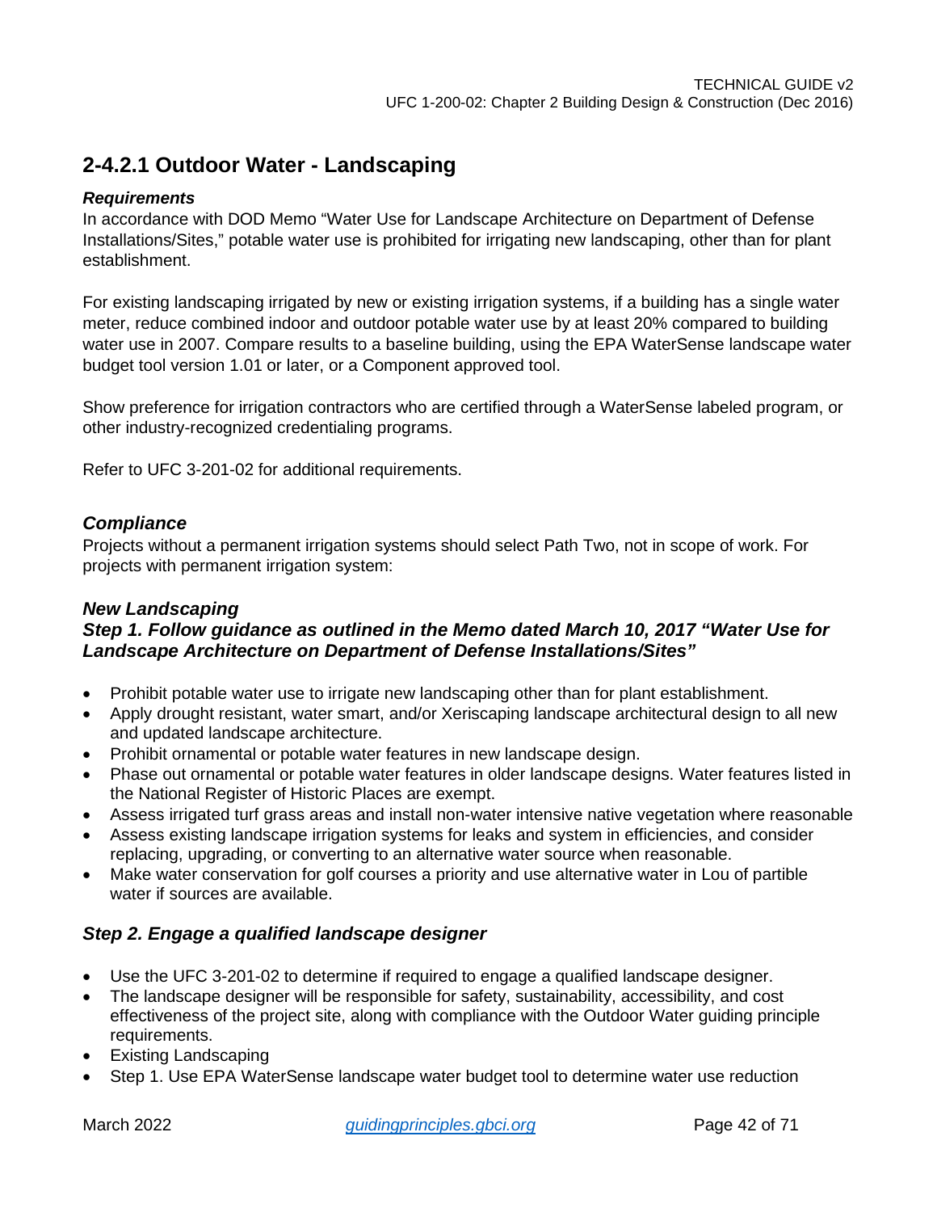## 2-4.2.1 Outdoor Water - Landscaping

***Requirements***

In accordance with DOD Memo "Water Use for Landscape Architecture on Department of Defense Installations/Sites," potable water use is prohibited for irrigating new landscaping, other than for plant establishment.

For existing landscaping irrigated by new or existing irrigation systems, if a building has a single water meter, reduce combined indoor and outdoor potable water use by at least 20% compared to building water use in 2007. Compare results to a baseline building, using the EPA WaterSense landscape water budget tool version 1.01 or later, or a Component approved tool.

Show preference for irrigation contractors who are certified through a WaterSense labeled program, or other industry-recognized credentialing programs.

Refer to UFC 3-201-02 for additional requirements.

### *Compliance*

Projects without a permanent irrigation systems should select Path Two, not in scope of work. For projects with permanent irrigation system:

### *New Landscaping*

### *Step 1. Follow guidance as outlined in the Memo dated March 10, 2017 "Water Use for Landscape Architecture on Department of Defense Installations/Sites"*

- Prohibit potable water use to irrigate new landscaping other than for plant establishment.
- Apply drought resistant, water smart, and/or Xeriscaping landscape architectural design to all new and updated landscape architecture.
- Prohibit ornamental or potable water features in new landscape design.
- Phase out ornamental or potable water features in older landscape designs. Water features listed in the National Register of Historic Places are exempt.
- Assess irrigated turf grass areas and install non-water intensive native vegetation where reasonable
- Assess existing landscape irrigation systems for leaks and system in efficiencies, and consider replacing, upgrading, or converting to an alternative water source when reasonable.
- Make water conservation for golf courses a priority and use alternative water in Lou of partible water if sources are available.

### *Step 2. Engage a qualified landscape designer*

- Use the UFC 3-201-02 to determine if required to engage a qualified landscape designer.
- The landscape designer will be responsible for safety, sustainability, accessibility, and cost effectiveness of the project site, along with compliance with the Outdoor Water guiding principle requirements.
- Existing Landscaping
- Step 1. Use EPA WaterSense landscape water budget tool to determine water use reduction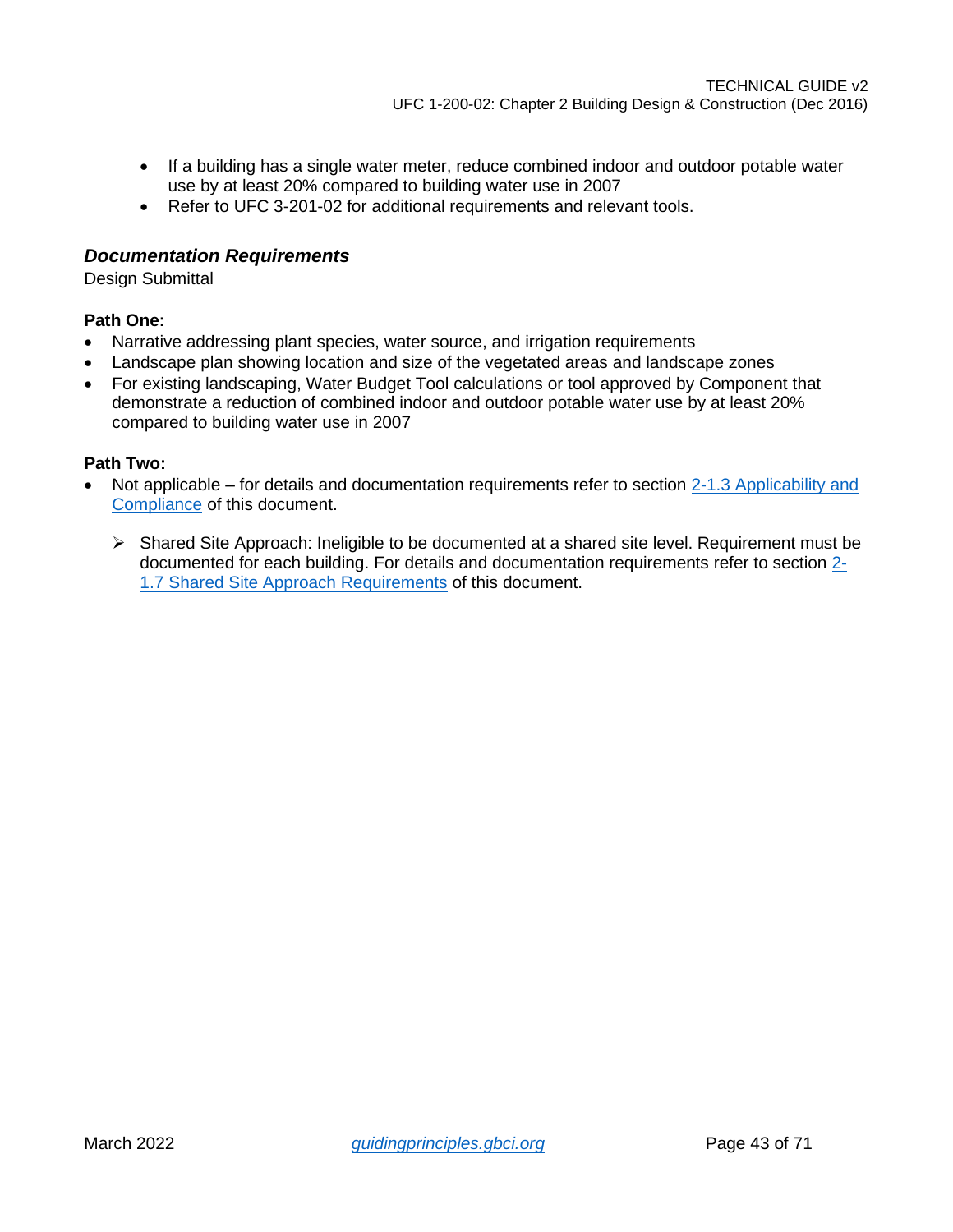- If a building has a single water meter, reduce combined indoor and outdoor potable water use by at least 20% compared to building water use in 2007
- Refer to UFC 3-201-02 for additional requirements and relevant tools.

### *Documentation Requirements*

Design Submittal

**Path One:**

- Narrative addressing plant species, water source, and irrigation requirements
- Landscape plan showing location and size of the vegetated areas and landscape zones
- For existing landscaping, Water Budget Tool calculations or tool approved by Component that demonstrate a reduction of combined indoor and outdoor potable water use by at least 20% compared to building water use in 2007

**Path Two:**

- Not applicable – for details and documentation requirements refer to section 2-1.3 Applicability and Compliance of this document.
  - Shared Site Approach: Ineligible to be documented at a shared site level. Requirement must be documented for each building. For details and documentation requirements refer to section 2-1.7 Shared Site Approach Requirements of this document.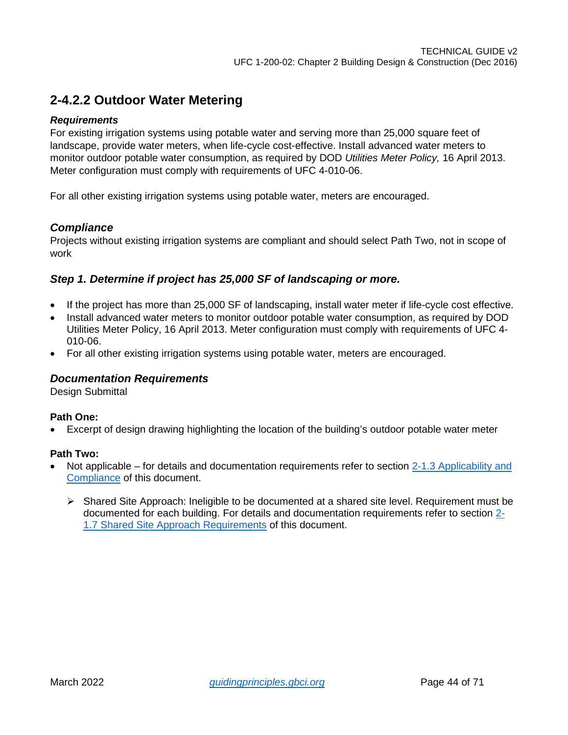## 2-4.2.2 Outdoor Water Metering

***Requirements***

For existing irrigation systems using potable water and serving more than 25,000 square feet of landscape, provide water meters, when life-cycle cost-effective. Install advanced water meters to monitor outdoor potable water consumption, as required by DOD *Utilities Meter Policy,* 16 April 2013. Meter configuration must comply with requirements of UFC 4-010-06.

For all other existing irrigation systems using potable water, meters are encouraged.

### *Compliance*

Projects without existing irrigation systems are compliant and should select Path Two, not in scope of work

### *Step 1. Determine if project has 25,000 SF of landscaping or more.*

- If the project has more than 25,000 SF of landscaping, install water meter if life-cycle cost effective.
- Install advanced water meters to monitor outdoor potable water consumption, as required by DOD Utilities Meter Policy, 16 April 2013. Meter configuration must comply with requirements of UFC 4-010-06.
- For all other existing irrigation systems using potable water, meters are encouraged.

### *Documentation Requirements*

Design Submittal

**Path One:**

- Excerpt of design drawing highlighting the location of the building's outdoor potable water meter

**Path Two:**

- Not applicable – for details and documentation requirements refer to section 2-1.3 Applicability and Compliance of this document.
  - Shared Site Approach: Ineligible to be documented at a shared site level. Requirement must be documented for each building. For details and documentation requirements refer to section 2-1.7 Shared Site Approach Requirements of this document.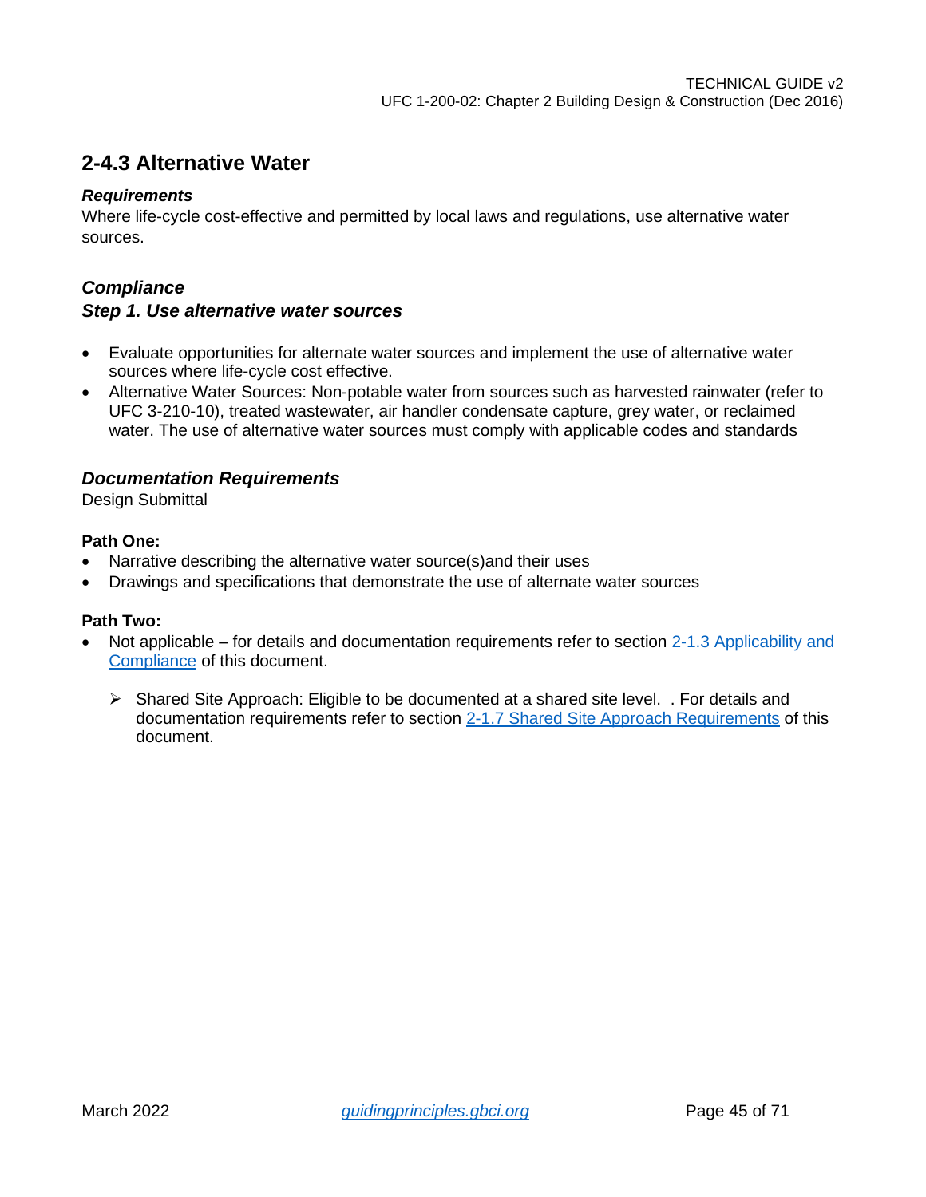## 2-4.3 Alternative Water

***Requirements***

Where life-cycle cost-effective and permitted by local laws and regulations, use alternative water sources.

### *Compliance*

### *Step 1. Use alternative water sources*

- Evaluate opportunities for alternate water sources and implement the use of alternative water sources where life-cycle cost effective.
- Alternative Water Sources: Non-potable water from sources such as harvested rainwater (refer to UFC 3-210-10), treated wastewater, air handler condensate capture, grey water, or reclaimed water. The use of alternative water sources must comply with applicable codes and standards

### *Documentation Requirements*

Design Submittal

**Path One:**

- Narrative describing the alternative water source(s)and their uses
- Drawings and specifications that demonstrate the use of alternate water sources

**Path Two:**

- Not applicable – for details and documentation requirements refer to section 2-1.3 Applicability and Compliance of this document.
  - Shared Site Approach: Eligible to be documented at a shared site level. . For details and documentation requirements refer to section 2-1.7 Shared Site Approach Requirements of this document.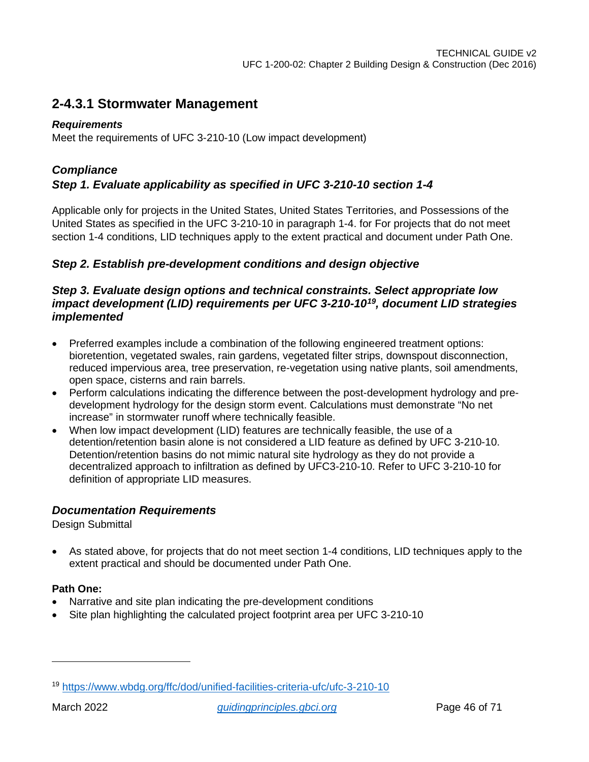## 2-4.3.1 Stormwater Management

***Requirements***

Meet the requirements of UFC 3-210-10 (Low impact development)

### *Compliance*

### *Step 1. Evaluate applicability as specified in UFC 3-210-10 section 1-4*

Applicable only for projects in the United States, United States Territories, and Possessions of the United States as specified in the UFC 3-210-10 in paragraph 1-4. for For projects that do not meet section 1-4 conditions, LID techniques apply to the extent practical and document under Path One.

### *Step 2. Establish pre-development conditions and design objective*

### *Step 3. Evaluate design options and technical constraints. Select appropriate low impact development (LID) requirements per UFC 3-210-10[19], document LID strategies implemented*

- Preferred examples include a combination of the following engineered treatment options: bioretention, vegetated swales, rain gardens, vegetated filter strips, downspout disconnection, reduced impervious area, tree preservation, re-vegetation using native plants, soil amendments, open space, cisterns and rain barrels.
- Perform calculations indicating the difference between the post-development hydrology and pre-development hydrology for the design storm event. Calculations must demonstrate "No net increase" in stormwater runoff where technically feasible.
- When low impact development (LID) features are technically feasible, the use of a detention/retention basin alone is not considered a LID feature as defined by UFC 3-210-10. Detention/retention basins do not mimic natural site hydrology as they do not provide a decentralized approach to infiltration as defined by UFC3-210-10. Refer to UFC 3-210-10 for definition of appropriate LID measures.

### *Documentation Requirements*

Design Submittal

- As stated above, for projects that do not meet section 1-4 conditions, LID techniques apply to the extent practical and should be documented under Path One.

**Path One:**

- Narrative and site plan indicating the pre-development conditions
- Site plan highlighting the calculated project footprint area per UFC 3-210-10

---

[19] https://www.wbdg.org/ffc/dod/unified-facilities-criteria-ufc/ufc-3-210-10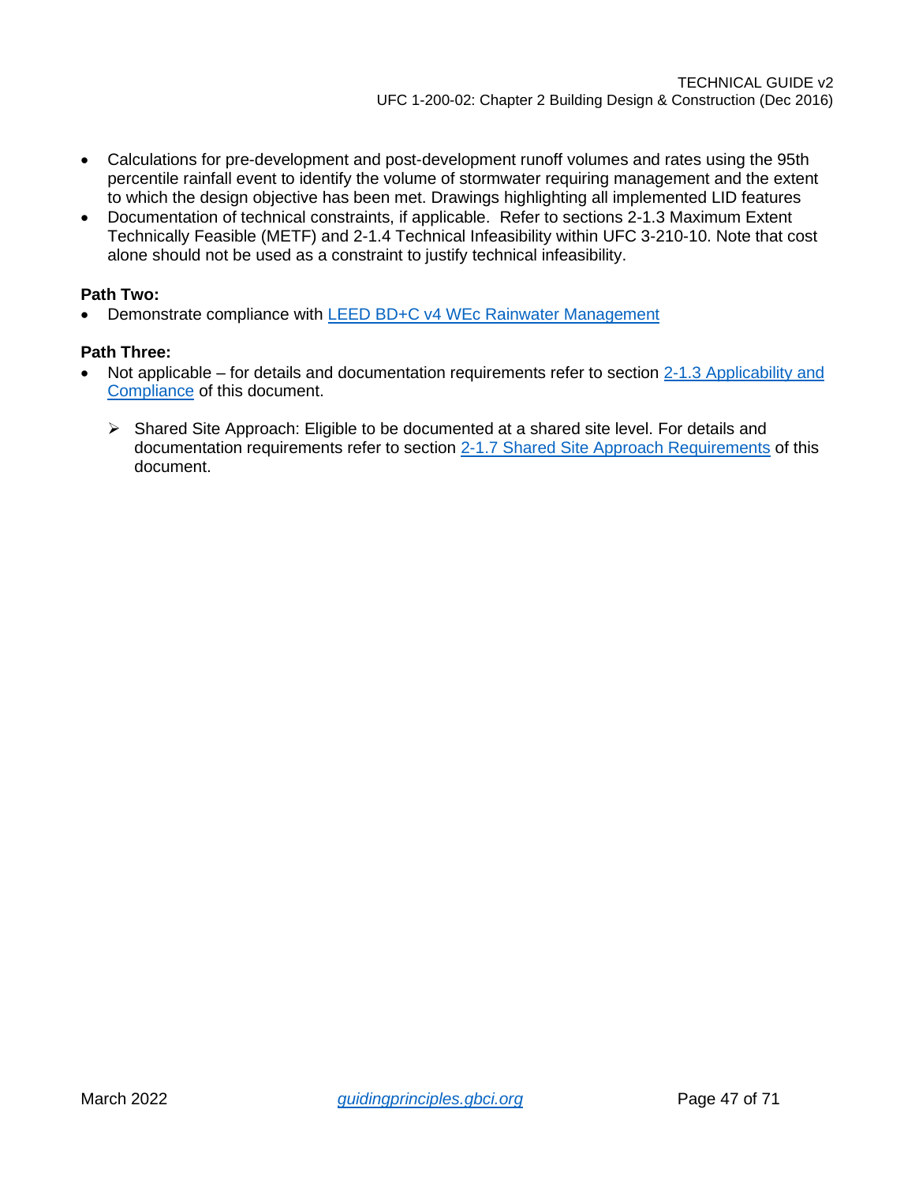- Calculations for pre-development and post-development runoff volumes and rates using the 95th percentile rainfall event to identify the volume of stormwater requiring management and the extent to which the design objective has been met. Drawings highlighting all implemented LID features
- Documentation of technical constraints, if applicable. Refer to sections 2-1.3 Maximum Extent Technically Feasible (METF) and 2-1.4 Technical Infeasibility within UFC 3-210-10. Note that cost alone should not be used as a constraint to justify technical infeasibility.

**Path Two:**

- Demonstrate compliance with LEED BD+C v4 WEc Rainwater Management

**Path Three:**

- Not applicable – for details and documentation requirements refer to section 2-1.3 Applicability and Compliance of this document.
  - Shared Site Approach: Eligible to be documented at a shared site level. For details and documentation requirements refer to section 2-1.7 Shared Site Approach Requirements of this document.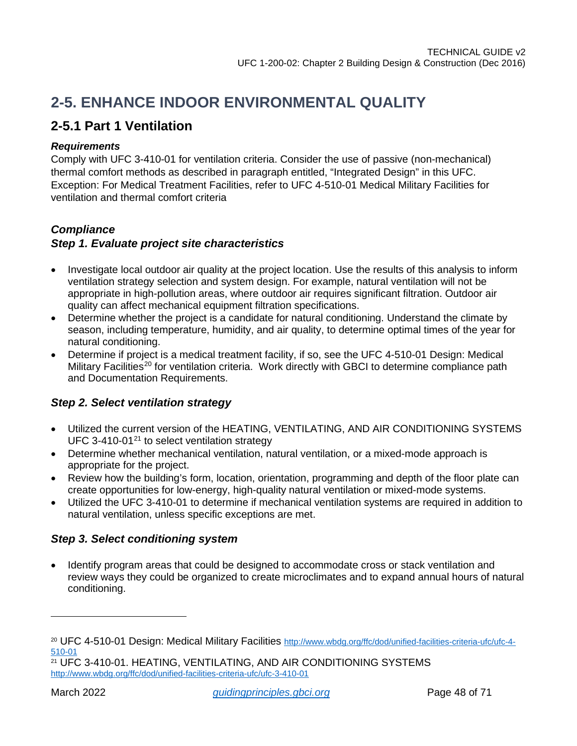# 2-5. ENHANCE INDOOR ENVIRONMENTAL QUALITY

## 2-5.1 Part 1 Ventilation

***Requirements***

Comply with UFC 3-410-01 for ventilation criteria. Consider the use of passive (non-mechanical) thermal comfort methods as described in paragraph entitled, "Integrated Design" in this UFC. Exception: For Medical Treatment Facilities, refer to UFC 4-510-01 Medical Military Facilities for ventilation and thermal comfort criteria

### *Compliance*

### *Step 1. Evaluate project site characteristics*

- Investigate local outdoor air quality at the project location. Use the results of this analysis to inform ventilation strategy selection and system design. For example, natural ventilation will not be appropriate in high-pollution areas, where outdoor air requires significant filtration. Outdoor air quality can affect mechanical equipment filtration specifications.
- Determine whether the project is a candidate for natural conditioning. Understand the climate by season, including temperature, humidity, and air quality, to determine optimal times of the year for natural conditioning.
- Determine if project is a medical treatment facility, if so, see the UFC 4-510-01 Design: Medical Military Facilities[20] for ventilation criteria. Work directly with GBCI to determine compliance path and Documentation Requirements.

### *Step 2. Select ventilation strategy*

- Utilized the current version of the HEATING, VENTILATING, AND AIR CONDITIONING SYSTEMS UFC 3-410-01[21] to select ventilation strategy
- Determine whether mechanical ventilation, natural ventilation, or a mixed-mode approach is appropriate for the project.
- Review how the building's form, location, orientation, programming and depth of the floor plate can create opportunities for low-energy, high-quality natural ventilation or mixed-mode systems.
- Utilized the UFC 3-410-01 to determine if mechanical ventilation systems are required in addition to natural ventilation, unless specific exceptions are met.

### *Step 3. Select conditioning system*

- Identify program areas that could be designed to accommodate cross or stack ventilation and review ways they could be organized to create microclimates and to expand annual hours of natural conditioning.

---

[20] UFC 4-510-01 Design: Medical Military Facilities http://www.wbdg.org/ffc/dod/unified-facilities-criteria-ufc/ufc-4-510-01

[21] UFC 3-410-01. HEATING, VENTILATING, AND AIR CONDITIONING SYSTEMS http://www.wbdg.org/ffc/dod/unified-facilities-criteria-ufc/ufc-3-410-01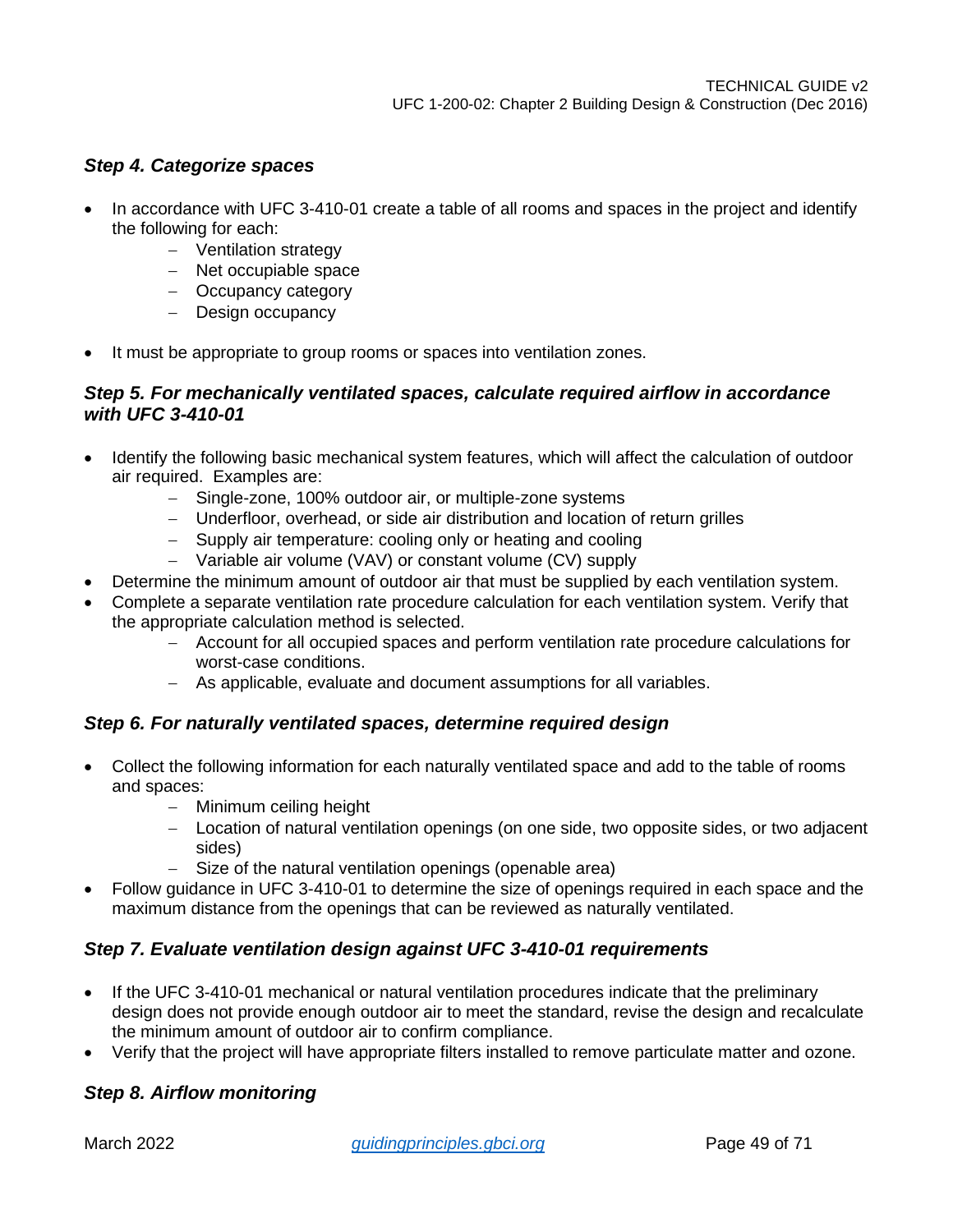### *Step 4. Categorize spaces*

- In accordance with UFC 3-410-01 create a table of all rooms and spaces in the project and identify the following for each:
  - Ventilation strategy
  - Net occupiable space
  - Occupancy category
  - Design occupancy
- It must be appropriate to group rooms or spaces into ventilation zones.

### *Step 5. For mechanically ventilated spaces, calculate required airflow in accordance with UFC 3-410-01*

- Identify the following basic mechanical system features, which will affect the calculation of outdoor air required. Examples are:
  - Single-zone, 100% outdoor air, or multiple-zone systems
  - Underfloor, overhead, or side air distribution and location of return grilles
  - Supply air temperature: cooling only or heating and cooling
  - Variable air volume (VAV) or constant volume (CV) supply
- Determine the minimum amount of outdoor air that must be supplied by each ventilation system.
- Complete a separate ventilation rate procedure calculation for each ventilation system. Verify that the appropriate calculation method is selected.
  - Account for all occupied spaces and perform ventilation rate procedure calculations for worst-case conditions.
  - As applicable, evaluate and document assumptions for all variables.

### *Step 6. For naturally ventilated spaces, determine required design*

- Collect the following information for each naturally ventilated space and add to the table of rooms and spaces:
  - Minimum ceiling height
  - Location of natural ventilation openings (on one side, two opposite sides, or two adjacent sides)
  - Size of the natural ventilation openings (openable area)
- Follow guidance in UFC 3-410-01 to determine the size of openings required in each space and the maximum distance from the openings that can be reviewed as naturally ventilated.

### *Step 7. Evaluate ventilation design against UFC 3-410-01 requirements*

- If the UFC 3-410-01 mechanical or natural ventilation procedures indicate that the preliminary design does not provide enough outdoor air to meet the standard, revise the design and recalculate the minimum amount of outdoor air to confirm compliance.
- Verify that the project will have appropriate filters installed to remove particulate matter and ozone.

### *Step 8. Airflow monitoring*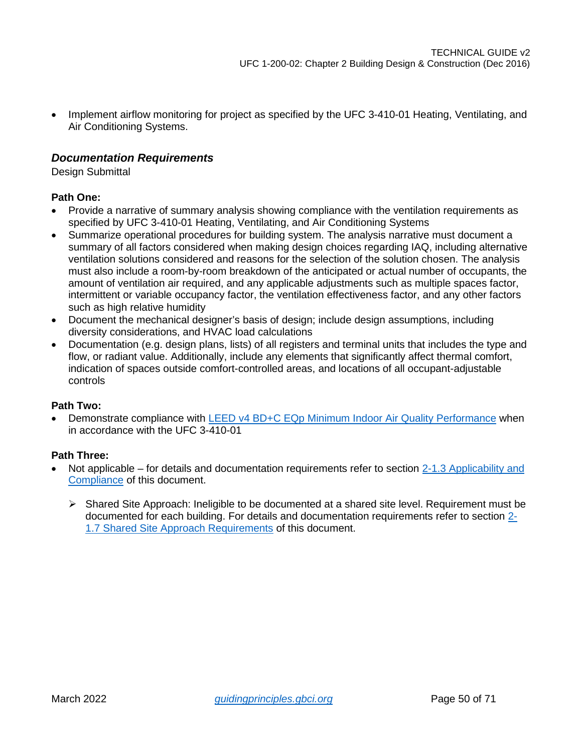- Implement airflow monitoring for project as specified by the UFC 3-410-01 Heating, Ventilating, and Air Conditioning Systems.

### *Documentation Requirements*

Design Submittal

**Path One:**

- Provide a narrative of summary analysis showing compliance with the ventilation requirements as specified by UFC 3-410-01 Heating, Ventilating, and Air Conditioning Systems
- Summarize operational procedures for building system. The analysis narrative must document a summary of all factors considered when making design choices regarding IAQ, including alternative ventilation solutions considered and reasons for the selection of the solution chosen. The analysis must also include a room-by-room breakdown of the anticipated or actual number of occupants, the amount of ventilation air required, and any applicable adjustments such as multiple spaces factor, intermittent or variable occupancy factor, the ventilation effectiveness factor, and any other factors such as high relative humidity
- Document the mechanical designer's basis of design; include design assumptions, including diversity considerations, and HVAC load calculations
- Documentation (e.g. design plans, lists) of all registers and terminal units that includes the type and flow, or radiant value. Additionally, include any elements that significantly affect thermal comfort, indication of spaces outside comfort-controlled areas, and locations of all occupant-adjustable controls

**Path Two:**

- Demonstrate compliance with [LEED v4 BD+C EQp Minimum Indoor Air Quality Performance]() when in accordance with the UFC 3-410-01

**Path Three:**

- Not applicable – for details and documentation requirements refer to section [2-1.3 Applicability and Compliance]() of this document.
    - Shared Site Approach: Ineligible to be documented at a shared site level. Requirement must be documented for each building. For details and documentation requirements refer to section [2-1.7 Shared Site Approach Requirements]() of this document.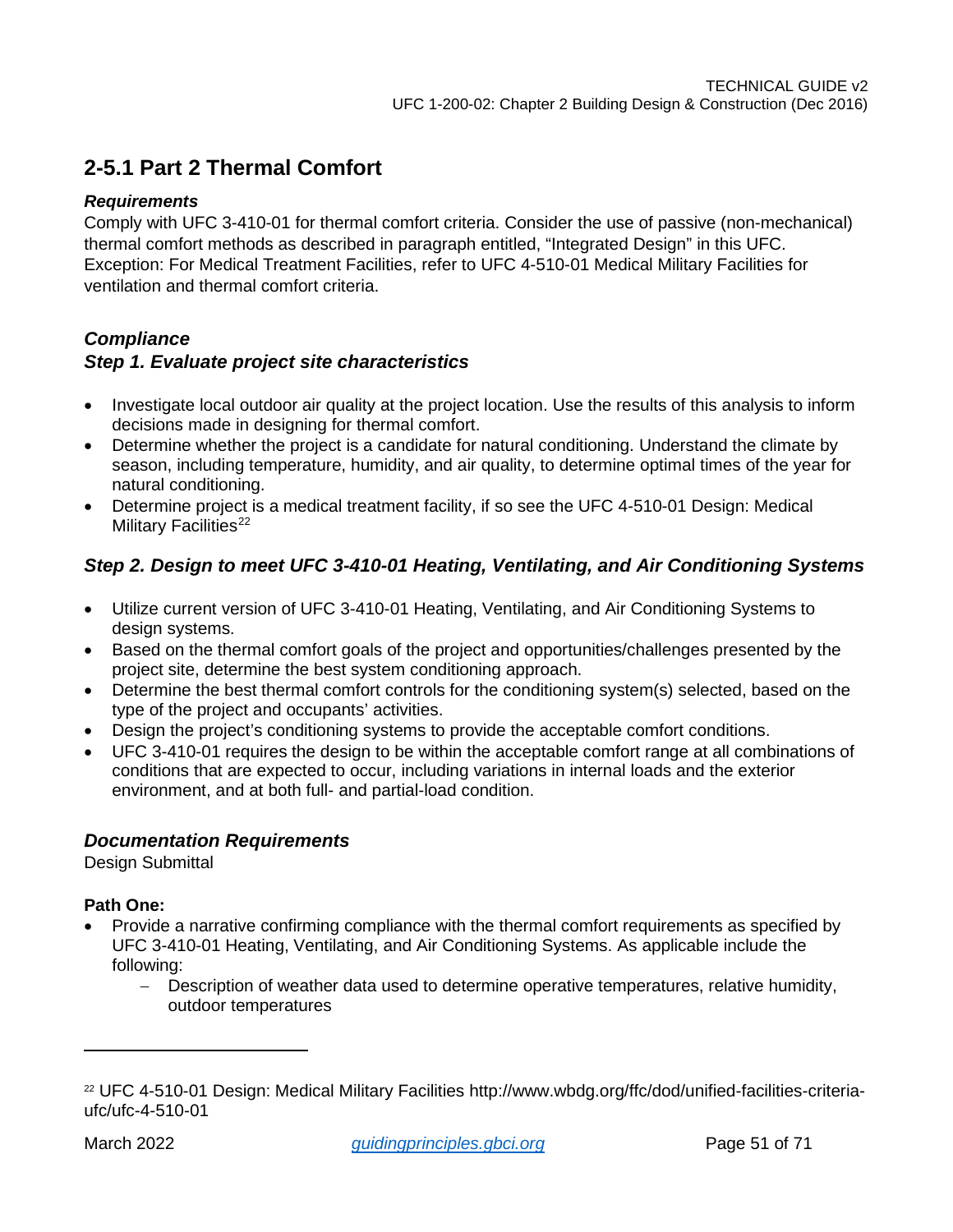## 2-5.1 Part 2 Thermal Comfort

***Requirements***

Comply with UFC 3-410-01 for thermal comfort criteria. Consider the use of passive (non-mechanical) thermal comfort methods as described in paragraph entitled, “Integrated Design” in this UFC. Exception: For Medical Treatment Facilities, refer to UFC 4-510-01 Medical Military Facilities for ventilation and thermal comfort criteria.

***Compliance***

***Step 1. Evaluate project site characteristics***

- Investigate local outdoor air quality at the project location. Use the results of this analysis to inform decisions made in designing for thermal comfort.
- Determine whether the project is a candidate for natural conditioning. Understand the climate by season, including temperature, humidity, and air quality, to determine optimal times of the year for natural conditioning.
- Determine project is a medical treatment facility, if so see the UFC 4-510-01 Design: Medical Military Facilities[22]

***Step 2. Design to meet UFC 3-410-01 Heating, Ventilating, and Air Conditioning Systems***

- Utilize current version of UFC 3-410-01 Heating, Ventilating, and Air Conditioning Systems to design systems.
- Based on the thermal comfort goals of the project and opportunities/challenges presented by the project site, determine the best system conditioning approach.
- Determine the best thermal comfort controls for the conditioning system(s) selected, based on the type of the project and occupants’ activities.
- Design the project’s conditioning systems to provide the acceptable comfort conditions.
- UFC 3-410-01 requires the design to be within the acceptable comfort range at all combinations of conditions that are expected to occur, including variations in internal loads and the exterior environment, and at both full- and partial-load condition.

***Documentation Requirements***

Design Submittal

**Path One:**

- Provide a narrative confirming compliance with the thermal comfort requirements as specified by UFC 3-410-01 Heating, Ventilating, and Air Conditioning Systems. As applicable include the following:
  - Description of weather data used to determine operative temperatures, relative humidity, outdoor temperatures

---

[22] UFC 4-510-01 Design: Medical Military Facilities http://www.wbdg.org/ffc/dod/unified-facilities-criteria-ufc/ufc-4-510-01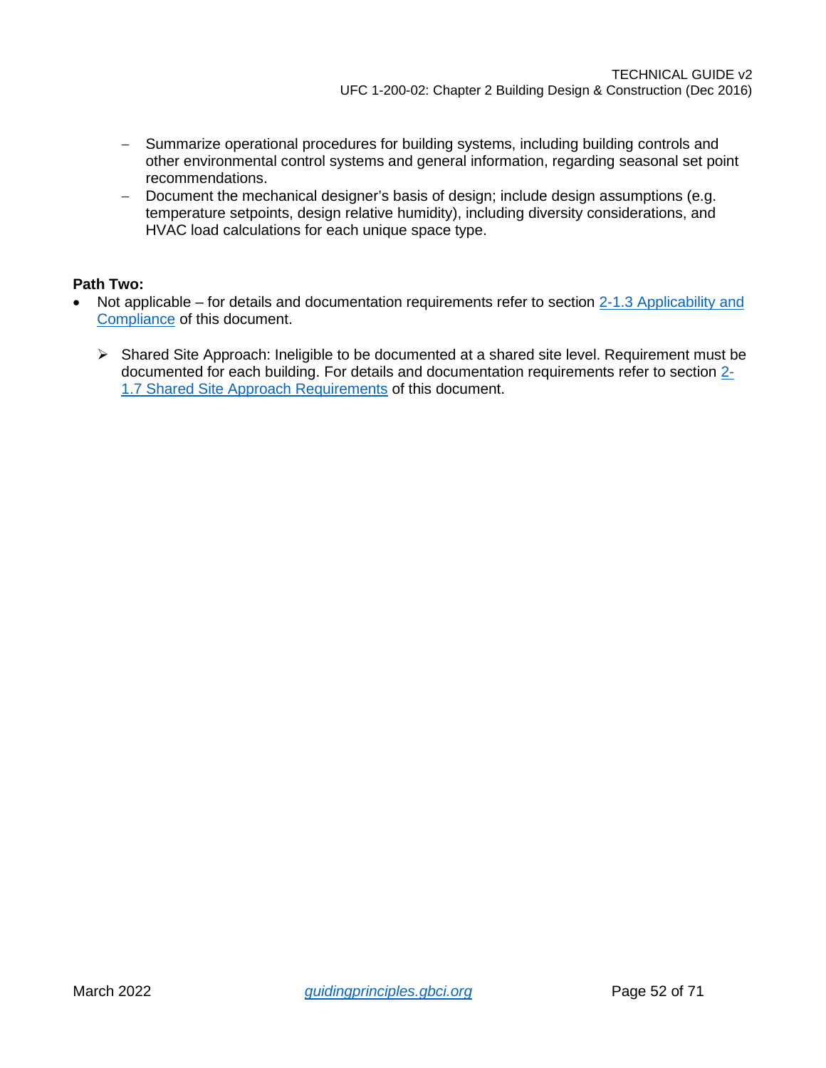- Summarize operational procedures for building systems, including building controls and other environmental control systems and general information, regarding seasonal set point recommendations.
  - Document the mechanical designer's basis of design; include design assumptions (e.g. temperature setpoints, design relative humidity), including diversity considerations, and HVAC load calculations for each unique space type.

**Path Two:**

- Not applicable – for details and documentation requirements refer to section 2-1.3 Applicability and Compliance of this document.

  - Shared Site Approach: Ineligible to be documented at a shared site level. Requirement must be documented for each building. For details and documentation requirements refer to section 2-1.7 Shared Site Approach Requirements of this document.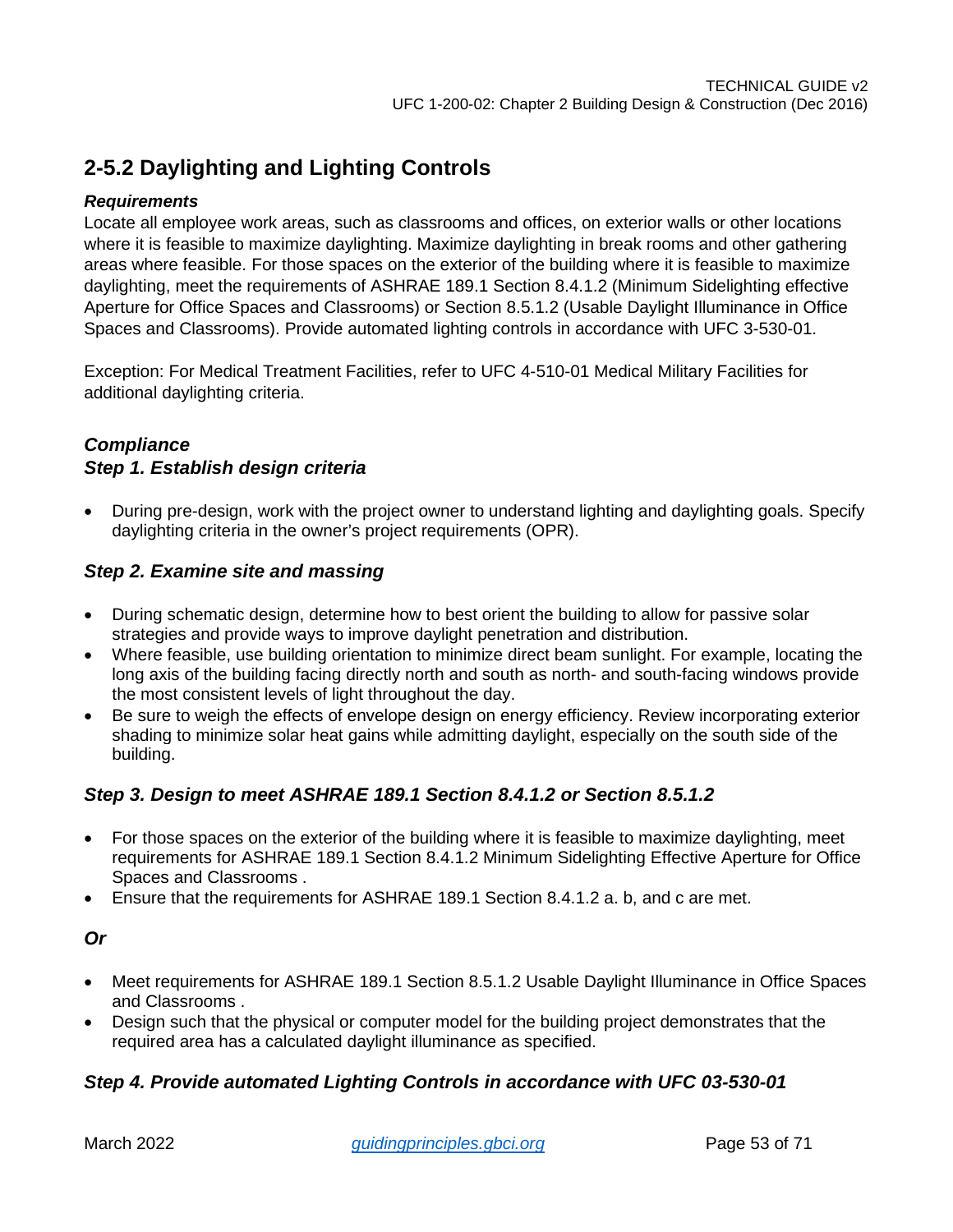## 2-5.2 Daylighting and Lighting Controls

***Requirements***

Locate all employee work areas, such as classrooms and offices, on exterior walls or other locations where it is feasible to maximize daylighting. Maximize daylighting in break rooms and other gathering areas where feasible. For those spaces on the exterior of the building where it is feasible to maximize daylighting, meet the requirements of ASHRAE 189.1 Section 8.4.1.2 (Minimum Sidelighting effective Aperture for Office Spaces and Classrooms) or Section 8.5.1.2 (Usable Daylight Illuminance in Office Spaces and Classrooms). Provide automated lighting controls in accordance with UFC 3-530-01.

Exception: For Medical Treatment Facilities, refer to UFC 4-510-01 Medical Military Facilities for additional daylighting criteria.

### *Compliance*

### *Step 1. Establish design criteria*

- During pre-design, work with the project owner to understand lighting and daylighting goals. Specify daylighting criteria in the owner's project requirements (OPR).

### *Step 2. Examine site and massing*

- During schematic design, determine how to best orient the building to allow for passive solar strategies and provide ways to improve daylight penetration and distribution.
- Where feasible, use building orientation to minimize direct beam sunlight. For example, locating the long axis of the building facing directly north and south as north- and south-facing windows provide the most consistent levels of light throughout the day.
- Be sure to weigh the effects of envelope design on energy efficiency. Review incorporating exterior shading to minimize solar heat gains while admitting daylight, especially on the south side of the building.

### *Step 3. Design to meet ASHRAE 189.1 Section 8.4.1.2 or Section 8.5.1.2*

- For those spaces on the exterior of the building where it is feasible to maximize daylighting, meet requirements for ASHRAE 189.1 Section 8.4.1.2 Minimum Sidelighting Effective Aperture for Office Spaces and Classrooms .
- Ensure that the requirements for ASHRAE 189.1 Section 8.4.1.2 a. b, and c are met.

***Or***

- Meet requirements for ASHRAE 189.1 Section 8.5.1.2 Usable Daylight Illuminance in Office Spaces and Classrooms .
- Design such that the physical or computer model for the building project demonstrates that the required area has a calculated daylight illuminance as specified.

### *Step 4. Provide automated Lighting Controls in accordance with UFC 03-530-01*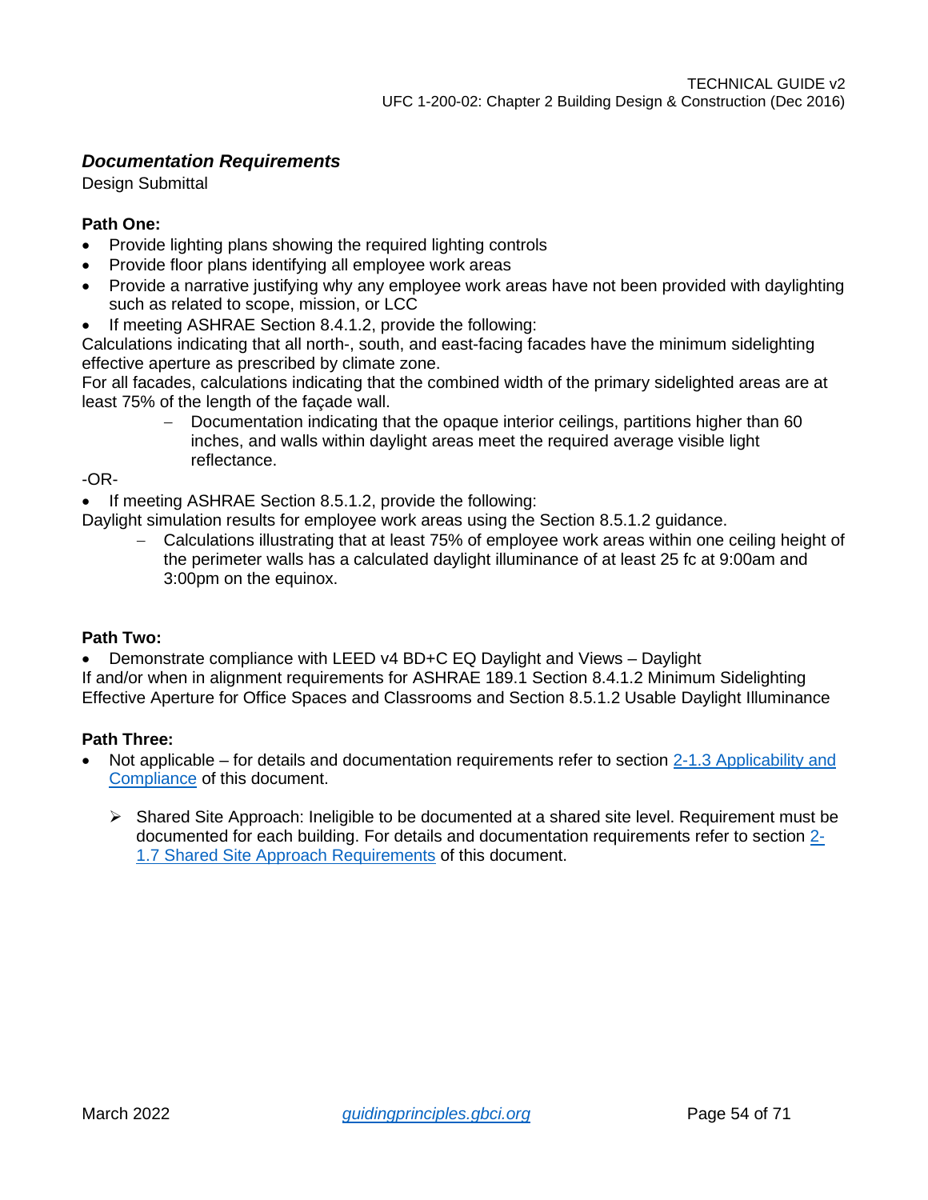### *Documentation Requirements*

Design Submittal

**Path One:**

- Provide lighting plans showing the required lighting controls
- Provide floor plans identifying all employee work areas
- Provide a narrative justifying why any employee work areas have not been provided with daylighting such as related to scope, mission, or LCC
- If meeting ASHRAE Section 8.4.1.2, provide the following:

Calculations indicating that all north-, south, and east-facing facades have the minimum sidelighting effective aperture as prescribed by climate zone.

For all facades, calculations indicating that the combined width of the primary sidelighted areas are at least 75% of the length of the façade wall.

  - Documentation indicating that the opaque interior ceilings, partitions higher than 60 inches, and walls within daylight areas meet the required average visible light reflectance.

-OR-

- If meeting ASHRAE Section 8.5.1.2, provide the following:

Daylight simulation results for employee work areas using the Section 8.5.1.2 guidance.

  - Calculations illustrating that at least 75% of employee work areas within one ceiling height of the perimeter walls has a calculated daylight illuminance of at least 25 fc at 9:00am and 3:00pm on the equinox.

**Path Two:**

- Demonstrate compliance with LEED v4 BD+C EQ Daylight and Views – Daylight

If and/or when in alignment requirements for ASHRAE 189.1 Section 8.4.1.2 Minimum Sidelighting Effective Aperture for Office Spaces and Classrooms and Section 8.5.1.2 Usable Daylight Illuminance

**Path Three:**

- Not applicable – for details and documentation requirements refer to section [2-1.3 Applicability and Compliance]() of this document.

  - Shared Site Approach: Ineligible to be documented at a shared site level. Requirement must be documented for each building. For details and documentation requirements refer to section [2-1.7 Shared Site Approach Requirements]() of this document.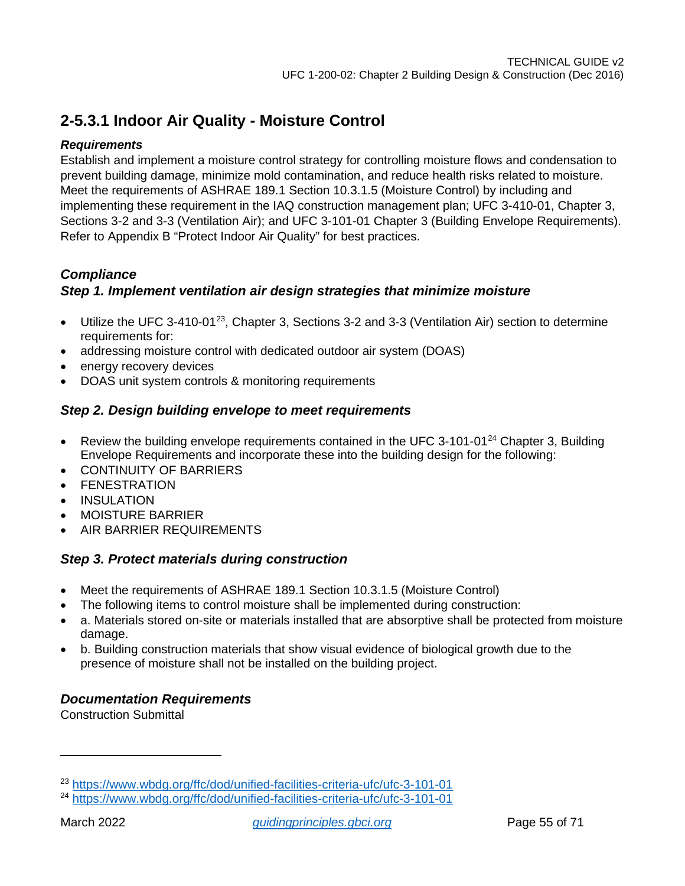## 2-5.3.1 Indoor Air Quality - Moisture Control

***Requirements***

Establish and implement a moisture control strategy for controlling moisture flows and condensation to prevent building damage, minimize mold contamination, and reduce health risks related to moisture. Meet the requirements of ASHRAE 189.1 Section 10.3.1.5 (Moisture Control) by including and implementing these requirement in the IAQ construction management plan; UFC 3-410-01, Chapter 3, Sections 3-2 and 3-3 (Ventilation Air); and UFC 3-101-01 Chapter 3 (Building Envelope Requirements). Refer to Appendix B "Protect Indoor Air Quality" for best practices.

***Compliance***

***Step 1. Implement ventilation air design strategies that minimize moisture***

- Utilize the UFC 3-410-01[23], Chapter 3, Sections 3-2 and 3-3 (Ventilation Air) section to determine requirements for:
- addressing moisture control with dedicated outdoor air system (DOAS)
- energy recovery devices
- DOAS unit system controls & monitoring requirements

***Step 2. Design building envelope to meet requirements***

- Review the building envelope requirements contained in the UFC 3-101-01[24] Chapter 3, Building Envelope Requirements and incorporate these into the building design for the following:
- CONTINUITY OF BARRIERS
- FENESTRATION
- INSULATION
- MOISTURE BARRIER
- AIR BARRIER REQUIREMENTS

***Step 3. Protect materials during construction***

- Meet the requirements of ASHRAE 189.1 Section 10.3.1.5 (Moisture Control)
- The following items to control moisture shall be implemented during construction:
- a. Materials stored on-site or materials installed that are absorptive shall be protected from moisture damage.
- b. Building construction materials that show visual evidence of biological growth due to the presence of moisture shall not be installed on the building project.

***Documentation Requirements***

Construction Submittal

---

[23] https://www.wbdg.org/ffc/dod/unified-facilities-criteria-ufc/ufc-3-101-01

[24] https://www.wbdg.org/ffc/dod/unified-facilities-criteria-ufc/ufc-3-101-01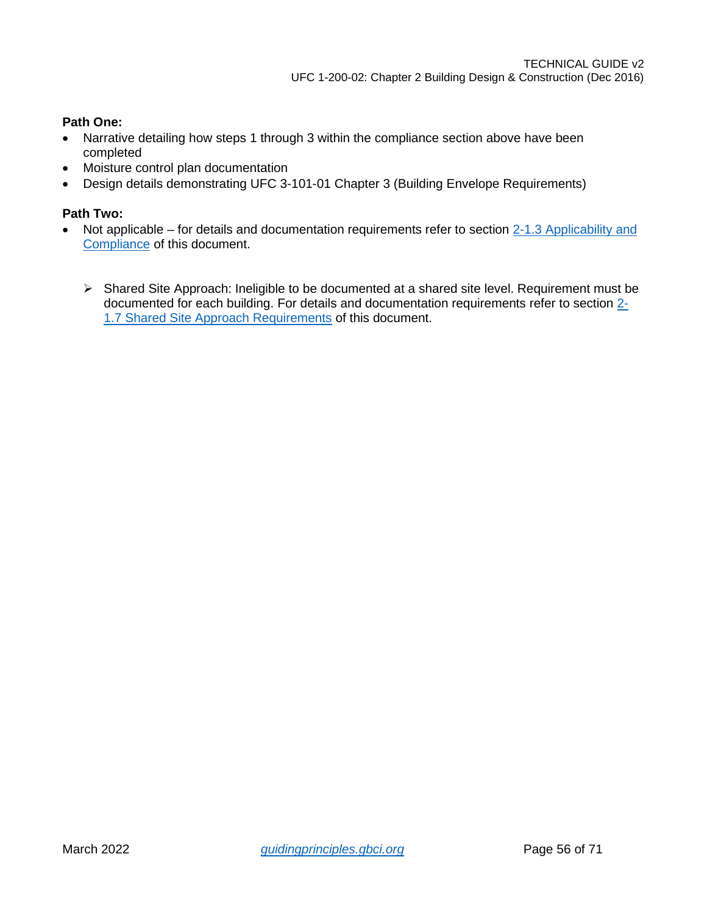**Path One:**

- Narrative detailing how steps 1 through 3 within the compliance section above have been completed
- Moisture control plan documentation
- Design details demonstrating UFC 3-101-01 Chapter 3 (Building Envelope Requirements)

**Path Two:**

- Not applicable – for details and documentation requirements refer to section 2-1.3 Applicability and Compliance of this document.

    - Shared Site Approach: Ineligible to be documented at a shared site level. Requirement must be documented for each building. For details and documentation requirements refer to section 2-1.7 Shared Site Approach Requirements of this document.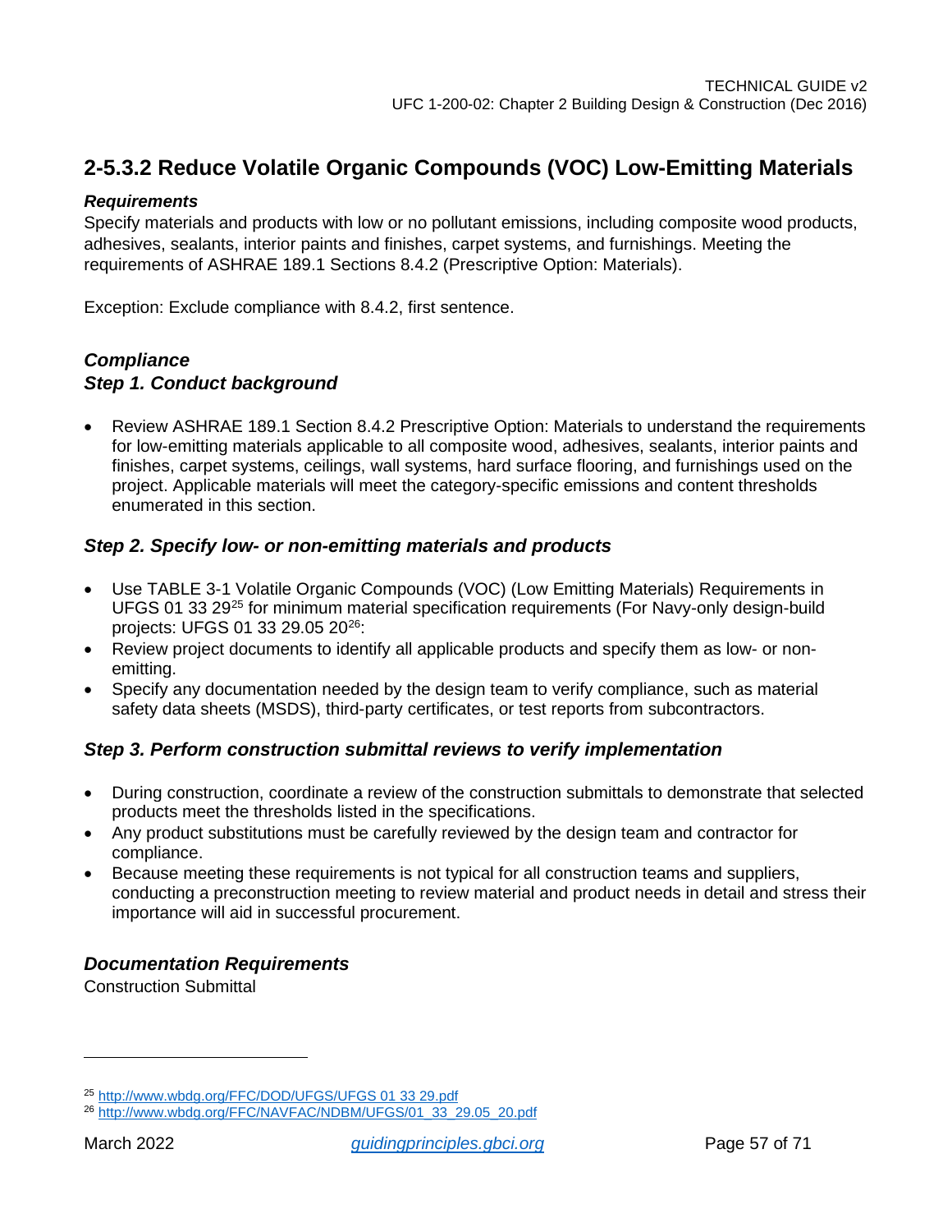## 2-5.3.2 Reduce Volatile Organic Compounds (VOC) Low-Emitting Materials

***Requirements***

Specify materials and products with low or no pollutant emissions, including composite wood products, adhesives, sealants, interior paints and finishes, carpet systems, and furnishings. Meeting the requirements of ASHRAE 189.1 Sections 8.4.2 (Prescriptive Option: Materials).

Exception: Exclude compliance with 8.4.2, first sentence.

***Compliance***

***Step 1. Conduct background***

- Review ASHRAE 189.1 Section 8.4.2 Prescriptive Option: Materials to understand the requirements for low-emitting materials applicable to all composite wood, adhesives, sealants, interior paints and finishes, carpet systems, ceilings, wall systems, hard surface flooring, and furnishings used on the project. Applicable materials will meet the category-specific emissions and content thresholds enumerated in this section.

***Step 2. Specify low- or non-emitting materials and products***

- Use TABLE 3-1 Volatile Organic Compounds (VOC) (Low Emitting Materials) Requirements in UFGS 01 33 29[25] for minimum material specification requirements (For Navy-only design-build projects: UFGS 01 33 29.05 20[26]:
- Review project documents to identify all applicable products and specify them as low- or non-emitting.
- Specify any documentation needed by the design team to verify compliance, such as material safety data sheets (MSDS), third-party certificates, or test reports from subcontractors.

***Step 3. Perform construction submittal reviews to verify implementation***

- During construction, coordinate a review of the construction submittals to demonstrate that selected products meet the thresholds listed in the specifications.
- Any product substitutions must be carefully reviewed by the design team and contractor for compliance.
- Because meeting these requirements is not typical for all construction teams and suppliers, conducting a preconstruction meeting to review material and product needs in detail and stress their importance will aid in successful procurement.

***Documentation Requirements***

Construction Submittal

---

[25] http://www.wbdg.org/FFC/DOD/UFGS/UFGS 01 33 29.pdf

[26] http://www.wbdg.org/FFC/NAVFAC/NDBM/UFGS/01_33_29.05_20.pdf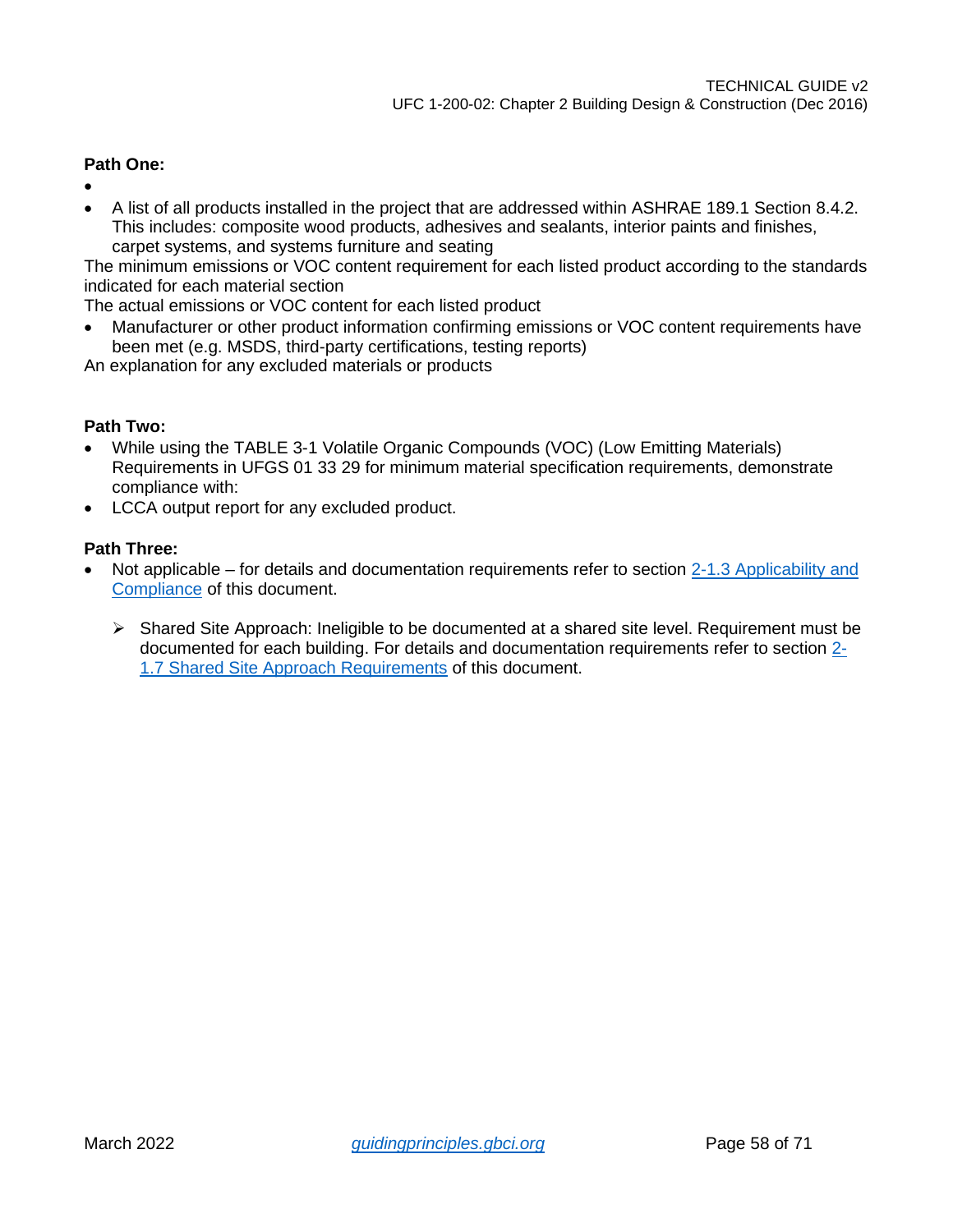**Path One:**

- 
- A list of all products installed in the project that are addressed within ASHRAE 189.1 Section 8.4.2. This includes: composite wood products, adhesives and sealants, interior paints and finishes, carpet systems, and systems furniture and seating

The minimum emissions or VOC content requirement for each listed product according to the standards indicated for each material section

The actual emissions or VOC content for each listed product

- Manufacturer or other product information confirming emissions or VOC content requirements have been met (e.g. MSDS, third-party certifications, testing reports)

An explanation for any excluded materials or products

**Path Two:**

- While using the TABLE 3-1 Volatile Organic Compounds (VOC) (Low Emitting Materials) Requirements in UFGS 01 33 29 for minimum material specification requirements, demonstrate compliance with:
- LCCA output report for any excluded product.

**Path Three:**

- Not applicable – for details and documentation requirements refer to section 2-1.3 Applicability and Compliance of this document.
  - Shared Site Approach: Ineligible to be documented at a shared site level. Requirement must be documented for each building. For details and documentation requirements refer to section 2-1.7 Shared Site Approach Requirements of this document.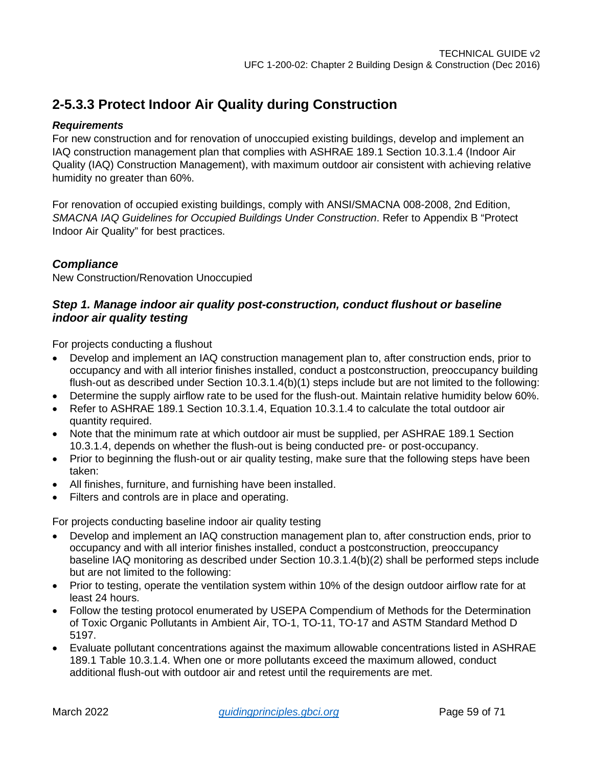## 2-5.3.3 Protect Indoor Air Quality during Construction

***Requirements***

For new construction and for renovation of unoccupied existing buildings, develop and implement an IAQ construction management plan that complies with ASHRAE 189.1 Section 10.3.1.4 (Indoor Air Quality (IAQ) Construction Management), with maximum outdoor air consistent with achieving relative humidity no greater than 60%.

For renovation of occupied existing buildings, comply with ANSI/SMACNA 008-2008, 2nd Edition, *SMACNA IAQ Guidelines for Occupied Buildings Under Construction*. Refer to Appendix B "Protect Indoor Air Quality" for best practices.

### *Compliance*

New Construction/Renovation Unoccupied

### *Step 1. Manage indoor air quality post-construction, conduct flushout or baseline indoor air quality testing*

For projects conducting a flushout

- Develop and implement an IAQ construction management plan to, after construction ends, prior to occupancy and with all interior finishes installed, conduct a postconstruction, preoccupancy building flush-out as described under Section 10.3.1.4(b)(1) steps include but are not limited to the following:
- Determine the supply airflow rate to be used for the flush-out. Maintain relative humidity below 60%.
- Refer to ASHRAE 189.1 Section 10.3.1.4, Equation 10.3.1.4 to calculate the total outdoor air quantity required.
- Note that the minimum rate at which outdoor air must be supplied, per ASHRAE 189.1 Section 10.3.1.4, depends on whether the flush-out is being conducted pre- or post-occupancy.
- Prior to beginning the flush-out or air quality testing, make sure that the following steps have been taken:
- All finishes, furniture, and furnishing have been installed.
- Filters and controls are in place and operating.

For projects conducting baseline indoor air quality testing

- Develop and implement an IAQ construction management plan to, after construction ends, prior to occupancy and with all interior finishes installed, conduct a postconstruction, preoccupancy baseline IAQ monitoring as described under Section 10.3.1.4(b)(2) shall be performed steps include but are not limited to the following:
- Prior to testing, operate the ventilation system within 10% of the design outdoor airflow rate for at least 24 hours.
- Follow the testing protocol enumerated by USEPA Compendium of Methods for the Determination of Toxic Organic Pollutants in Ambient Air, TO-1, TO-11, TO-17 and ASTM Standard Method D 5197.
- Evaluate pollutant concentrations against the maximum allowable concentrations listed in ASHRAE 189.1 Table 10.3.1.4. When one or more pollutants exceed the maximum allowed, conduct additional flush-out with outdoor air and retest until the requirements are met.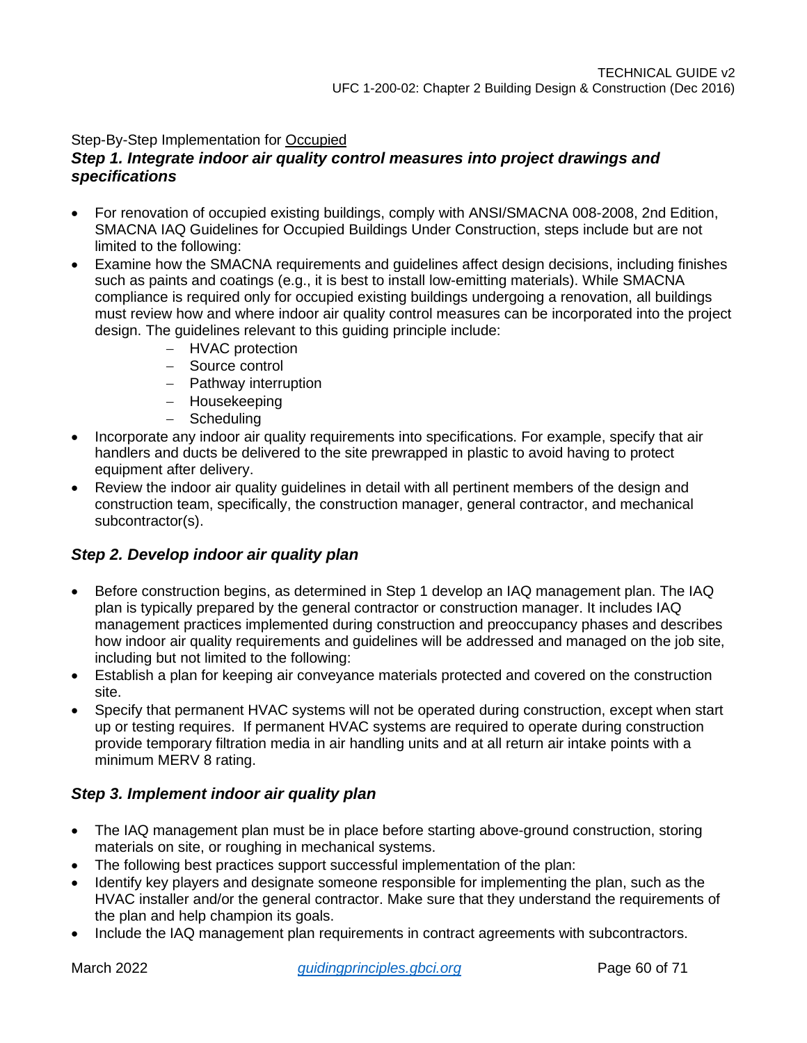Step-By-Step Implementation for Occupied

### *Step 1. Integrate indoor air quality control measures into project drawings and specifications*

- For renovation of occupied existing buildings, comply with ANSI/SMACNA 008-2008, 2nd Edition, SMACNA IAQ Guidelines for Occupied Buildings Under Construction, steps include but are not limited to the following:
- Examine how the SMACNA requirements and guidelines affect design decisions, including finishes such as paints and coatings (e.g., it is best to install low-emitting materials). While SMACNA compliance is required only for occupied existing buildings undergoing a renovation, all buildings must review how and where indoor air quality control measures can be incorporated into the project design. The guidelines relevant to this guiding principle include:
  - HVAC protection
  - Source control
  - Pathway interruption
  - Housekeeping
  - Scheduling
- Incorporate any indoor air quality requirements into specifications. For example, specify that air handlers and ducts be delivered to the site prewrapped in plastic to avoid having to protect equipment after delivery.
- Review the indoor air quality guidelines in detail with all pertinent members of the design and construction team, specifically, the construction manager, general contractor, and mechanical subcontractor(s).

### *Step 2. Develop indoor air quality plan*

- Before construction begins, as determined in Step 1 develop an IAQ management plan. The IAQ plan is typically prepared by the general contractor or construction manager. It includes IAQ management practices implemented during construction and preoccupancy phases and describes how indoor air quality requirements and guidelines will be addressed and managed on the job site, including but not limited to the following:
- Establish a plan for keeping air conveyance materials protected and covered on the construction site.
- Specify that permanent HVAC systems will not be operated during construction, except when start up or testing requires. If permanent HVAC systems are required to operate during construction provide temporary filtration media in air handling units and at all return air intake points with a minimum MERV 8 rating.

### *Step 3. Implement indoor air quality plan*

- The IAQ management plan must be in place before starting above-ground construction, storing materials on site, or roughing in mechanical systems.
- The following best practices support successful implementation of the plan:
- Identify key players and designate someone responsible for implementing the plan, such as the HVAC installer and/or the general contractor. Make sure that they understand the requirements of the plan and help champion its goals.
- Include the IAQ management plan requirements in contract agreements with subcontractors.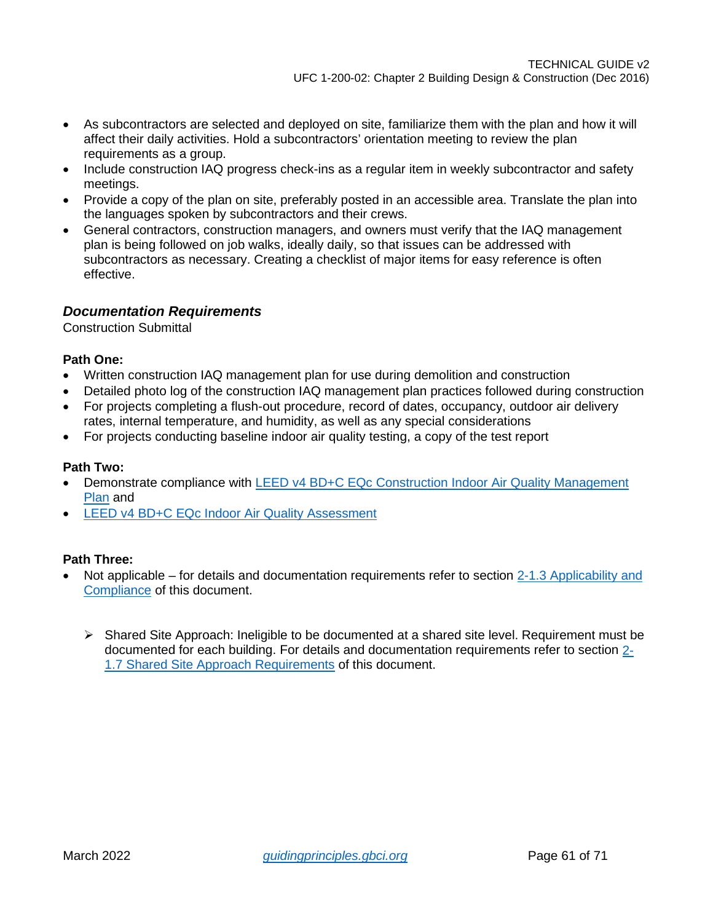- As subcontractors are selected and deployed on site, familiarize them with the plan and how it will affect their daily activities. Hold a subcontractors' orientation meeting to review the plan requirements as a group.
- Include construction IAQ progress check-ins as a regular item in weekly subcontractor and safety meetings.
- Provide a copy of the plan on site, preferably posted in an accessible area. Translate the plan into the languages spoken by subcontractors and their crews.
- General contractors, construction managers, and owners must verify that the IAQ management plan is being followed on job walks, ideally daily, so that issues can be addressed with subcontractors as necessary. Creating a checklist of major items for easy reference is often effective.

### *Documentation Requirements*

Construction Submittal

**Path One:**

- Written construction IAQ management plan for use during demolition and construction
- Detailed photo log of the construction IAQ management plan practices followed during construction
- For projects completing a flush-out procedure, record of dates, occupancy, outdoor air delivery rates, internal temperature, and humidity, as well as any special considerations
- For projects conducting baseline indoor air quality testing, a copy of the test report

**Path Two:**

- Demonstrate compliance with LEED v4 BD+C EQc Construction Indoor Air Quality Management Plan and
- LEED v4 BD+C EQc Indoor Air Quality Assessment

**Path Three:**

- Not applicable – for details and documentation requirements refer to section 2-1.3 Applicability and Compliance of this document.

  - Shared Site Approach: Ineligible to be documented at a shared site level. Requirement must be documented for each building. For details and documentation requirements refer to section 2-1.7 Shared Site Approach Requirements of this document.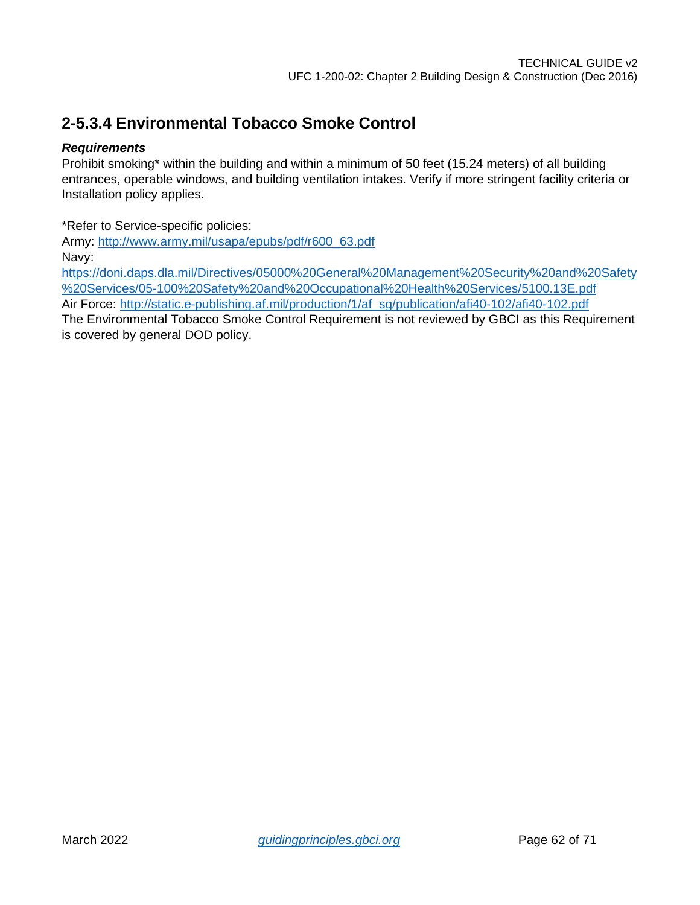## 2-5.3.4 Environmental Tobacco Smoke Control

***Requirements***

Prohibit smoking* within the building and within a minimum of 50 feet (15.24 meters) of all building entrances, operable windows, and building ventilation intakes. Verify if more stringent facility criteria or Installation policy applies.

*Refer to Service-specific policies:
Army: http://www.army.mil/usapa/epubs/pdf/r600_63.pdf
Navy:
https://doni.daps.dla.mil/Directives/05000%20General%20Management%20Security%20and%20Safety%20Services/05-100%20Safety%20and%20Occupational%20Health%20Services/5100.13E.pdf
Air Force: http://static.e-publishing.af.mil/production/1/af_sg/publication/afi40-102/afi40-102.pdf
The Environmental Tobacco Smoke Control Requirement is not reviewed by GBCI as this Requirement is covered by general DOD policy.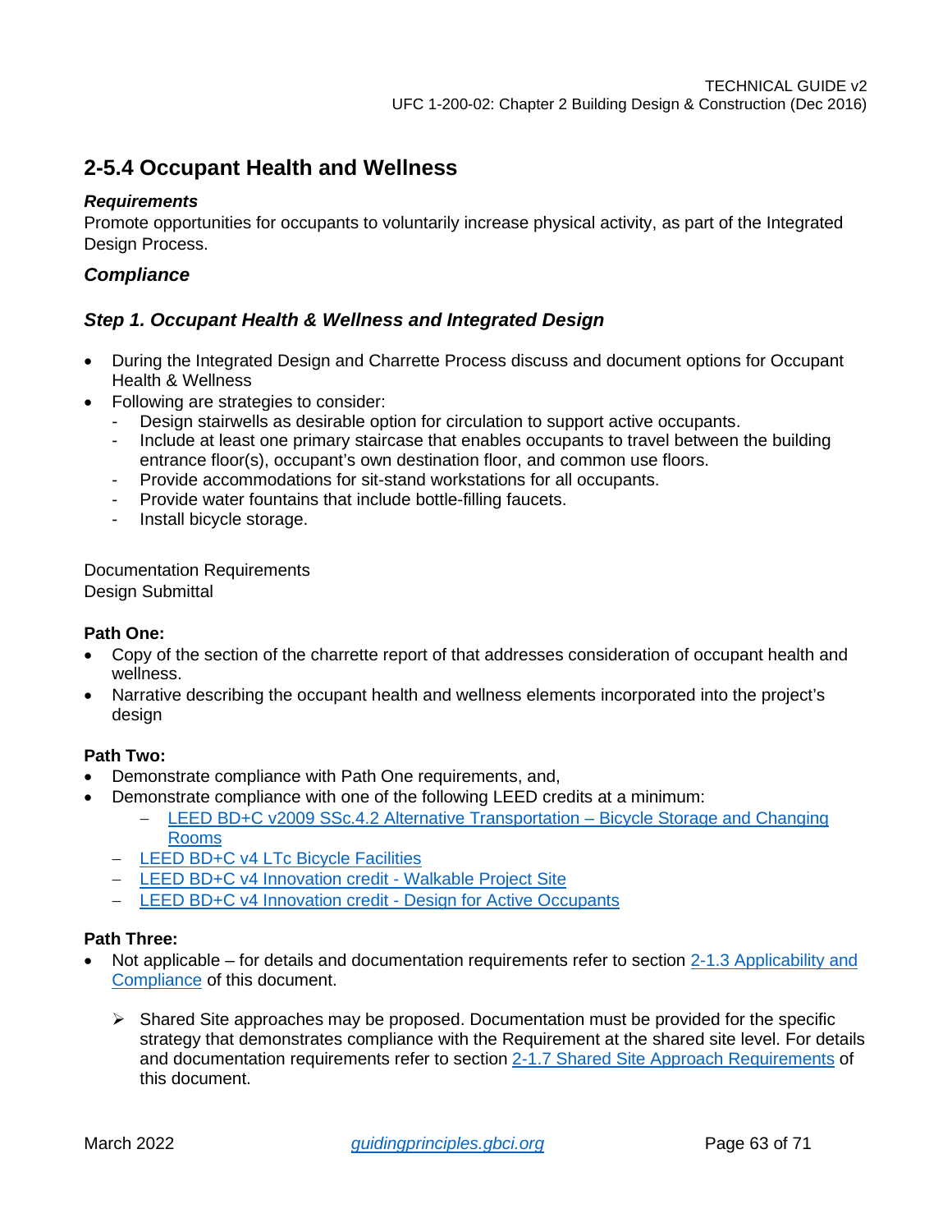## 2-5.4 Occupant Health and Wellness

***Requirements***

Promote opportunities for occupants to voluntarily increase physical activity, as part of the Integrated Design Process.

### *Compliance*

### *Step 1. Occupant Health & Wellness and Integrated Design*

- During the Integrated Design and Charrette Process discuss and document options for Occupant Health & Wellness
- Following are strategies to consider:
  - Design stairwells as desirable option for circulation to support active occupants.
  - Include at least one primary staircase that enables occupants to travel between the building entrance floor(s), occupant's own destination floor, and common use floors.
  - Provide accommodations for sit-stand workstations for all occupants.
  - Provide water fountains that include bottle-filling faucets.
  - Install bicycle storage.

Documentation Requirements
Design Submittal

**Path One:**

- Copy of the section of the charrette report of that addresses consideration of occupant health and wellness.
- Narrative describing the occupant health and wellness elements incorporated into the project's design

**Path Two:**

- Demonstrate compliance with Path One requirements, and,
- Demonstrate compliance with one of the following LEED credits at a minimum:
  - LEED BD+C v2009 SSc.4.2 Alternative Transportation – Bicycle Storage and Changing Rooms
  - LEED BD+C v4 LTc Bicycle Facilities
  - LEED BD+C v4 Innovation credit - Walkable Project Site
  - LEED BD+C v4 Innovation credit - Design for Active Occupants

**Path Three:**

- Not applicable – for details and documentation requirements refer to section 2-1.3 Applicability and Compliance of this document.

  - Shared Site approaches may be proposed. Documentation must be provided for the specific strategy that demonstrates compliance with the Requirement at the shared site level. For details and documentation requirements refer to section 2-1.7 Shared Site Approach Requirements of this document.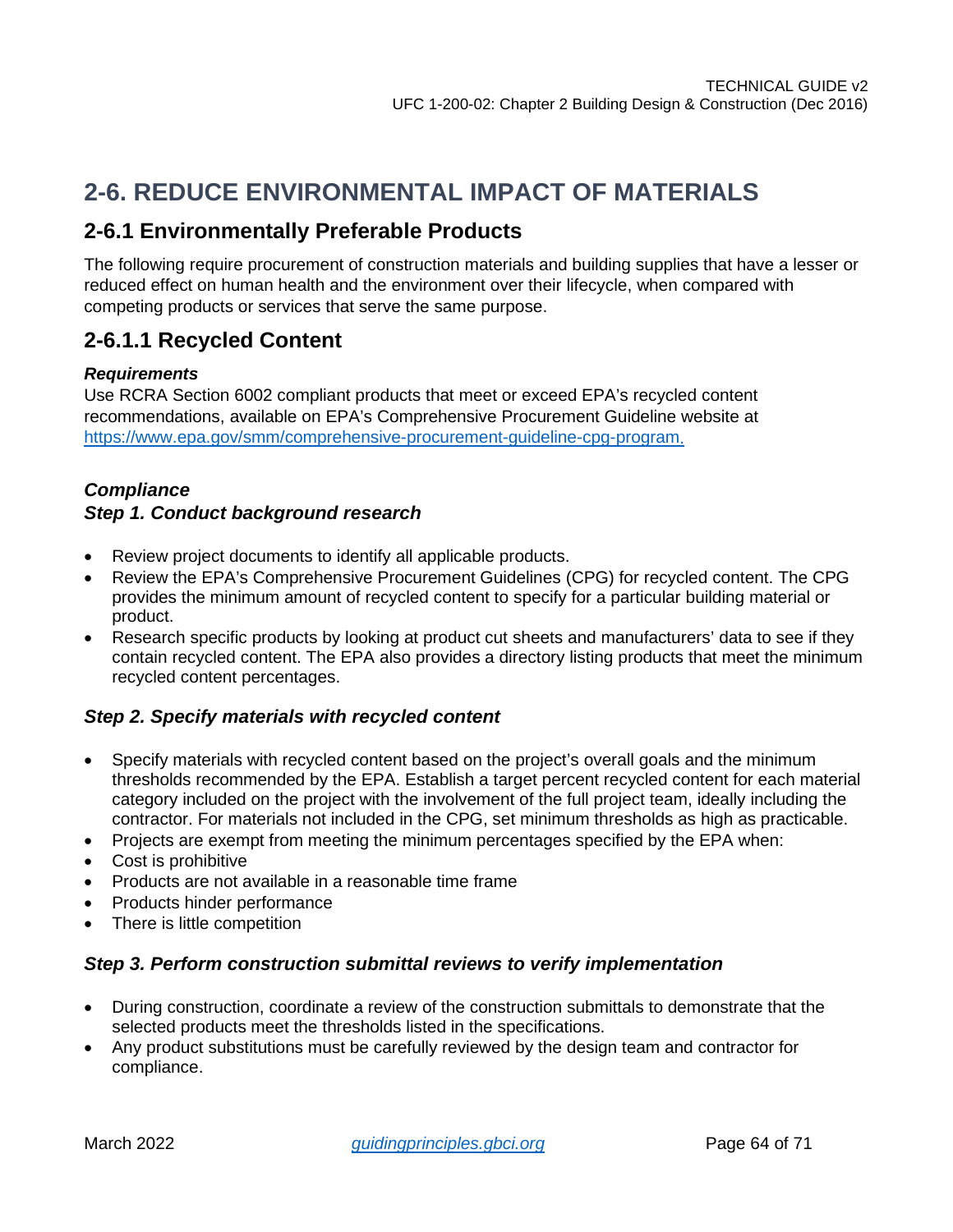## 2-6. REDUCE ENVIRONMENTAL IMPACT OF MATERIALS

### 2-6.1 Environmentally Preferable Products

The following require procurement of construction materials and building supplies that have a lesser or reduced effect on human health and the environment over their lifecycle, when compared with competing products or services that serve the same purpose.

### 2-6.1.1 Recycled Content

***Requirements***
Use RCRA Section 6002 compliant products that meet or exceed EPA's recycled content recommendations, available on EPA's Comprehensive Procurement Guideline website at [https://www.epa.gov/smm/comprehensive-procurement-guideline-cpg-program.](https://www.epa.gov/smm/comprehensive-procurement-guideline-cpg-program)

***Compliance***
***Step 1. Conduct background research***

- Review project documents to identify all applicable products.
- Review the EPA's Comprehensive Procurement Guidelines (CPG) for recycled content. The CPG provides the minimum amount of recycled content to specify for a particular building material or product.
- Research specific products by looking at product cut sheets and manufacturers' data to see if they contain recycled content. The EPA also provides a directory listing products that meet the minimum recycled content percentages.

***Step 2. Specify materials with recycled content***

- Specify materials with recycled content based on the project's overall goals and the minimum thresholds recommended by the EPA. Establish a target percent recycled content for each material category included on the project with the involvement of the full project team, ideally including the contractor. For materials not included in the CPG, set minimum thresholds as high as practicable.
- Projects are exempt from meeting the minimum percentages specified by the EPA when:
- Cost is prohibitive
- Products are not available in a reasonable time frame
- Products hinder performance
- There is little competition

***Step 3. Perform construction submittal reviews to verify implementation***

- During construction, coordinate a review of the construction submittals to demonstrate that the selected products meet the thresholds listed in the specifications.
- Any product substitutions must be carefully reviewed by the design team and contractor for compliance.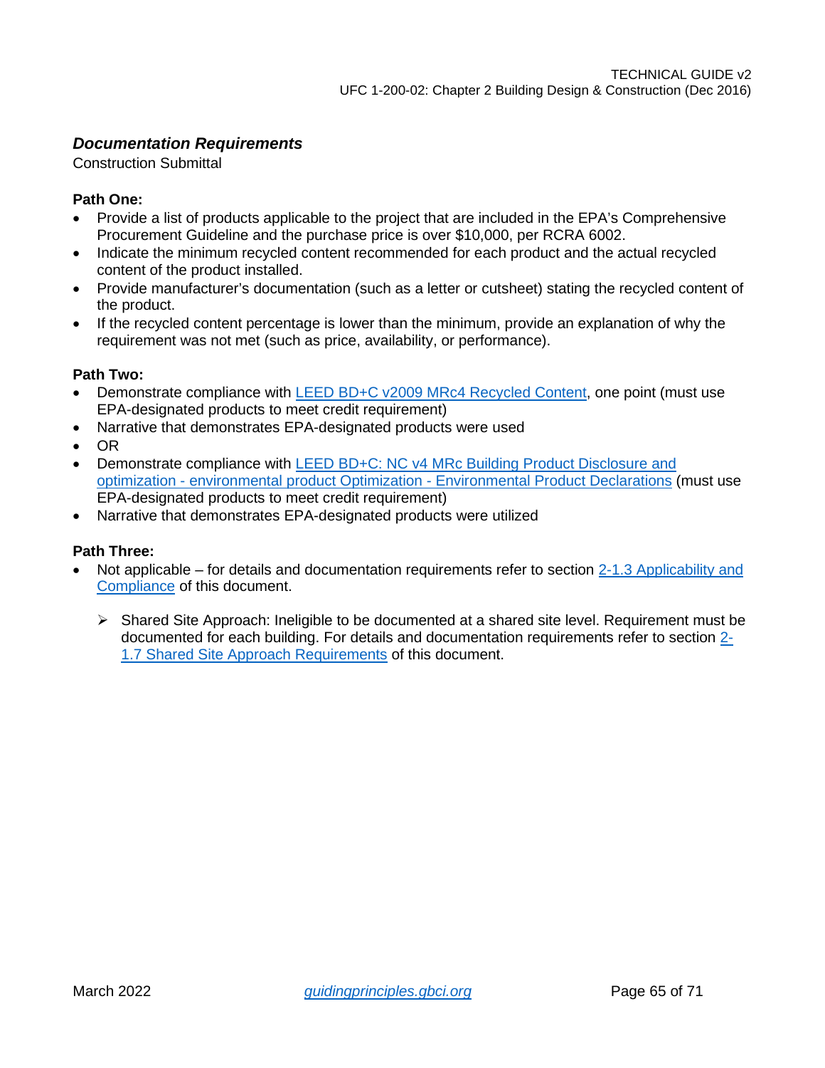### *Documentation Requirements*

Construction Submittal

**Path One:**

- Provide a list of products applicable to the project that are included in the EPA's Comprehensive Procurement Guideline and the purchase price is over $10,000, per RCRA 6002.
- Indicate the minimum recycled content recommended for each product and the actual recycled content of the product installed.
- Provide manufacturer's documentation (such as a letter or cutsheet) stating the recycled content of the product.
- If the recycled content percentage is lower than the minimum, provide an explanation of why the requirement was not met (such as price, availability, or performance).

**Path Two:**

- Demonstrate compliance with LEED BD+C v2009 MRc4 Recycled Content, one point (must use EPA-designated products to meet credit requirement)
- Narrative that demonstrates EPA-designated products were used
- OR
- Demonstrate compliance with LEED BD+C: NC v4 MRc Building Product Disclosure and optimization - environmental product Optimization - Environmental Product Declarations (must use EPA-designated products to meet credit requirement)
- Narrative that demonstrates EPA-designated products were utilized

**Path Three:**

- Not applicable – for details and documentation requirements refer to section 2-1.3 Applicability and Compliance of this document.
    - Shared Site Approach: Ineligible to be documented at a shared site level. Requirement must be documented for each building. For details and documentation requirements refer to section 2-1.7 Shared Site Approach Requirements of this document.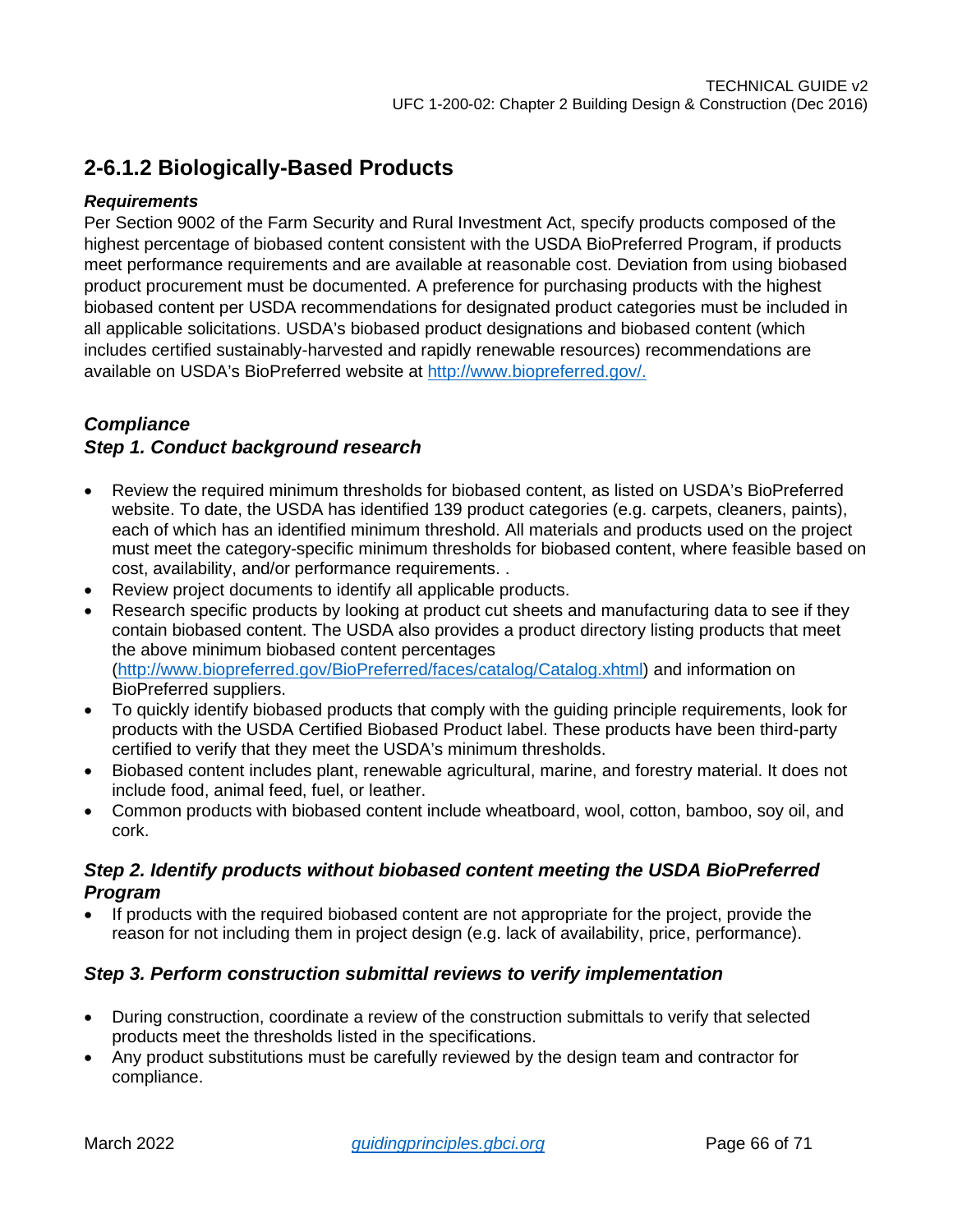## 2-6.1.2 Biologically-Based Products

***Requirements***

Per Section 9002 of the Farm Security and Rural Investment Act, specify products composed of the highest percentage of biobased content consistent with the USDA BioPreferred Program, if products meet performance requirements and are available at reasonable cost. Deviation from using biobased product procurement must be documented. A preference for purchasing products with the highest biobased content per USDA recommendations for designated product categories must be included in all applicable solicitations. USDA's biobased product designations and biobased content (which includes certified sustainably-harvested and rapidly renewable resources) recommendations are available on USDA's BioPreferred website at [http://www.biopreferred.gov/.](http://www.biopreferred.gov/)

***Compliance***

***Step 1. Conduct background research***

- Review the required minimum thresholds for biobased content, as listed on USDA's BioPreferred website. To date, the USDA has identified 139 product categories (e.g. carpets, cleaners, paints), each of which has an identified minimum threshold. All materials and products used on the project must meet the category-specific minimum thresholds for biobased content, where feasible based on cost, availability, and/or performance requirements. .
- Review project documents to identify all applicable products.
- Research specific products by looking at product cut sheets and manufacturing data to see if they contain biobased content. The USDA also provides a product directory listing products that meet the above minimum biobased content percentages ([http://www.biopreferred.gov/BioPreferred/faces/catalog/Catalog.xhtml](http://www.biopreferred.gov/BioPreferred/faces/catalog/Catalog.xhtml)) and information on BioPreferred suppliers.
- To quickly identify biobased products that comply with the guiding principle requirements, look for products with the USDA Certified Biobased Product label. These products have been third-party certified to verify that they meet the USDA's minimum thresholds.
- Biobased content includes plant, renewable agricultural, marine, and forestry material. It does not include food, animal feed, fuel, or leather.
- Common products with biobased content include wheatboard, wool, cotton, bamboo, soy oil, and cork.

***Step 2. Identify products without biobased content meeting the USDA BioPreferred Program***

- If products with the required biobased content are not appropriate for the project, provide the reason for not including them in project design (e.g. lack of availability, price, performance).

***Step 3. Perform construction submittal reviews to verify implementation***

- During construction, coordinate a review of the construction submittals to verify that selected products meet the thresholds listed in the specifications.
- Any product substitutions must be carefully reviewed by the design team and contractor for compliance.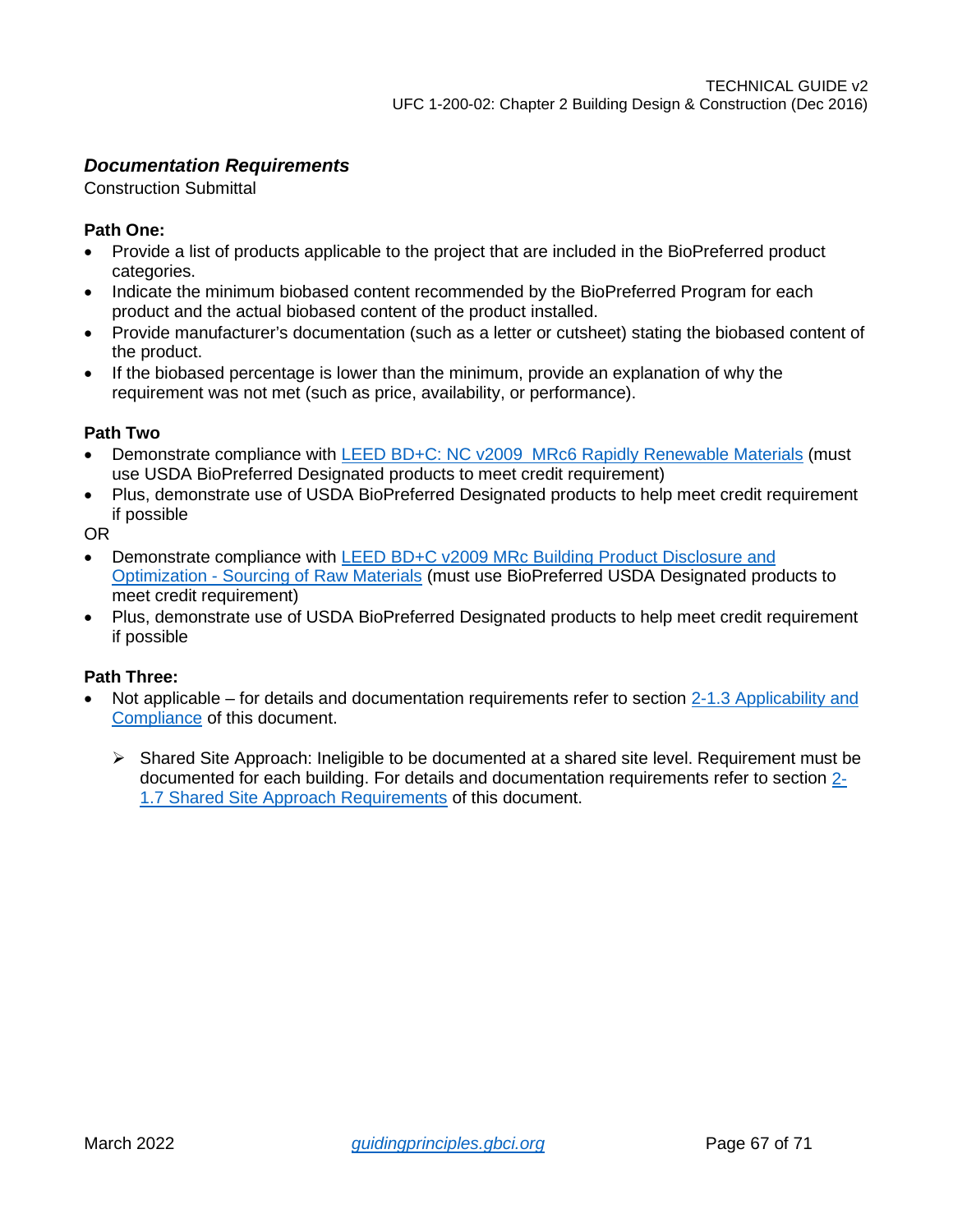### *Documentation Requirements*

Construction Submittal

**Path One:**

- Provide a list of products applicable to the project that are included in the BioPreferred product categories.
- Indicate the minimum biobased content recommended by the BioPreferred Program for each product and the actual biobased content of the product installed.
- Provide manufacturer's documentation (such as a letter or cutsheet) stating the biobased content of the product.
- If the biobased percentage is lower than the minimum, provide an explanation of why the requirement was not met (such as price, availability, or performance).

**Path Two**

- Demonstrate compliance with LEED BD+C: NC v2009 MRc6 Rapidly Renewable Materials (must use USDA BioPreferred Designated products to meet credit requirement)
- Plus, demonstrate use of USDA BioPreferred Designated products to help meet credit requirement if possible

OR

- Demonstrate compliance with LEED BD+C v2009 MRc Building Product Disclosure and Optimization - Sourcing of Raw Materials (must use BioPreferred USDA Designated products to meet credit requirement)
- Plus, demonstrate use of USDA BioPreferred Designated products to help meet credit requirement if possible

**Path Three:**

- Not applicable – for details and documentation requirements refer to section 2-1.3 Applicability and Compliance of this document.
  - Shared Site Approach: Ineligible to be documented at a shared site level. Requirement must be documented for each building. For details and documentation requirements refer to section 2-1.7 Shared Site Approach Requirements of this document.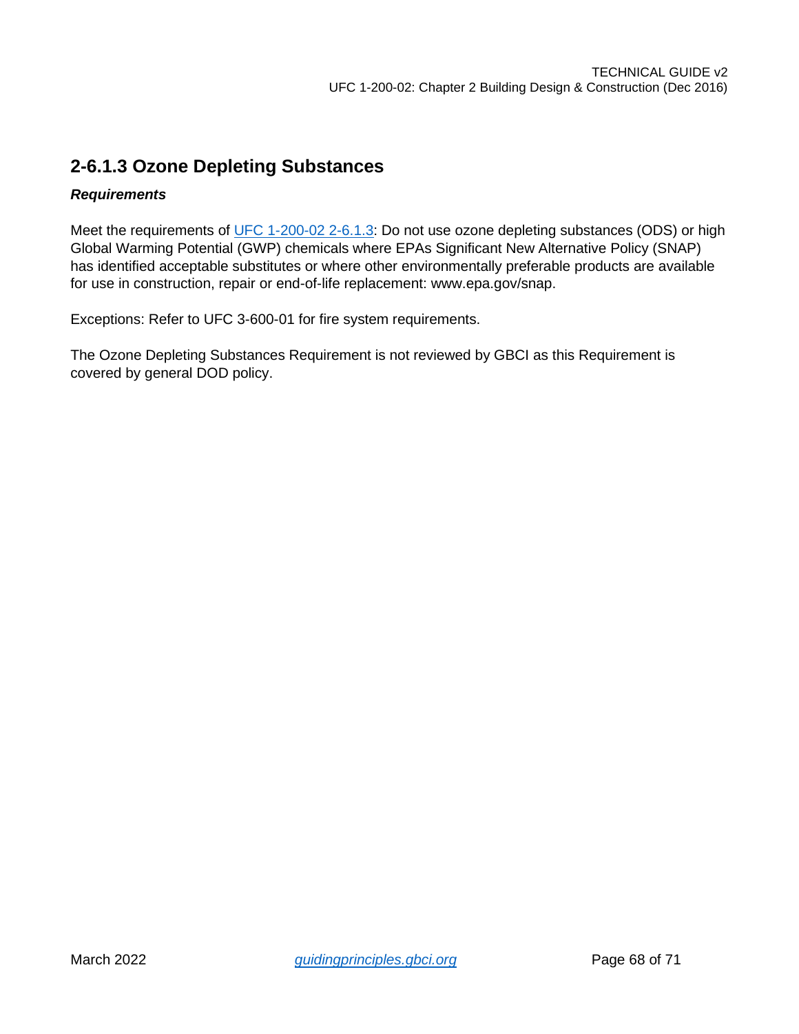## 2-6.1.3 Ozone Depleting Substances

***Requirements***

Meet the requirements of UFC 1-200-02 2-6.1.3: Do not use ozone depleting substances (ODS) or high Global Warming Potential (GWP) chemicals where EPAs Significant New Alternative Policy (SNAP) has identified acceptable substitutes or where other environmentally preferable products are available for use in construction, repair or end-of-life replacement: www.epa.gov/snap.

Exceptions: Refer to UFC 3-600-01 for fire system requirements.

The Ozone Depleting Substances Requirement is not reviewed by GBCI as this Requirement is covered by general DOD policy.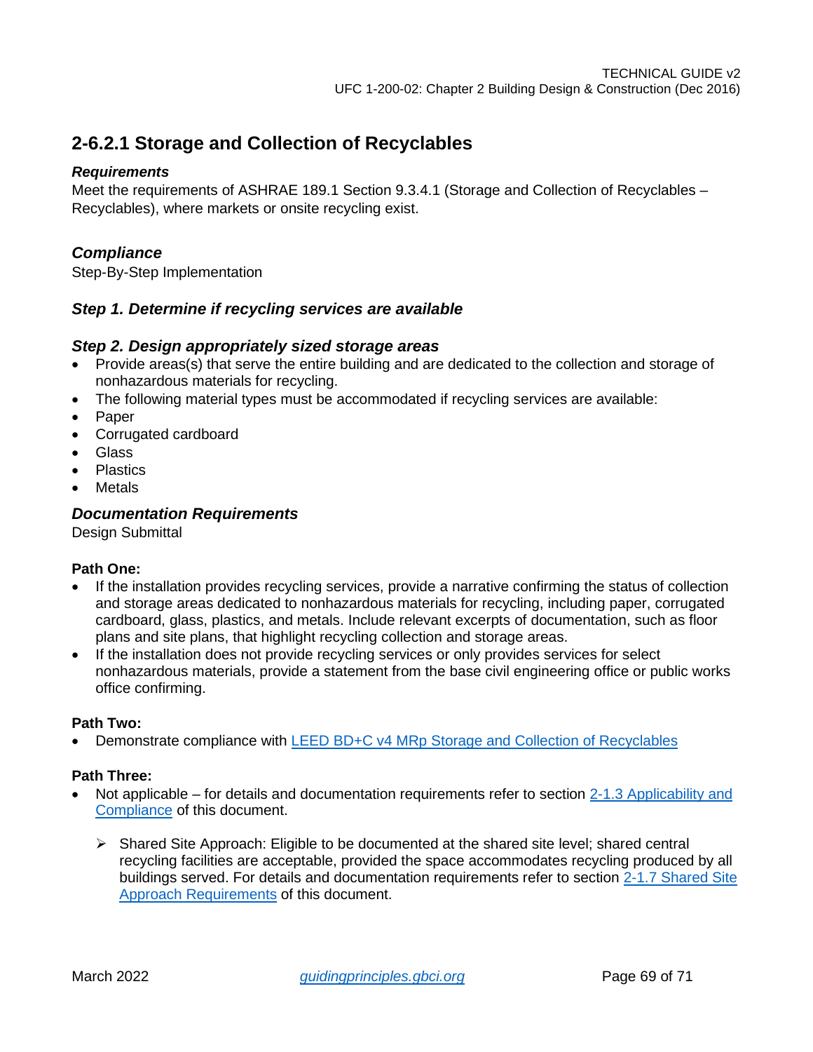## 2-6.2.1 Storage and Collection of Recyclables

***Requirements***

Meet the requirements of ASHRAE 189.1 Section 9.3.4.1 (Storage and Collection of Recyclables – Recyclables), where markets or onsite recycling exist.

### *Compliance*

Step-By-Step Implementation

### *Step 1. Determine if recycling services are available*

### *Step 2. Design appropriately sized storage areas*

- Provide areas(s) that serve the entire building and are dedicated to the collection and storage of nonhazardous materials for recycling.
- The following material types must be accommodated if recycling services are available:
- Paper
- Corrugated cardboard
- Glass
- Plastics
- Metals

### *Documentation Requirements*

Design Submittal

**Path One:**

- If the installation provides recycling services, provide a narrative confirming the status of collection and storage areas dedicated to nonhazardous materials for recycling, including paper, corrugated cardboard, glass, plastics, and metals. Include relevant excerpts of documentation, such as floor plans and site plans, that highlight recycling collection and storage areas.
- If the installation does not provide recycling services or only provides services for select nonhazardous materials, provide a statement from the base civil engineering office or public works office confirming.

**Path Two:**

- Demonstrate compliance with LEED BD+C v4 MRp Storage and Collection of Recyclables

**Path Three:**

- Not applicable – for details and documentation requirements refer to section 2-1.3 Applicability and Compliance of this document.
    - Shared Site Approach: Eligible to be documented at the shared site level; shared central recycling facilities are acceptable, provided the space accommodates recycling produced by all buildings served. For details and documentation requirements refer to section 2-1.7 Shared Site Approach Requirements of this document.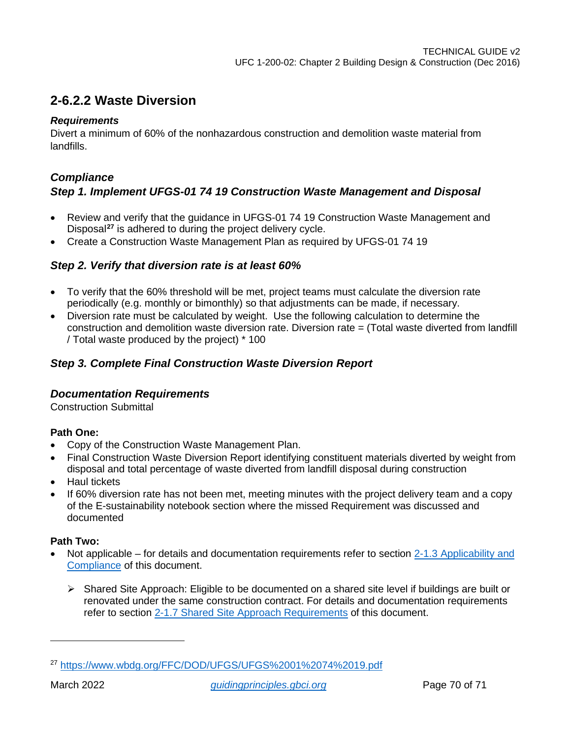## 2-6.2.2 Waste Diversion

***Requirements***

Divert a minimum of 60% of the nonhazardous construction and demolition waste material from landfills.

***Compliance***

***Step 1. Implement UFGS-01 74 19 Construction Waste Management and Disposal***

- Review and verify that the guidance in UFGS-01 74 19 Construction Waste Management and Disposal[27] is adhered to during the project delivery cycle.
- Create a Construction Waste Management Plan as required by UFGS-01 74 19

***Step 2. Verify that diversion rate is at least 60%***

- To verify that the 60% threshold will be met, project teams must calculate the diversion rate periodically (e.g. monthly or bimonthly) so that adjustments can be made, if necessary.
- Diversion rate must be calculated by weight. Use the following calculation to determine the construction and demolition waste diversion rate. Diversion rate = (Total waste diverted from landfill / Total waste produced by the project) * 100

***Step 3. Complete Final Construction Waste Diversion Report***

***Documentation Requirements***

Construction Submittal

**Path One:**

- Copy of the Construction Waste Management Plan.
- Final Construction Waste Diversion Report identifying constituent materials diverted by weight from disposal and total percentage of waste diverted from landfill disposal during construction
- Haul tickets
- If 60% diversion rate has not been met, meeting minutes with the project delivery team and a copy of the E-sustainability notebook section where the missed Requirement was discussed and documented

**Path Two:**

- Not applicable – for details and documentation requirements refer to section [2-1.3 Applicability and Compliance]() of this document.
  - Shared Site Approach: Eligible to be documented on a shared site level if buildings are built or renovated under the same construction contract. For details and documentation requirements refer to section [2-1.7 Shared Site Approach Requirements]() of this document.

---

[27] https://www.wbdg.org/FFC/DOD/UFGS/UFGS%2001%2074%2019.pdf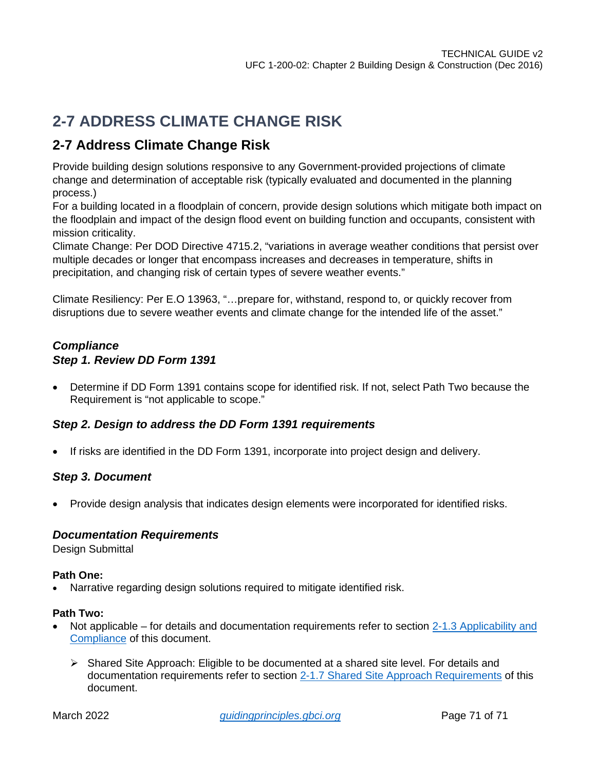# 2-7 ADDRESS CLIMATE CHANGE RISK

## 2-7 Address Climate Change Risk

Provide building design solutions responsive to any Government-provided projections of climate change and determination of acceptable risk (typically evaluated and documented in the planning process.)

For a building located in a floodplain of concern, provide design solutions which mitigate both impact on the floodplain and impact of the design flood event on building function and occupants, consistent with mission criticality.

Climate Change: Per DOD Directive 4715.2, "variations in average weather conditions that persist over multiple decades or longer that encompass increases and decreases in temperature, shifts in precipitation, and changing risk of certain types of severe weather events."

Climate Resiliency: Per E.O 13963, "…prepare for, withstand, respond to, or quickly recover from disruptions due to severe weather events and climate change for the intended life of the asset."

### *Compliance*

### *Step 1. Review DD Form 1391*

- Determine if DD Form 1391 contains scope for identified risk. If not, select Path Two because the Requirement is "not applicable to scope."

### *Step 2. Design to address the DD Form 1391 requirements*

- If risks are identified in the DD Form 1391, incorporate into project design and delivery.

### *Step 3. Document*

- Provide design analysis that indicates design elements were incorporated for identified risks.

### *Documentation Requirements*

Design Submittal

**Path One:**

- Narrative regarding design solutions required to mitigate identified risk.

**Path Two:**

- Not applicable – for details and documentation requirements refer to section [2-1.3 Applicability and Compliance]() of this document.
  - Shared Site Approach: Eligible to be documented at a shared site level. For details and documentation requirements refer to section [2-1.7 Shared Site Approach Requirements]() of this document.